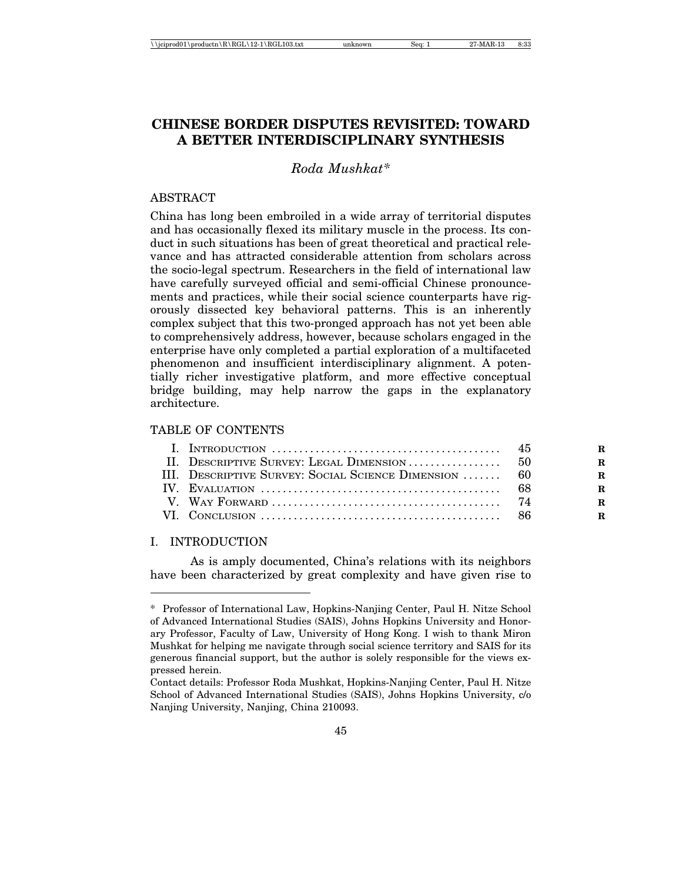# CHINESE BORDER DISPUTES REVISITED: TOWARD A BETTER INTERDISCIPLINARY SYNTHESIS

*Roda Mushkat**

## ABSTRACT

China has long been embroiled in a wide array of territorial disputes and has occasionally flexed its military muscle in the process. Its conduct in such situations has been of great theoretical and practical relevance and has attracted considerable attention from scholars across the socio-legal spectrum. Researchers in the field of international law have carefully surveyed official and semi-official Chinese pronouncements and practices, while their social science counterparts have rigorously dissected key behavioral patterns. This is an inherently complex subject that this two-pronged approach has not yet been able to comprehensively address, however, because scholars engaged in the enterprise have only completed a partial exploration of a multifaceted phenomenon and insufficient interdisciplinary alignment. A potentially richer investigative platform, and more effective conceptual bridge building, may help narrow the gaps in the explanatory architecture.

## TABLE OF CONTENTS

| | | |
|---|---|---|
| I. | Introduction | 45 |
| II. | Descriptive Survey: Legal Dimension | 50 |
| III. | Descriptive Survey: Social Science Dimension | 60 |
| IV. | Evaluation | 68 |
| V. | Way Forward | 74 |
| VI. | Conclusion | 86 |

## I. INTRODUCTION

As is amply documented, China's relations with its neighbors have been characterized by great complexity and have given rise to

---

\* Professor of International Law, Hopkins-Nanjing Center, Paul H. Nitze School of Advanced International Studies (SAIS), Johns Hopkins University and Honorary Professor, Faculty of Law, University of Hong Kong. I wish to thank Miron Mushkat for helping me navigate through social science territory and SAIS for its generous financial support, but the author is solely responsible for the views expressed herein.

Contact details: Professor Roda Mushkat, Hopkins-Nanjing Center, Paul H. Nitze School of Advanced International Studies (SAIS), Johns Hopkins University, c/o Nanjing University, Nanjing, China 210093.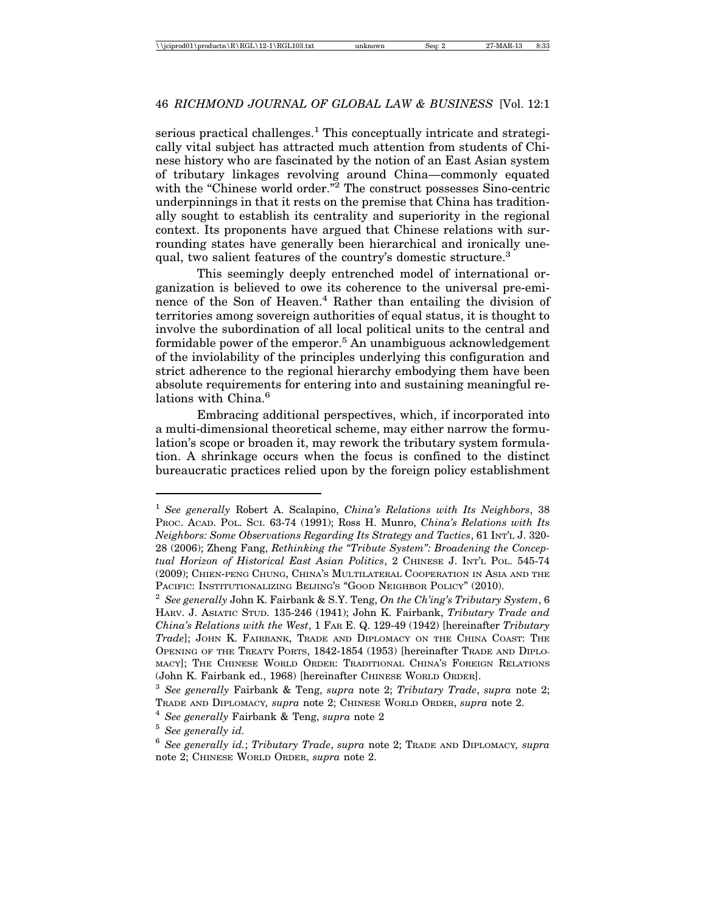serious practical challenges.[1] This conceptually intricate and strategically vital subject has attracted much attention from students of Chinese history who are fascinated by the notion of an East Asian system of tributary linkages revolving around China—commonly equated with the "Chinese world order."[2] The construct possesses Sino-centric underpinnings in that it rests on the premise that China has traditionally sought to establish its centrality and superiority in the regional context. Its proponents have argued that Chinese relations with surrounding states have generally been hierarchical and ironically unequal, two salient features of the country's domestic structure.[3]

This seemingly deeply entrenched model of international organization is believed to owe its coherence to the universal pre-eminence of the Son of Heaven.[4] Rather than entailing the division of territories among sovereign authorities of equal status, it is thought to involve the subordination of all local political units to the central and formidable power of the emperor.[5] An unambiguous acknowledgement of the inviolability of the principles underlying this configuration and strict adherence to the regional hierarchy embodying them have been absolute requirements for entering into and sustaining meaningful relations with China.[6]

Embracing additional perspectives, which, if incorporated into a multi-dimensional theoretical scheme, may either narrow the formulation's scope or broaden it, may rework the tributary system formulation. A shrinkage occurs when the focus is confined to the distinct bureaucratic practices relied upon by the foreign policy establishment

---

[1] *See generally* Robert A. Scalapino, *China's Relations with Its Neighbors*, 38 PROC. ACAD. POL. SCI. 63-74 (1991); Ross H. Munro, *China's Relations with Its Neighbors: Some Observations Regarding Its Strategy and Tactics*, 61 INT'L J. 320-28 (2006); Zheng Fang, *Rethinking the "Tribute System": Broadening the Conceptual Horizon of Historical East Asian Politics*, 2 CHINESE J. INT'L POL. 545-74 (2009); CHIEN-PENG CHUNG, CHINA'S MULTILATERAL COOPERATION IN ASIA AND THE PACIFIC: INSTITUTIONALIZING BEIJING'S "GOOD NEIGHBOR POLICY" (2010).

[2] *See generally* John K. Fairbank & S.Y. Teng, *On the Ch'ing's Tributary System*, 6 HARV. J. ASIATIC STUD. 135-246 (1941); John K. Fairbank, *Tributary Trade and China's Relations with the West*, 1 FAR E. Q. 129-49 (1942) [hereinafter *Tributary Trade*]; JOHN K. FAIRBANK, TRADE AND DIPLOMACY ON THE CHINA COAST: THE OPENING OF THE TREATY PORTS, 1842-1854 (1953) [hereinafter TRADE AND DIPLOMACY]; THE CHINESE WORLD ORDER: TRADITIONAL CHINA'S FOREIGN RELATIONS (John K. Fairbank ed., 1968) [hereinafter CHINESE WORLD ORDER].

[3] *See generally* Fairbank & Teng, *supra* note 2; *Tributary Trade*, *supra* note 2; TRADE AND DIPLOMACY*, supra* note 2; CHINESE WORLD ORDER, *supra* note 2.

[4] *See generally* Fairbank & Teng, *supra* note 2

[5] *See generally id.*

[6] *See generally id.*; *Tributary Trade*, *supra* note 2; TRADE AND DIPLOMACY*, supra* note 2; CHINESE WORLD ORDER, *supra* note 2.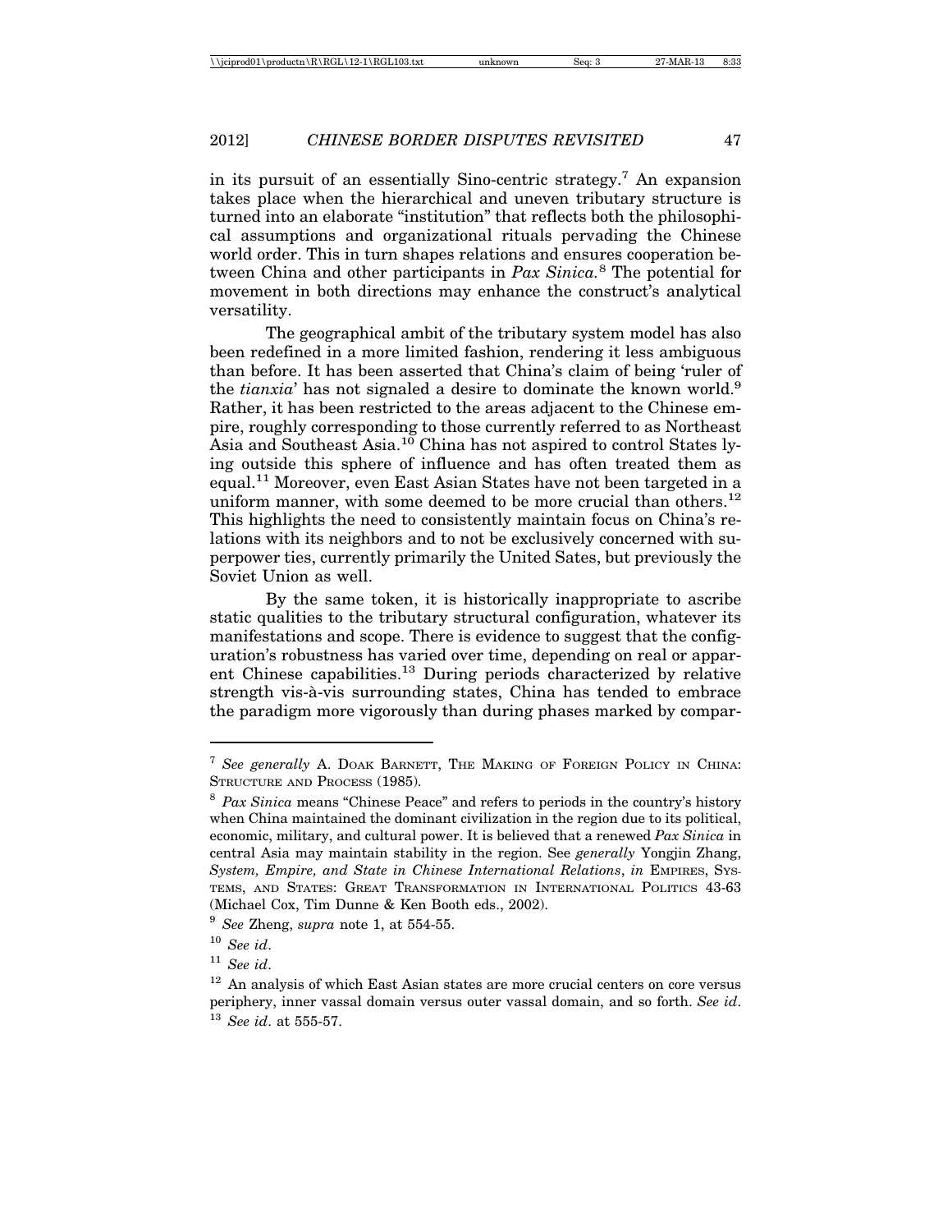in its pursuit of an essentially Sino-centric strategy.[7] An expansion takes place when the hierarchical and uneven tributary structure is turned into an elaborate "institution" that reflects both the philosophical assumptions and organizational rituals pervading the Chinese world order. This in turn shapes relations and ensures cooperation between China and other participants in *Pax Sinica.*[8] The potential for movement in both directions may enhance the construct's analytical versatility.

The geographical ambit of the tributary system model has also been redefined in a more limited fashion, rendering it less ambiguous than before. It has been asserted that China's claim of being 'ruler of the *tianxia*' has not signaled a desire to dominate the known world.[9] Rather, it has been restricted to the areas adjacent to the Chinese empire, roughly corresponding to those currently referred to as Northeast Asia and Southeast Asia.[10] China has not aspired to control States lying outside this sphere of influence and has often treated them as equal.[11] Moreover, even East Asian States have not been targeted in a uniform manner, with some deemed to be more crucial than others.[12] This highlights the need to consistently maintain focus on China's relations with its neighbors and to not be exclusively concerned with superpower ties, currently primarily the United Sates, but previously the Soviet Union as well.

By the same token, it is historically inappropriate to ascribe static qualities to the tributary structural configuration, whatever its manifestations and scope. There is evidence to suggest that the configuration's robustness has varied over time, depending on real or apparent Chinese capabilities.[13] During periods characterized by relative strength vis-à-vis surrounding states, China has tended to embrace the paradigm more vigorously than during phases marked by compar-

---

[7] *See generally* A. DOAK BARNETT, THE MAKING OF FOREIGN POLICY IN CHINA: STRUCTURE AND PROCESS (1985).

[8] *Pax Sinica* means "Chinese Peace" and refers to periods in the country's history when China maintained the dominant civilization in the region due to its political, economic, military, and cultural power. It is believed that a renewed *Pax Sinica* in central Asia may maintain stability in the region. See *generally* Yongjin Zhang, *System, Empire, and State in Chinese International Relations*, *in* EMPIRES, SYSTEMS, AND STATES: GREAT TRANSFORMATION IN INTERNATIONAL POLITICS 43-63 (Michael Cox, Tim Dunne & Ken Booth eds., 2002).

[9] *See* Zheng, *supra* note 1, at 554-55.

[10] *See id*.

[11] *See id*.

[12] An analysis of which East Asian states are more crucial centers on core versus periphery, inner vassal domain versus outer vassal domain, and so forth. *See id*.

[13] *See id*. at 555-57.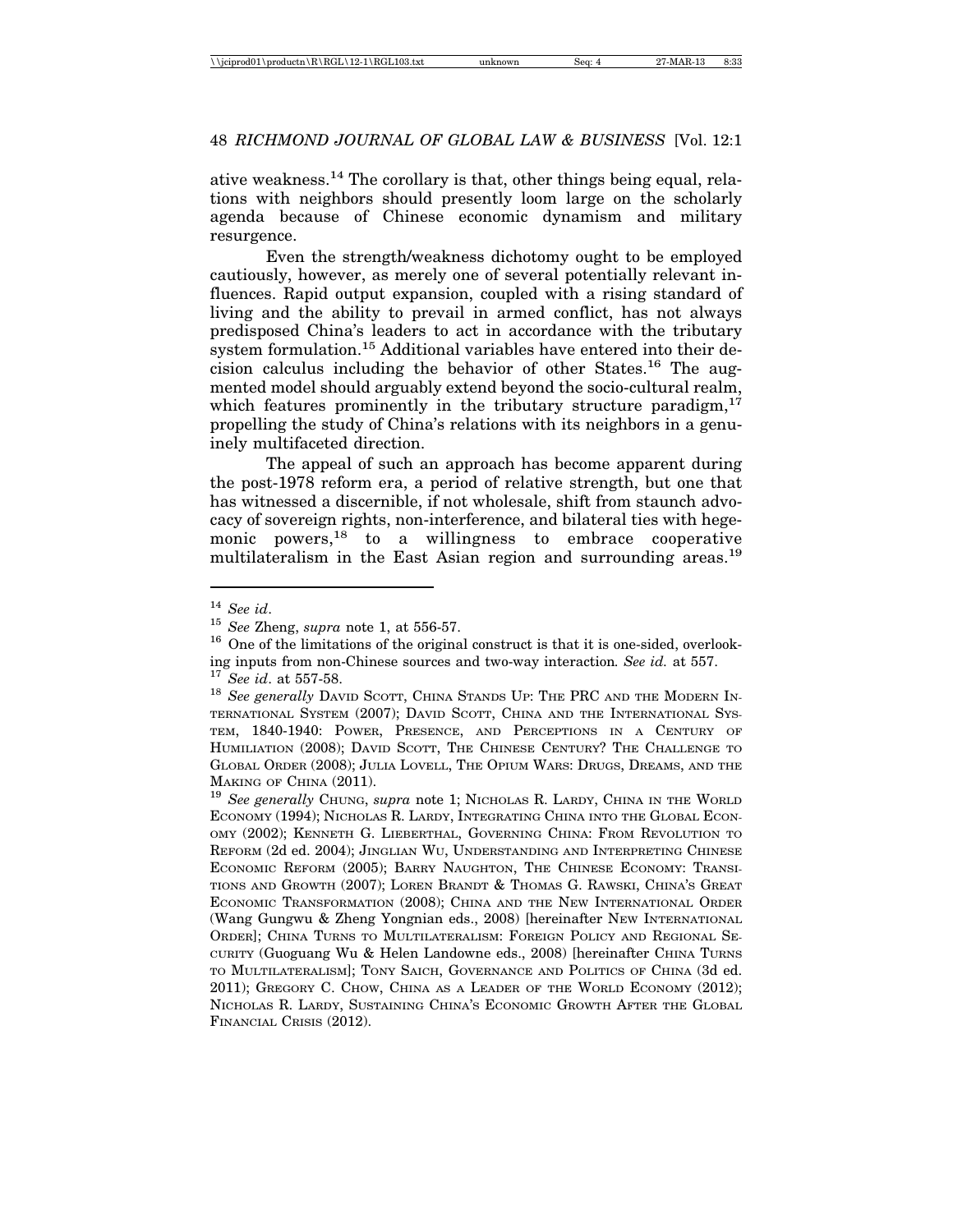ative weakness.[14] The corollary is that, other things being equal, relations with neighbors should presently loom large on the scholarly agenda because of Chinese economic dynamism and military resurgence.

Even the strength/weakness dichotomy ought to be employed cautiously, however, as merely one of several potentially relevant influences. Rapid output expansion, coupled with a rising standard of living and the ability to prevail in armed conflict, has not always predisposed China's leaders to act in accordance with the tributary system formulation.[15] Additional variables have entered into their decision calculus including the behavior of other States.[16] The augmented model should arguably extend beyond the socio-cultural realm, which features prominently in the tributary structure paradigm,[17] propelling the study of China's relations with its neighbors in a genuinely multifaceted direction.

The appeal of such an approach has become apparent during the post-1978 reform era, a period of relative strength, but one that has witnessed a discernible, if not wholesale, shift from staunch advocacy of sovereign rights, non-interference, and bilateral ties with hegemonic powers,[18] to a willingness to embrace cooperative multilateralism in the East Asian region and surrounding areas.[19]

---

[14] *See id*.

[15] *See* Zheng, *supra* note 1, at 556-57.

[16] One of the limitations of the original construct is that it is one-sided, overlooking inputs from non-Chinese sources and two-way interaction*. See id.* at 557.

[17] *See id*. at 557-58.

[18] *See generally* DAVID SCOTT, CHINA STANDS UP: THE PRC AND THE MODERN INTERNATIONAL SYSTEM (2007); DAVID SCOTT, CHINA AND THE INTERNATIONAL SYSTEM, 1840-1940: POWER, PRESENCE, AND PERCEPTIONS IN A CENTURY OF HUMILIATION (2008); DAVID SCOTT, THE CHINESE CENTURY? THE CHALLENGE TO GLOBAL ORDER (2008); JULIA LOVELL, THE OPIUM WARS: DRUGS, DREAMS, AND THE MAKING OF CHINA (2011).

[19] *See generally* CHUNG, *supra* note 1; NICHOLAS R. LARDY, CHINA IN THE WORLD ECONOMY (1994); NICHOLAS R. LARDY, INTEGRATING CHINA INTO THE GLOBAL ECONOMY (2002); KENNETH G. LIEBERTHAL, GOVERNING CHINA: FROM REVOLUTION TO REFORM (2d ed. 2004); JINGLIAN WU, UNDERSTANDING AND INTERPRETING CHINESE ECONOMIC REFORM (2005); BARRY NAUGHTON, THE CHINESE ECONOMY: TRANSITIONS AND GROWTH (2007); LOREN BRANDT & THOMAS G. RAWSKI, CHINA'S GREAT ECONOMIC TRANSFORMATION (2008); CHINA AND THE NEW INTERNATIONAL ORDER (Wang Gungwu & Zheng Yongnian eds., 2008) [hereinafter NEW INTERNATIONAL ORDER]; CHINA TURNS TO MULTILATERALISM: FOREIGN POLICY AND REGIONAL SECURITY (Guoguang Wu & Helen Landowne eds., 2008) [hereinafter CHINA TURNS TO MULTILATERALISM]; TONY SAICH, GOVERNANCE AND POLITICS OF CHINA (3d ed. 2011); GREGORY C. CHOW, CHINA AS A LEADER OF THE WORLD ECONOMY (2012); NICHOLAS R. LARDY, SUSTAINING CHINA'S ECONOMIC GROWTH AFTER THE GLOBAL FINANCIAL CRISIS (2012).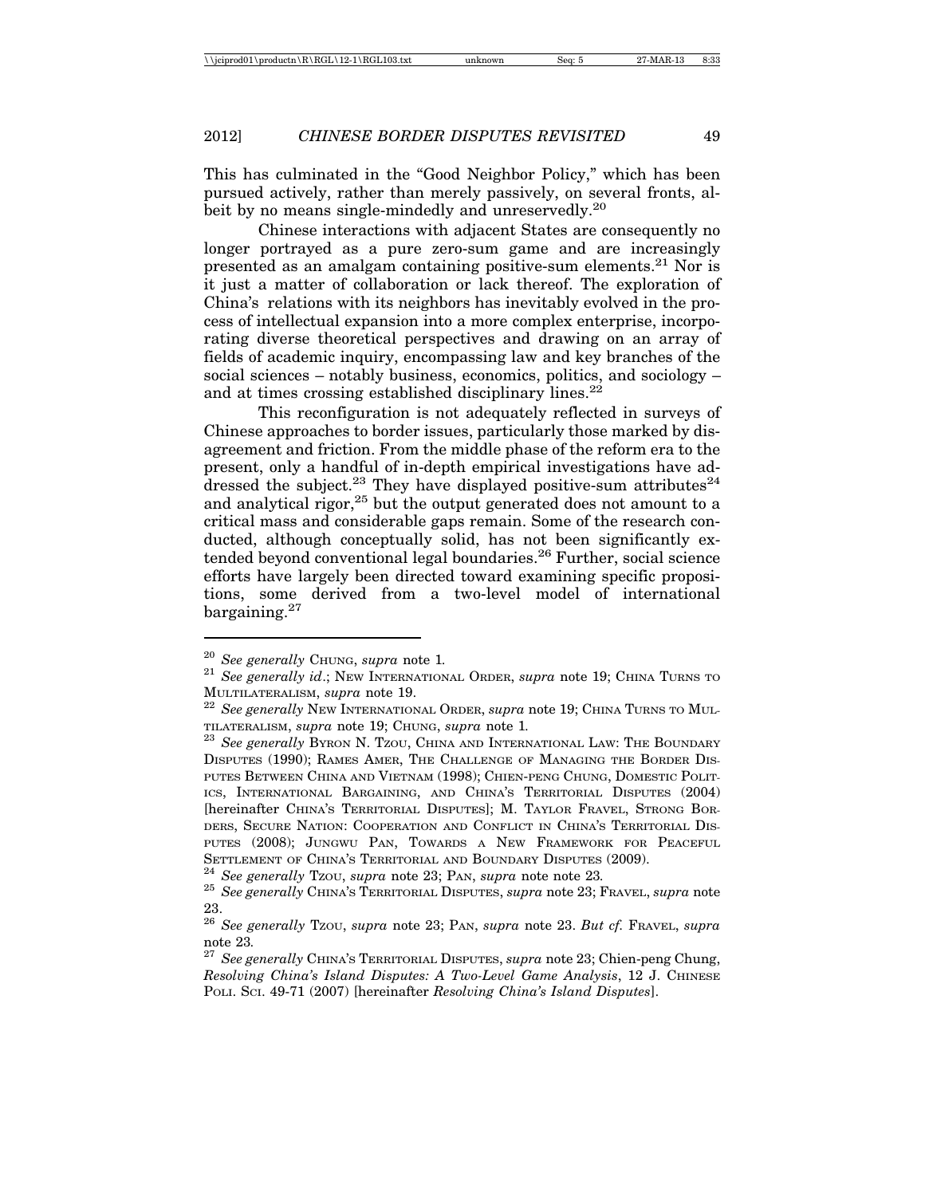This has culminated in the "Good Neighbor Policy," which has been pursued actively, rather than merely passively, on several fronts, albeit by no means single-mindedly and unreservedly.[20]

Chinese interactions with adjacent States are consequently no longer portrayed as a pure zero-sum game and are increasingly presented as an amalgam containing positive-sum elements.[21] Nor is it just a matter of collaboration or lack thereof. The exploration of China's relations with its neighbors has inevitably evolved in the process of intellectual expansion into a more complex enterprise, incorporating diverse theoretical perspectives and drawing on an array of fields of academic inquiry, encompassing law and key branches of the social sciences – notably business, economics, politics, and sociology – and at times crossing established disciplinary lines.[22]

This reconfiguration is not adequately reflected in surveys of Chinese approaches to border issues, particularly those marked by disagreement and friction. From the middle phase of the reform era to the present, only a handful of in-depth empirical investigations have addressed the subject.[23] They have displayed positive-sum attributes[24] and analytical rigor,[25] but the output generated does not amount to a critical mass and considerable gaps remain. Some of the research conducted, although conceptually solid, has not been significantly extended beyond conventional legal boundaries.[26] Further, social science efforts have largely been directed toward examining specific propositions, some derived from a two-level model of international bargaining.[27]

---

[20] *See generally* CHUNG, *supra* note 1.

[21] *See generally id*.; NEW INTERNATIONAL ORDER, *supra* note 19; CHINA TURNS TO MULTILATERALISM, *supra* note 19.

[22] *See generally* NEW INTERNATIONAL ORDER, *supra* note 19; CHINA TURNS TO MULTILATERALISM, *supra* note 19; CHUNG, *supra* note 1.

[23] *See generally* BYRON N. TZOU, CHINA AND INTERNATIONAL LAW: THE BOUNDARY DISPUTES (1990); RAMES AMER, THE CHALLENGE OF MANAGING THE BORDER DISPUTES BETWEEN CHINA AND VIETNAM (1998); CHIEN-PENG CHUNG, DOMESTIC POLITICS, INTERNATIONAL BARGAINING, AND CHINA'S TERRITORIAL DISPUTES (2004) [hereinafter CHINA'S TERRITORIAL DISPUTES]; M. TAYLOR FRAVEL, STRONG BORDERS, SECURE NATION: COOPERATION AND CONFLICT IN CHINA'S TERRITORIAL DISPUTES (2008); JUNGWU PAN, TOWARDS A NEW FRAMEWORK FOR PEACEFUL SETTLEMENT OF CHINA'S TERRITORIAL AND BOUNDARY DISPUTES (2009).

[24] *See generally* TZOU, *supra* note 23; PAN, *supra* note note 23.

[25] *See generally* CHINA'S TERRITORIAL DISPUTES, *supra* note 23; FRAVEL, *supra* note 23.

[26] *See generally* TZOU, *supra* note 23; PAN, *supra* note 23. *But cf.* FRAVEL, *supra* note 23.

[27] *See generally* CHINA'S TERRITORIAL DISPUTES, *supra* note 23; Chien-peng Chung, *Resolving China's Island Disputes: A Two-Level Game Analysis*, 12 J. CHINESE POLI. SCI. 49-71 (2007) [hereinafter *Resolving China's Island Disputes*].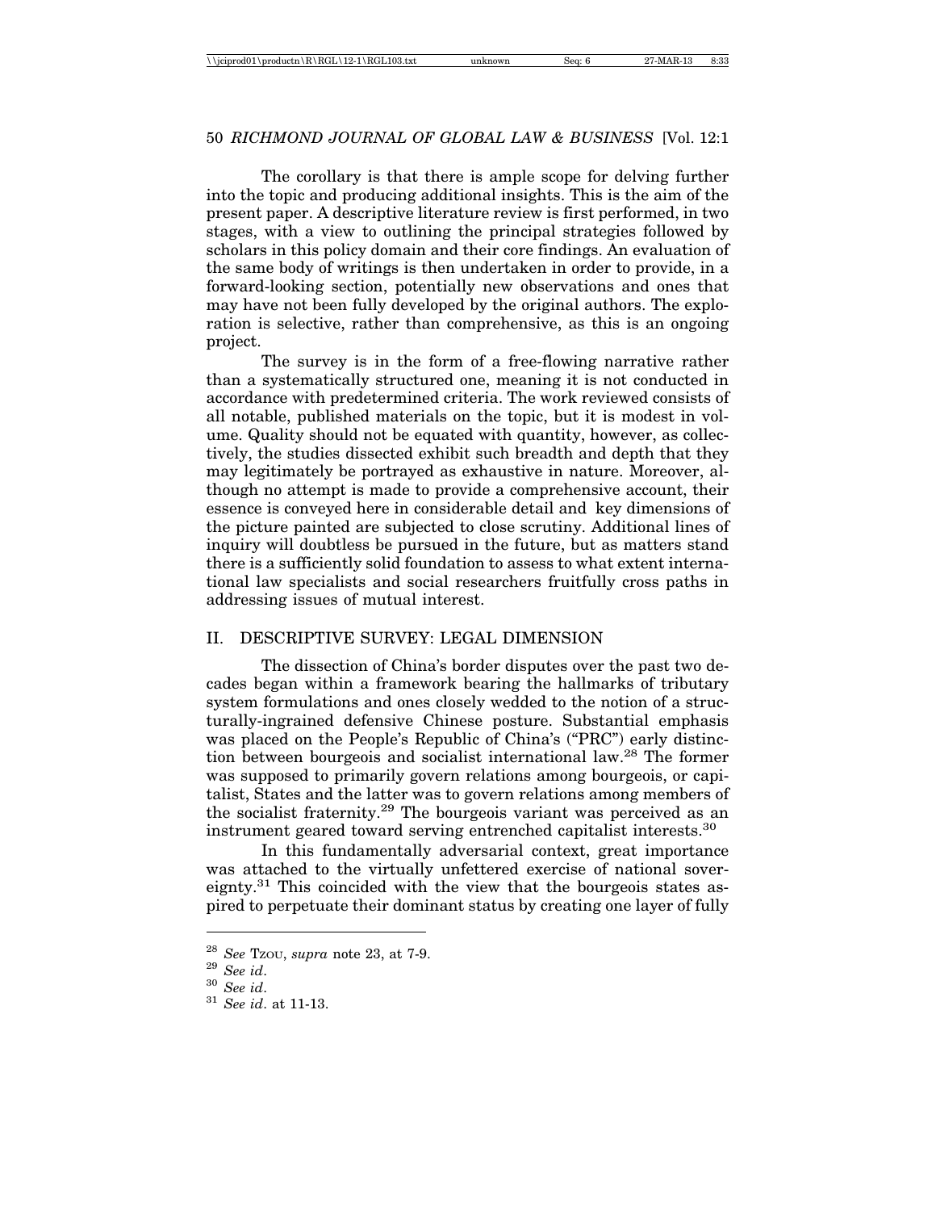The corollary is that there is ample scope for delving further into the topic and producing additional insights. This is the aim of the present paper. A descriptive literature review is first performed, in two stages, with a view to outlining the principal strategies followed by scholars in this policy domain and their core findings. An evaluation of the same body of writings is then undertaken in order to provide, in a forward-looking section, potentially new observations and ones that may have not been fully developed by the original authors. The exploration is selective, rather than comprehensive, as this is an ongoing project.

The survey is in the form of a free-flowing narrative rather than a systematically structured one, meaning it is not conducted in accordance with predetermined criteria. The work reviewed consists of all notable, published materials on the topic, but it is modest in volume. Quality should not be equated with quantity, however, as collectively, the studies dissected exhibit such breadth and depth that they may legitimately be portrayed as exhaustive in nature. Moreover, although no attempt is made to provide a comprehensive account, their essence is conveyed here in considerable detail and key dimensions of the picture painted are subjected to close scrutiny. Additional lines of inquiry will doubtless be pursued in the future, but as matters stand there is a sufficiently solid foundation to assess to what extent international law specialists and social researchers fruitfully cross paths in addressing issues of mutual interest.

## II. DESCRIPTIVE SURVEY: LEGAL DIMENSION

The dissection of China's border disputes over the past two decades began within a framework bearing the hallmarks of tributary system formulations and ones closely wedded to the notion of a structurally-ingrained defensive Chinese posture. Substantial emphasis was placed on the People's Republic of China's ("PRC") early distinction between bourgeois and socialist international law.[28] The former was supposed to primarily govern relations among bourgeois, or capitalist, States and the latter was to govern relations among members of the socialist fraternity.[29] The bourgeois variant was perceived as an instrument geared toward serving entrenched capitalist interests.[30]

In this fundamentally adversarial context, great importance was attached to the virtually unfettered exercise of national sovereignty.[31] This coincided with the view that the bourgeois states aspired to perpetuate their dominant status by creating one layer of fully

---

[28] *See* Tzou, *supra* note 23, at 7-9.

[29] *See id*.

[30] *See id*.

[31] *See id*. at 11-13.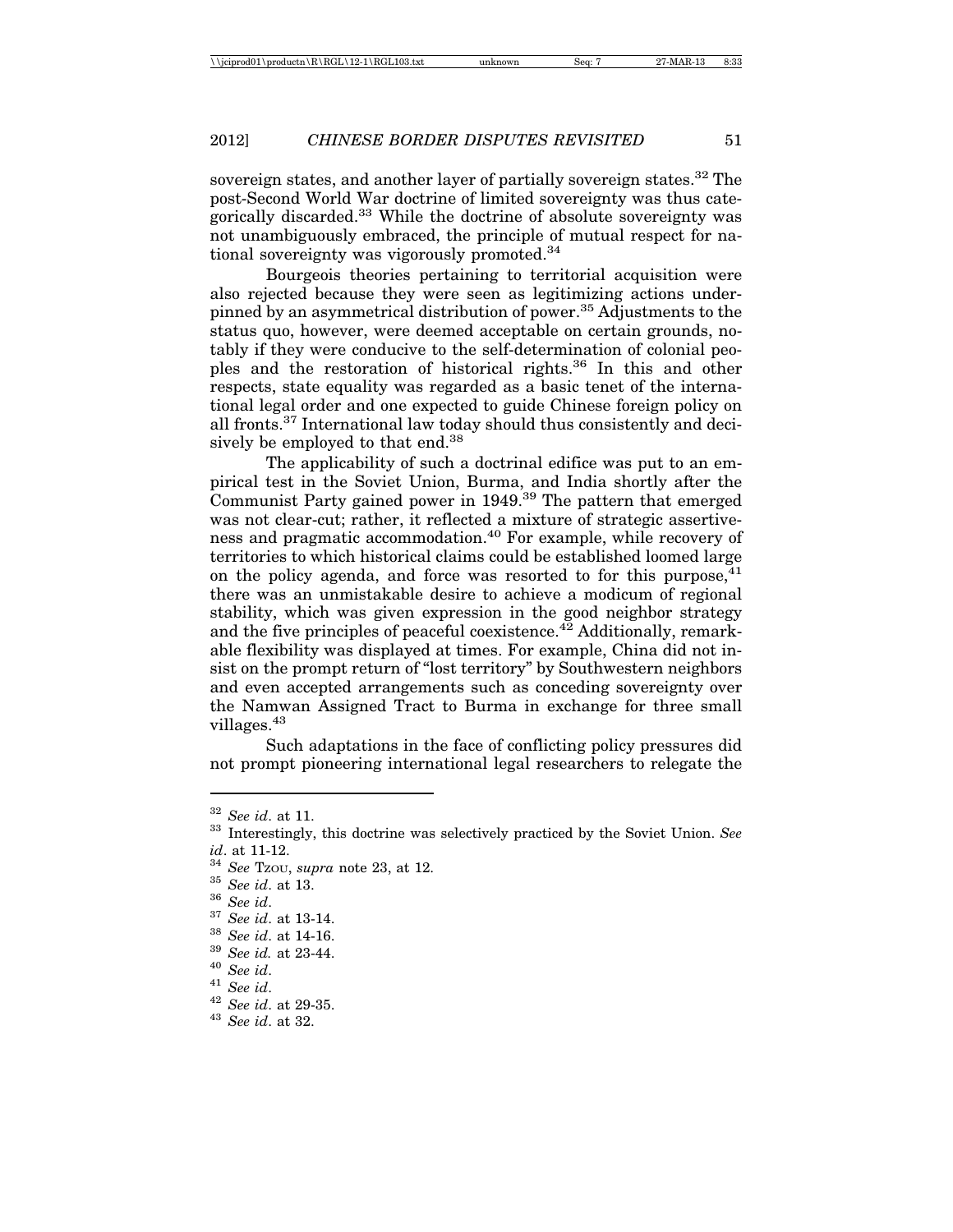sovereign states, and another layer of partially sovereign states.[32] The post-Second World War doctrine of limited sovereignty was thus categorically discarded.[33] While the doctrine of absolute sovereignty was not unambiguously embraced, the principle of mutual respect for national sovereignty was vigorously promoted.[34]

Bourgeois theories pertaining to territorial acquisition were also rejected because they were seen as legitimizing actions underpinned by an asymmetrical distribution of power.[35] Adjustments to the status quo, however, were deemed acceptable on certain grounds, notably if they were conducive to the self-determination of colonial peoples and the restoration of historical rights.[36] In this and other respects, state equality was regarded as a basic tenet of the international legal order and one expected to guide Chinese foreign policy on all fronts.[37] International law today should thus consistently and decisively be employed to that end.[38]

The applicability of such a doctrinal edifice was put to an empirical test in the Soviet Union, Burma, and India shortly after the Communist Party gained power in 1949.[39] The pattern that emerged was not clear-cut; rather, it reflected a mixture of strategic assertiveness and pragmatic accommodation.[40] For example, while recovery of territories to which historical claims could be established loomed large on the policy agenda, and force was resorted to for this purpose,[41] there was an unmistakable desire to achieve a modicum of regional stability, which was given expression in the good neighbor strategy and the five principles of peaceful coexistence.[42] Additionally, remarkable flexibility was displayed at times. For example, China did not insist on the prompt return of "lost territory" by Southwestern neighbors and even accepted arrangements such as conceding sovereignty over the Namwan Assigned Tract to Burma in exchange for three small villages.[43]

Such adaptations in the face of conflicting policy pressures did not prompt pioneering international legal researchers to relegate the

---

[32] *See id*. at 11.

[33] Interestingly, this doctrine was selectively practiced by the Soviet Union. *See id*. at 11-12.

[34] *See* TZOU, *supra* note 23, at 12.

[35] *See id*. at 13.

[36] *See id*.

[37] *See id*. at 13-14.

[38] *See id*. at 14-16.

[39] *See id.* at 23-44.

[40] *See id*.

[41] *See id*.

[42] *See id*. at 29-35.

[43] *See id*. at 32.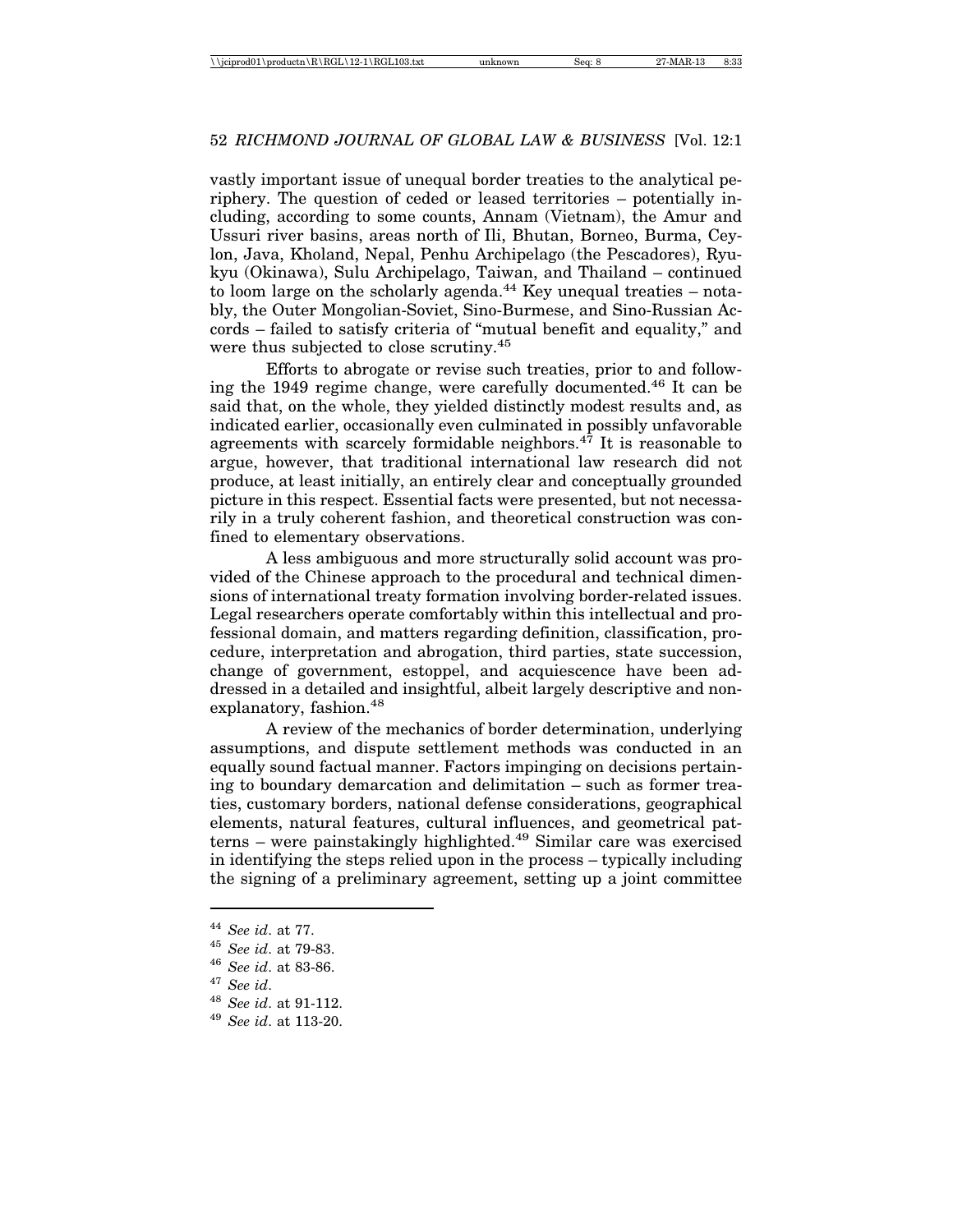vastly important issue of unequal border treaties to the analytical periphery. The question of ceded or leased territories – potentially including, according to some counts, Annam (Vietnam), the Amur and Ussuri river basins, areas north of Ili, Bhutan, Borneo, Burma, Ceylon, Java, Kholand, Nepal, Penhu Archipelago (the Pescadores), Ryukyu (Okinawa), Sulu Archipelago, Taiwan, and Thailand – continued to loom large on the scholarly agenda.[44] Key unequal treaties – notably, the Outer Mongolian-Soviet, Sino-Burmese, and Sino-Russian Accords – failed to satisfy criteria of "mutual benefit and equality," and were thus subjected to close scrutiny.[45]

Efforts to abrogate or revise such treaties, prior to and following the 1949 regime change, were carefully documented.[46] It can be said that, on the whole, they yielded distinctly modest results and, as indicated earlier, occasionally even culminated in possibly unfavorable agreements with scarcely formidable neighbors.[47] It is reasonable to argue, however, that traditional international law research did not produce, at least initially, an entirely clear and conceptually grounded picture in this respect. Essential facts were presented, but not necessarily in a truly coherent fashion, and theoretical construction was confined to elementary observations.

A less ambiguous and more structurally solid account was provided of the Chinese approach to the procedural and technical dimensions of international treaty formation involving border-related issues. Legal researchers operate comfortably within this intellectual and professional domain, and matters regarding definition, classification, procedure, interpretation and abrogation, third parties, state succession, change of government, estoppel, and acquiescence have been addressed in a detailed and insightful, albeit largely descriptive and non-explanatory, fashion.[48]

A review of the mechanics of border determination, underlying assumptions, and dispute settlement methods was conducted in an equally sound factual manner. Factors impinging on decisions pertaining to boundary demarcation and delimitation – such as former treaties, customary borders, national defense considerations, geographical elements, natural features, cultural influences, and geometrical patterns – were painstakingly highlighted.[49] Similar care was exercised in identifying the steps relied upon in the process – typically including the signing of a preliminary agreement, setting up a joint committee

---

[44] *See id*. at 77.

[45] *See id*. at 79-83.

[46] *See id*. at 83-86.

[47] *See id*.

[48] *See id*. at 91-112.

[49] *See id*. at 113-20.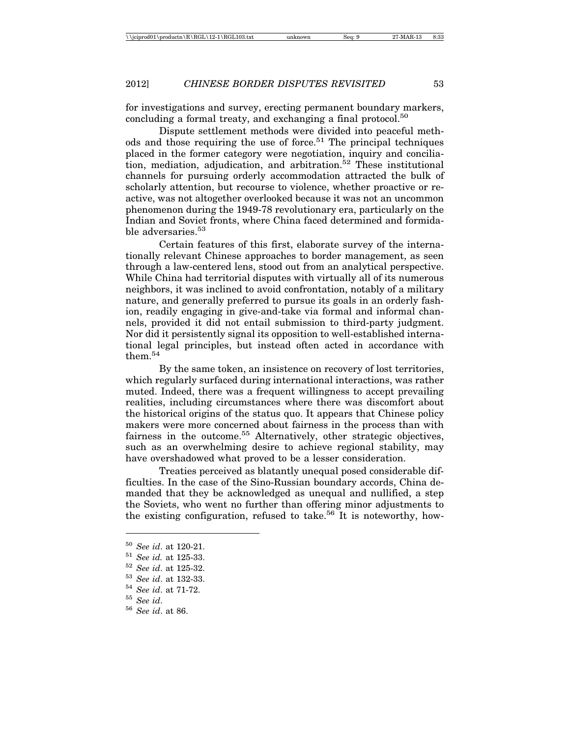for investigations and survey, erecting permanent boundary markers, concluding a formal treaty, and exchanging a final protocol.[50]

Dispute settlement methods were divided into peaceful methods and those requiring the use of force.[51] The principal techniques placed in the former category were negotiation, inquiry and conciliation, mediation, adjudication, and arbitration.[52] These institutional channels for pursuing orderly accommodation attracted the bulk of scholarly attention, but recourse to violence, whether proactive or reactive, was not altogether overlooked because it was not an uncommon phenomenon during the 1949-78 revolutionary era, particularly on the Indian and Soviet fronts, where China faced determined and formidable adversaries.[53]

Certain features of this first, elaborate survey of the internationally relevant Chinese approaches to border management, as seen through a law-centered lens, stood out from an analytical perspective. While China had territorial disputes with virtually all of its numerous neighbors, it was inclined to avoid confrontation, notably of a military nature, and generally preferred to pursue its goals in an orderly fashion, readily engaging in give-and-take via formal and informal channels, provided it did not entail submission to third-party judgment. Nor did it persistently signal its opposition to well-established international legal principles, but instead often acted in accordance with them.[54]

By the same token, an insistence on recovery of lost territories, which regularly surfaced during international interactions, was rather muted. Indeed, there was a frequent willingness to accept prevailing realities, including circumstances where there was discomfort about the historical origins of the status quo. It appears that Chinese policy makers were more concerned about fairness in the process than with fairness in the outcome.[55] Alternatively, other strategic objectives, such as an overwhelming desire to achieve regional stability, may have overshadowed what proved to be a lesser consideration.

Treaties perceived as blatantly unequal posed considerable difficulties. In the case of the Sino-Russian boundary accords, China demanded that they be acknowledged as unequal and nullified, a step the Soviets, who went no further than offering minor adjustments to the existing configuration, refused to take.[56] It is noteworthy, how-

---

[50] *See id*. at 120-21.

[51] *See id.* at 125-33.

[52] *See id*. at 125-32.

[53] *See id*. at 132-33.

[54] *See id*. at 71-72.

[55] *See id*.

[56] *See id*. at 86.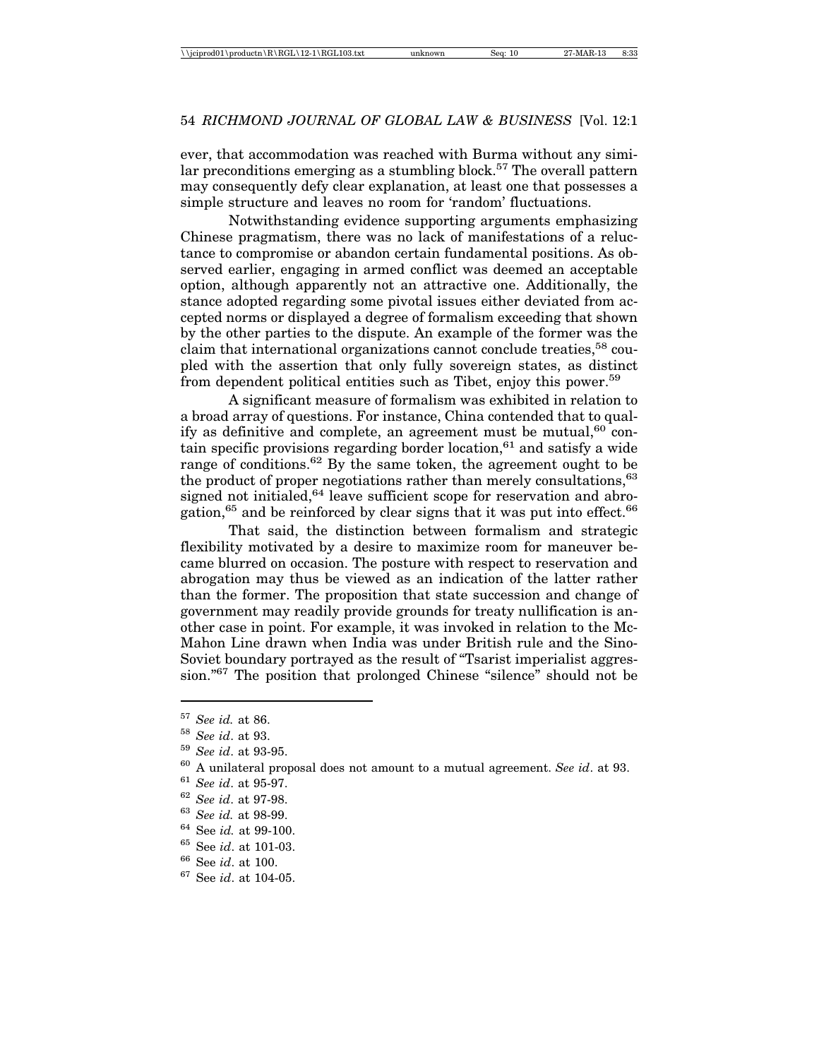ever, that accommodation was reached with Burma without any similar preconditions emerging as a stumbling block.[57] The overall pattern may consequently defy clear explanation, at least one that possesses a simple structure and leaves no room for 'random' fluctuations.

Notwithstanding evidence supporting arguments emphasizing Chinese pragmatism, there was no lack of manifestations of a reluctance to compromise or abandon certain fundamental positions. As observed earlier, engaging in armed conflict was deemed an acceptable option, although apparently not an attractive one. Additionally, the stance adopted regarding some pivotal issues either deviated from accepted norms or displayed a degree of formalism exceeding that shown by the other parties to the dispute. An example of the former was the claim that international organizations cannot conclude treaties,[58] coupled with the assertion that only fully sovereign states, as distinct from dependent political entities such as Tibet, enjoy this power.[59]

A significant measure of formalism was exhibited in relation to a broad array of questions. For instance, China contended that to qualify as definitive and complete, an agreement must be mutual,[60] contain specific provisions regarding border location,[61] and satisfy a wide range of conditions.[62] By the same token, the agreement ought to be the product of proper negotiations rather than merely consultations,[63] signed not initialed,[64] leave sufficient scope for reservation and abrogation,[65] and be reinforced by clear signs that it was put into effect.[66]

That said, the distinction between formalism and strategic flexibility motivated by a desire to maximize room for maneuver became blurred on occasion. The posture with respect to reservation and abrogation may thus be viewed as an indication of the latter rather than the former. The proposition that state succession and change of government may readily provide grounds for treaty nullification is another case in point. For example, it was invoked in relation to the McMahon Line drawn when India was under British rule and the Sino-Soviet boundary portrayed as the result of "Tsarist imperialist aggression."[67] The position that prolonged Chinese "silence" should not be

---

[57] *See id.* at 86.

[58] *See id*. at 93.

[59] *See id*. at 93-95.

[60] A unilateral proposal does not amount to a mutual agreement. *See id*. at 93.

[61] *See id*. at 95-97.

[62] *See id*. at 97-98.

[63] *See id.* at 98-99.

[64] See *id.* at 99-100.

[65] See *id*. at 101-03.

[66] See *id*. at 100.

[67] See *id*. at 104-05.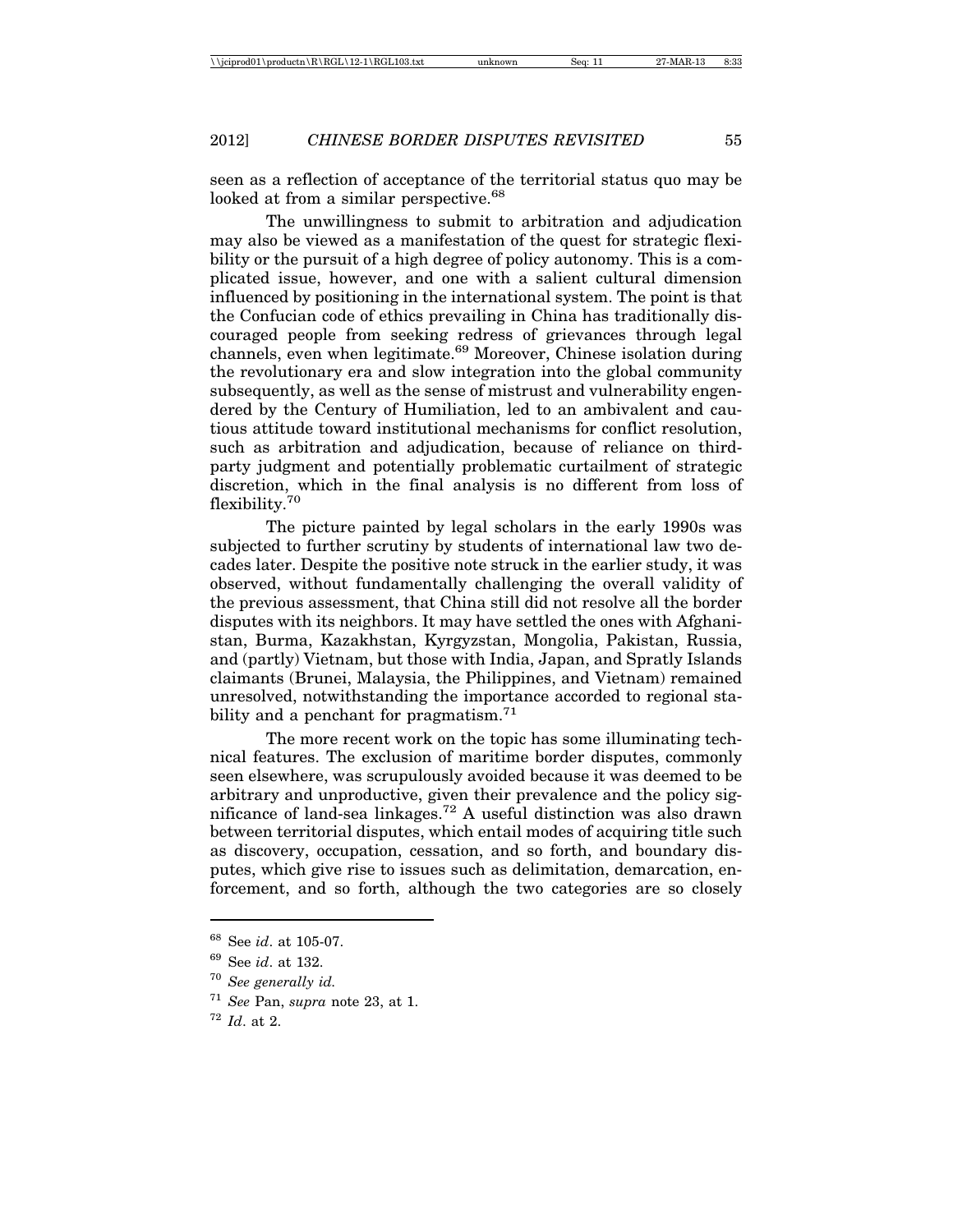seen as a reflection of acceptance of the territorial status quo may be looked at from a similar perspective.[68]

The unwillingness to submit to arbitration and adjudication may also be viewed as a manifestation of the quest for strategic flexibility or the pursuit of a high degree of policy autonomy. This is a complicated issue, however, and one with a salient cultural dimension influenced by positioning in the international system. The point is that the Confucian code of ethics prevailing in China has traditionally discouraged people from seeking redress of grievances through legal channels, even when legitimate.[69] Moreover, Chinese isolation during the revolutionary era and slow integration into the global community subsequently, as well as the sense of mistrust and vulnerability engendered by the Century of Humiliation, led to an ambivalent and cautious attitude toward institutional mechanisms for conflict resolution, such as arbitration and adjudication, because of reliance on third-party judgment and potentially problematic curtailment of strategic discretion, which in the final analysis is no different from loss of flexibility.[70]

The picture painted by legal scholars in the early 1990s was subjected to further scrutiny by students of international law two decades later. Despite the positive note struck in the earlier study, it was observed, without fundamentally challenging the overall validity of the previous assessment, that China still did not resolve all the border disputes with its neighbors. It may have settled the ones with Afghanistan, Burma, Kazakhstan, Kyrgyzstan, Mongolia, Pakistan, Russia, and (partly) Vietnam, but those with India, Japan, and Spratly Islands claimants (Brunei, Malaysia, the Philippines, and Vietnam) remained unresolved, notwithstanding the importance accorded to regional stability and a penchant for pragmatism.[71]

The more recent work on the topic has some illuminating technical features. The exclusion of maritime border disputes, commonly seen elsewhere, was scrupulously avoided because it was deemed to be arbitrary and unproductive, given their prevalence and the policy significance of land-sea linkages.[72] A useful distinction was also drawn between territorial disputes, which entail modes of acquiring title such as discovery, occupation, cessation, and so forth, and boundary disputes, which give rise to issues such as delimitation, demarcation, enforcement, and so forth, although the two categories are so closely

---

[68] See *id*. at 105-07.

[69] See *id*. at 132.

[70] *See generally id.*

[71] *See* Pan, *supra* note 23, at 1.

[72] *Id*. at 2.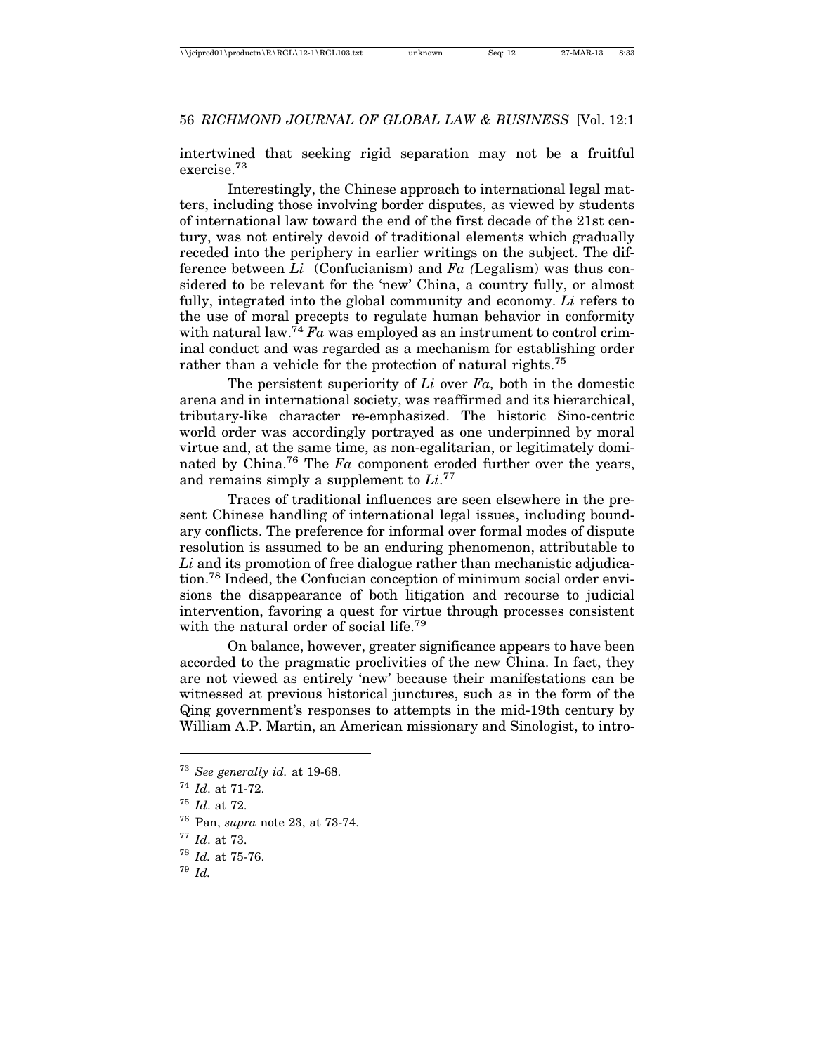intertwined that seeking rigid separation may not be a fruitful exercise.[73]

Interestingly, the Chinese approach to international legal matters, including those involving border disputes, as viewed by students of international law toward the end of the first decade of the 21st century, was not entirely devoid of traditional elements which gradually receded into the periphery in earlier writings on the subject. The difference between *Li* (Confucianism) and *Fa (*Legalism) was thus considered to be relevant for the 'new' China, a country fully, or almost fully, integrated into the global community and economy. *Li* refers to the use of moral precepts to regulate human behavior in conformity with natural law.[74] *Fa* was employed as an instrument to control criminal conduct and was regarded as a mechanism for establishing order rather than a vehicle for the protection of natural rights.[75]

The persistent superiority of *Li* over *Fa,* both in the domestic arena and in international society, was reaffirmed and its hierarchical, tributary-like character re-emphasized. The historic Sino-centric world order was accordingly portrayed as one underpinned by moral virtue and, at the same time, as non-egalitarian, or legitimately dominated by China.[76] The *Fa* component eroded further over the years, and remains simply a supplement to *Li*.[77]

Traces of traditional influences are seen elsewhere in the present Chinese handling of international legal issues, including boundary conflicts. The preference for informal over formal modes of dispute resolution is assumed to be an enduring phenomenon, attributable to *Li* and its promotion of free dialogue rather than mechanistic adjudication.[78] Indeed, the Confucian conception of minimum social order envisions the disappearance of both litigation and recourse to judicial intervention, favoring a quest for virtue through processes consistent with the natural order of social life.[79]

On balance, however, greater significance appears to have been accorded to the pragmatic proclivities of the new China. In fact, they are not viewed as entirely 'new' because their manifestations can be witnessed at previous historical junctures, such as in the form of the Qing government's responses to attempts in the mid-19th century by William A.P. Martin, an American missionary and Sinologist, to intro-

---

[73] *See generally id.* at 19-68.

[74] *Id*. at 71-72.

[75] *Id*. at 72.

[76] Pan, *supra* note 23, at 73-74.

[77] *Id*. at 73.

[78] *Id.* at 75-76.

[79] *Id.*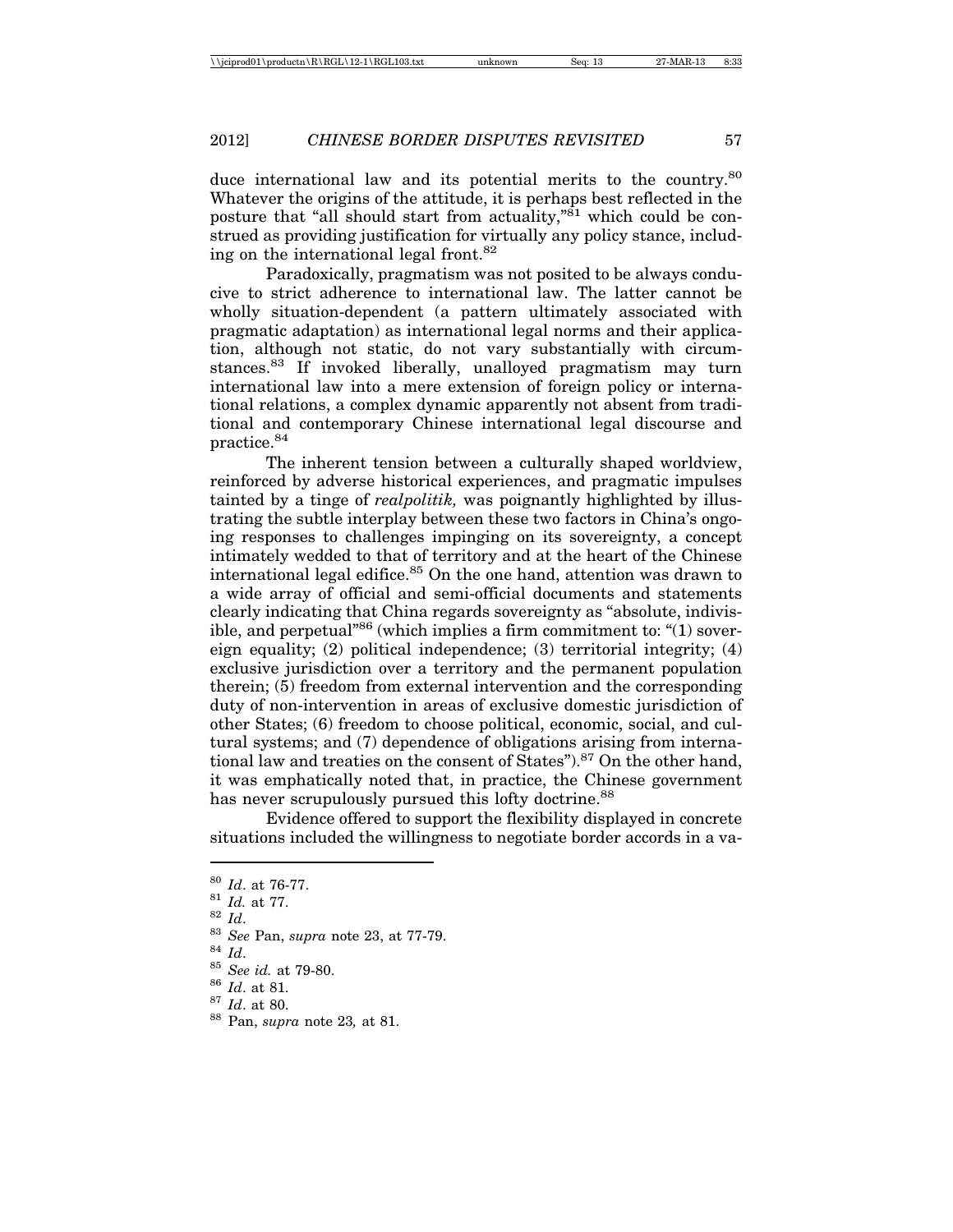duce international law and its potential merits to the country.[80] Whatever the origins of the attitude, it is perhaps best reflected in the posture that "all should start from actuality,"[81] which could be construed as providing justification for virtually any policy stance, including on the international legal front.[82]

Paradoxically, pragmatism was not posited to be always conducive to strict adherence to international law. The latter cannot be wholly situation-dependent (a pattern ultimately associated with pragmatic adaptation) as international legal norms and their application, although not static, do not vary substantially with circumstances.[83] If invoked liberally, unalloyed pragmatism may turn international law into a mere extension of foreign policy or international relations, a complex dynamic apparently not absent from traditional and contemporary Chinese international legal discourse and practice.[84]

The inherent tension between a culturally shaped worldview, reinforced by adverse historical experiences, and pragmatic impulses tainted by a tinge of *realpolitik,* was poignantly highlighted by illustrating the subtle interplay between these two factors in China's ongoing responses to challenges impinging on its sovereignty, a concept intimately wedded to that of territory and at the heart of the Chinese international legal edifice.[85] On the one hand, attention was drawn to a wide array of official and semi-official documents and statements clearly indicating that China regards sovereignty as "absolute, indivisible, and perpetual"[86] (which implies a firm commitment to: "(1) sovereign equality; (2) political independence; (3) territorial integrity; (4) exclusive jurisdiction over a territory and the permanent population therein; (5) freedom from external intervention and the corresponding duty of non-intervention in areas of exclusive domestic jurisdiction of other States; (6) freedom to choose political, economic, social, and cultural systems; and (7) dependence of obligations arising from international law and treaties on the consent of States").[87] On the other hand, it was emphatically noted that, in practice, the Chinese government has never scrupulously pursued this lofty doctrine.[88]

Evidence offered to support the flexibility displayed in concrete situations included the willingness to negotiate border accords in a va-

---

[80] *Id*. at 76-77.

[81] *Id.* at 77.

[82] *Id*.

[83] *See* Pan, *supra* note 23, at 77-79.

[84] *Id*.

[85] *See id.* at 79-80.

[86] *Id*. at 81.

[87] *Id*. at 80.

[88] Pan, *supra* note 23*,* at 81.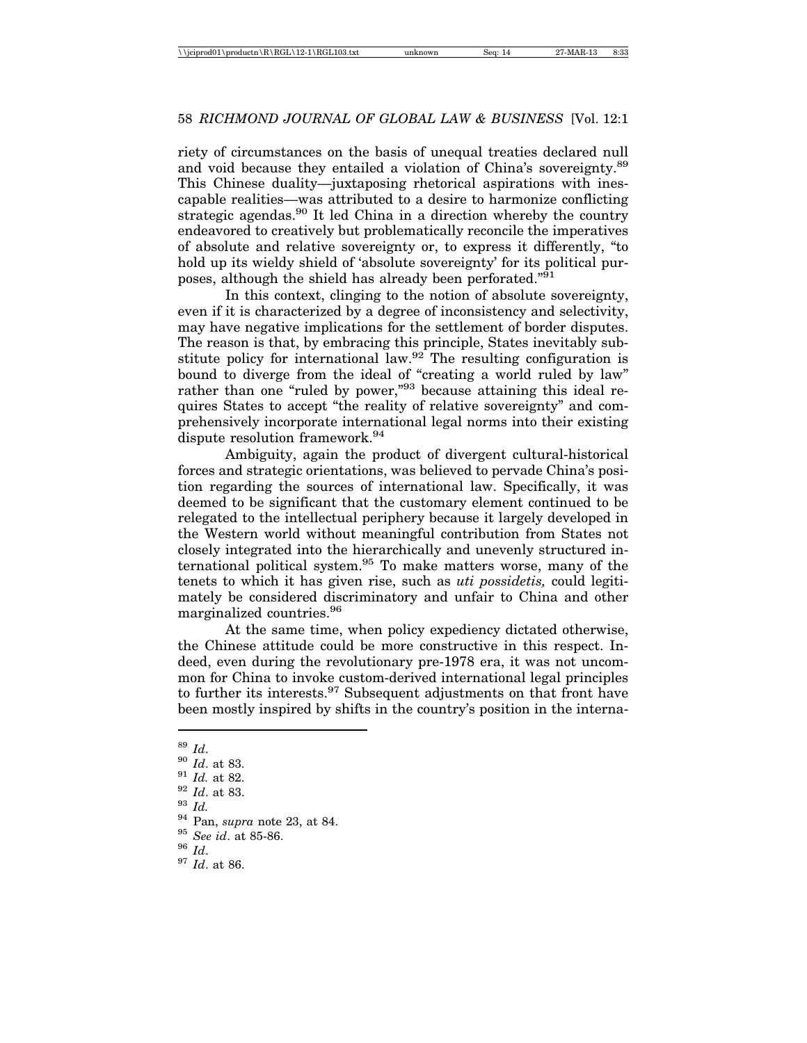riety of circumstances on the basis of unequal treaties declared null and void because they entailed a violation of China's sovereignty.[89] This Chinese duality—juxtaposing rhetorical aspirations with inescapable realities—was attributed to a desire to harmonize conflicting strategic agendas.[90] It led China in a direction whereby the country endeavored to creatively but problematically reconcile the imperatives of absolute and relative sovereignty or, to express it differently, "to hold up its wieldy shield of 'absolute sovereignty' for its political purposes, although the shield has already been perforated."[91]

In this context, clinging to the notion of absolute sovereignty, even if it is characterized by a degree of inconsistency and selectivity, may have negative implications for the settlement of border disputes. The reason is that, by embracing this principle, States inevitably substitute policy for international law.[92] The resulting configuration is bound to diverge from the ideal of "creating a world ruled by law" rather than one "ruled by power,"[93] because attaining this ideal requires States to accept "the reality of relative sovereignty" and comprehensively incorporate international legal norms into their existing dispute resolution framework.[94]

Ambiguity, again the product of divergent cultural-historical forces and strategic orientations, was believed to pervade China's position regarding the sources of international law. Specifically, it was deemed to be significant that the customary element continued to be relegated to the intellectual periphery because it largely developed in the Western world without meaningful contribution from States not closely integrated into the hierarchically and unevenly structured international political system.[95] To make matters worse, many of the tenets to which it has given rise, such as *uti possidetis,* could legitimately be considered discriminatory and unfair to China and other marginalized countries.[96]

At the same time, when policy expediency dictated otherwise, the Chinese attitude could be more constructive in this respect. Indeed, even during the revolutionary pre-1978 era, it was not uncommon for China to invoke custom-derived international legal principles to further its interests.[97] Subsequent adjustments on that front have been mostly inspired by shifts in the country's position in the interna-

---

[89] *Id*.

[90] *Id*. at 83.

[91] *Id.* at 82.

[92] *Id*. at 83.

[93] *Id.*

[94] Pan, *supra* note 23, at 84.

[95] *See id*. at 85-86.

[96] *Id*.

[97] *Id*. at 86.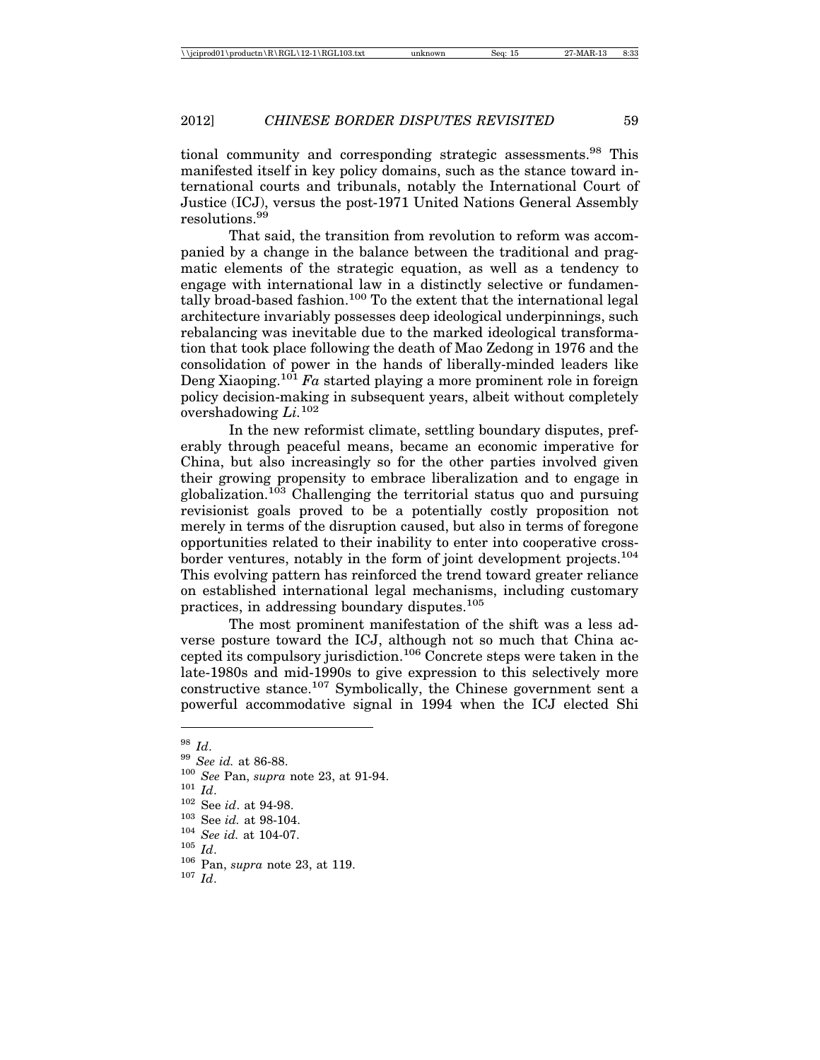tional community and corresponding strategic assessments.[98] This manifested itself in key policy domains, such as the stance toward international courts and tribunals, notably the International Court of Justice (ICJ), versus the post-1971 United Nations General Assembly resolutions.[99]

That said, the transition from revolution to reform was accompanied by a change in the balance between the traditional and pragmatic elements of the strategic equation, as well as a tendency to engage with international law in a distinctly selective or fundamentally broad-based fashion.[100] To the extent that the international legal architecture invariably possesses deep ideological underpinnings, such rebalancing was inevitable due to the marked ideological transformation that took place following the death of Mao Zedong in 1976 and the consolidation of power in the hands of liberally-minded leaders like Deng Xiaoping.[101] *Fa* started playing a more prominent role in foreign policy decision-making in subsequent years, albeit without completely overshadowing *Li*.[102]

In the new reformist climate, settling boundary disputes, preferably through peaceful means, became an economic imperative for China, but also increasingly so for the other parties involved given their growing propensity to embrace liberalization and to engage in globalization.[103] Challenging the territorial status quo and pursuing revisionist goals proved to be a potentially costly proposition not merely in terms of the disruption caused, but also in terms of foregone opportunities related to their inability to enter into cooperative cross-border ventures, notably in the form of joint development projects.[104] This evolving pattern has reinforced the trend toward greater reliance on established international legal mechanisms, including customary practices, in addressing boundary disputes.[105]

The most prominent manifestation of the shift was a less adverse posture toward the ICJ, although not so much that China accepted its compulsory jurisdiction.[106] Concrete steps were taken in the late-1980s and mid-1990s to give expression to this selectively more constructive stance.[107] Symbolically, the Chinese government sent a powerful accommodative signal in 1994 when the ICJ elected Shi

---

[98] *Id*.
[99] *See id.* at 86-88.
[100] *See* Pan, *supra* note 23, at 91-94.
[101] *Id*.
[102] See *id*. at 94-98.
[103] See *id.* at 98-104.
[104] *See id.* at 104-07.
[105] *Id*.
[106] Pan, *supra* note 23, at 119.
[107] *Id*.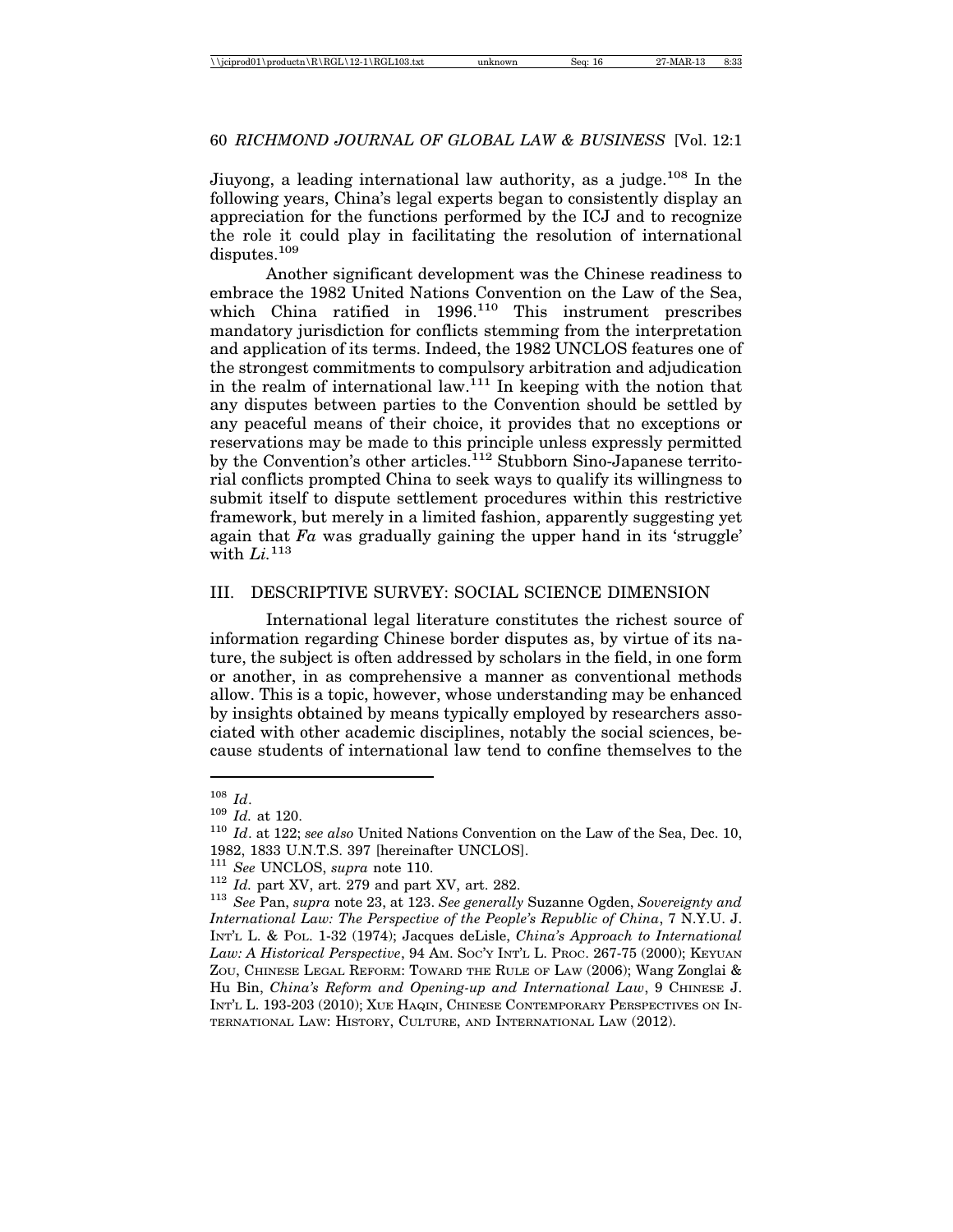Jiuyong, a leading international law authority, as a judge.[108] In the following years, China's legal experts began to consistently display an appreciation for the functions performed by the ICJ and to recognize the role it could play in facilitating the resolution of international disputes.[109]

Another significant development was the Chinese readiness to embrace the 1982 United Nations Convention on the Law of the Sea, which China ratified in 1996.[110] This instrument prescribes mandatory jurisdiction for conflicts stemming from the interpretation and application of its terms. Indeed, the 1982 UNCLOS features one of the strongest commitments to compulsory arbitration and adjudication in the realm of international law.[111] In keeping with the notion that any disputes between parties to the Convention should be settled by any peaceful means of their choice, it provides that no exceptions or reservations may be made to this principle unless expressly permitted by the Convention's other articles.[112] Stubborn Sino-Japanese territorial conflicts prompted China to seek ways to qualify its willingness to submit itself to dispute settlement procedures within this restrictive framework, but merely in a limited fashion, apparently suggesting yet again that *Fa* was gradually gaining the upper hand in its 'struggle' with *Li*.[113]

## III. DESCRIPTIVE SURVEY: SOCIAL SCIENCE DIMENSION

International legal literature constitutes the richest source of information regarding Chinese border disputes as, by virtue of its nature, the subject is often addressed by scholars in the field, in one form or another, in as comprehensive a manner as conventional methods allow. This is a topic, however, whose understanding may be enhanced by insights obtained by means typically employed by researchers associated with other academic disciplines, notably the social sciences, because students of international law tend to confine themselves to the

---

[108] *Id*.

[109] *Id.* at 120.

[110] *Id*. at 122; *see also* United Nations Convention on the Law of the Sea, Dec. 10, 1982, 1833 U.N.T.S. 397 [hereinafter UNCLOS].

[111] *See* UNCLOS, *supra* note 110.

[112] *Id.* part XV, art. 279 and part XV, art. 282.

[113] *See* Pan, *supra* note 23, at 123. *See generally* Suzanne Ogden, *Sovereignty and International Law: The Perspective of the People's Republic of China*, 7 N.Y.U. J. INT'L L. & POL. 1-32 (1974); Jacques deLisle, *China's Approach to International Law: A Historical Perspective*, 94 AM. SOC'Y INT'L L. PROC. 267-75 (2000); KEYUAN ZOU, CHINESE LEGAL REFORM: TOWARD THE RULE OF LAW (2006); Wang Zonglai & Hu Bin, *China's Reform and Opening-up and International Law*, 9 CHINESE J. INT'L L. 193-203 (2010); XUE HAQIN, CHINESE CONTEMPORARY PERSPECTIVES ON INTERNATIONAL LAW: HISTORY, CULTURE, AND INTERNATIONAL LAW (2012).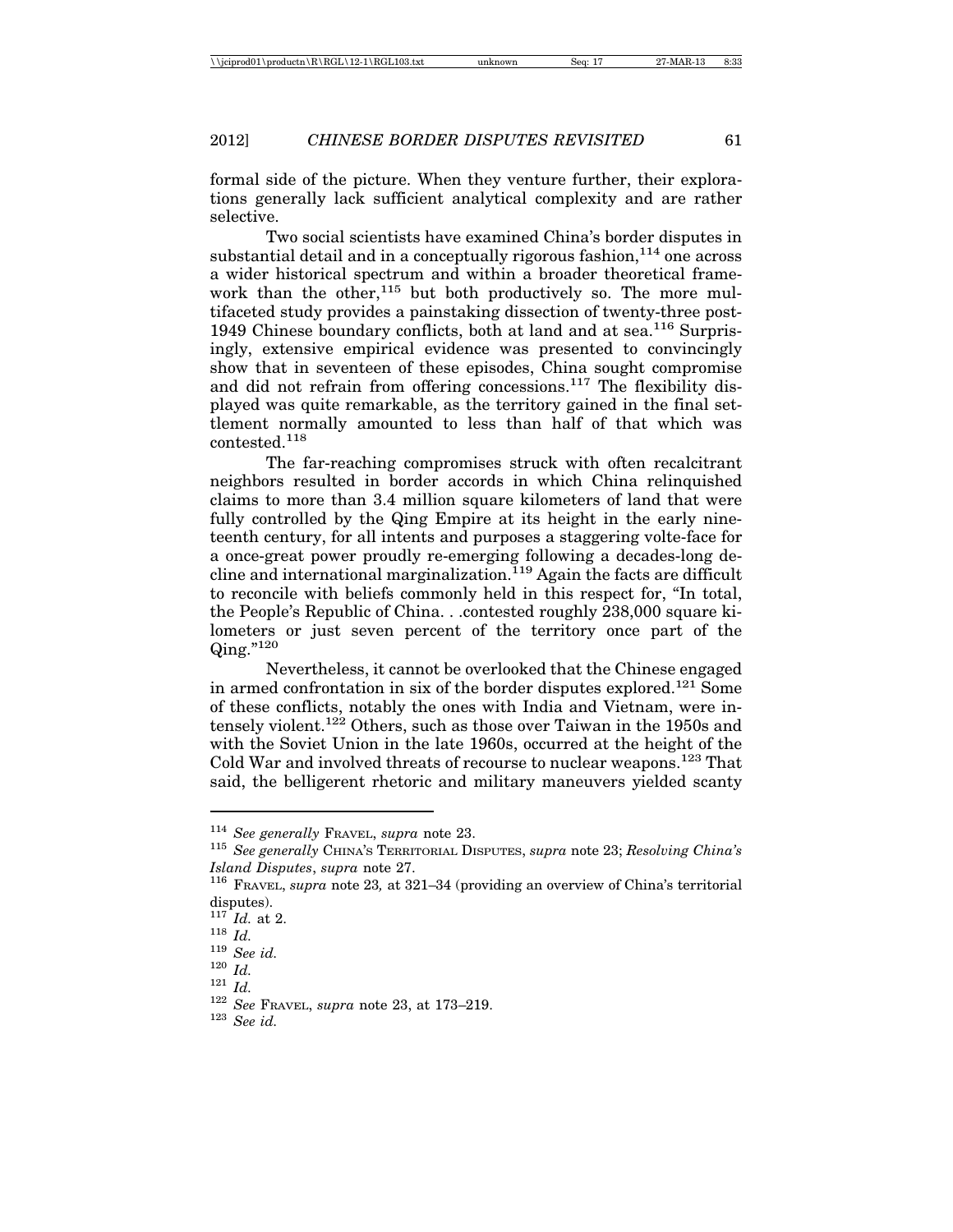formal side of the picture. When they venture further, their explorations generally lack sufficient analytical complexity and are rather selective.

Two social scientists have examined China's border disputes in substantial detail and in a conceptually rigorous fashion,[114] one across a wider historical spectrum and within a broader theoretical framework than the other,[115] but both productively so. The more multifaceted study provides a painstaking dissection of twenty-three post-1949 Chinese boundary conflicts, both at land and at sea.[116] Surprisingly, extensive empirical evidence was presented to convincingly show that in seventeen of these episodes, China sought compromise and did not refrain from offering concessions.[117] The flexibility displayed was quite remarkable, as the territory gained in the final settlement normally amounted to less than half of that which was contested.[118]

The far-reaching compromises struck with often recalcitrant neighbors resulted in border accords in which China relinquished claims to more than 3.4 million square kilometers of land that were fully controlled by the Qing Empire at its height in the early nineteenth century, for all intents and purposes a staggering volte-face for a once-great power proudly re-emerging following a decades-long decline and international marginalization.[119] Again the facts are difficult to reconcile with beliefs commonly held in this respect for, "In total, the People's Republic of China. . .contested roughly 238,000 square kilometers or just seven percent of the territory once part of the Qing."[120]

Nevertheless, it cannot be overlooked that the Chinese engaged in armed confrontation in six of the border disputes explored.[121] Some of these conflicts, notably the ones with India and Vietnam, were intensely violent.[122] Others, such as those over Taiwan in the 1950s and with the Soviet Union in the late 1960s, occurred at the height of the Cold War and involved threats of recourse to nuclear weapons.[123] That said, the belligerent rhetoric and military maneuvers yielded scanty

---

[114] *See generally* FRAVEL, *supra* note 23.

[115] *See generally* CHINA'S TERRITORIAL DISPUTES, *supra* note 23; *Resolving China's Island Disputes*, *supra* note 27.

[116] FRAVEL, *supra* note 23*,* at 321–34 (providing an overview of China's territorial disputes).

[117] *Id.* at 2.

[118] *Id.*

[119] *See id.*

[120] *Id.*

[121] *Id.*

[122] *See* FRAVEL, *supra* note 23, at 173–219.

[123] *See id.*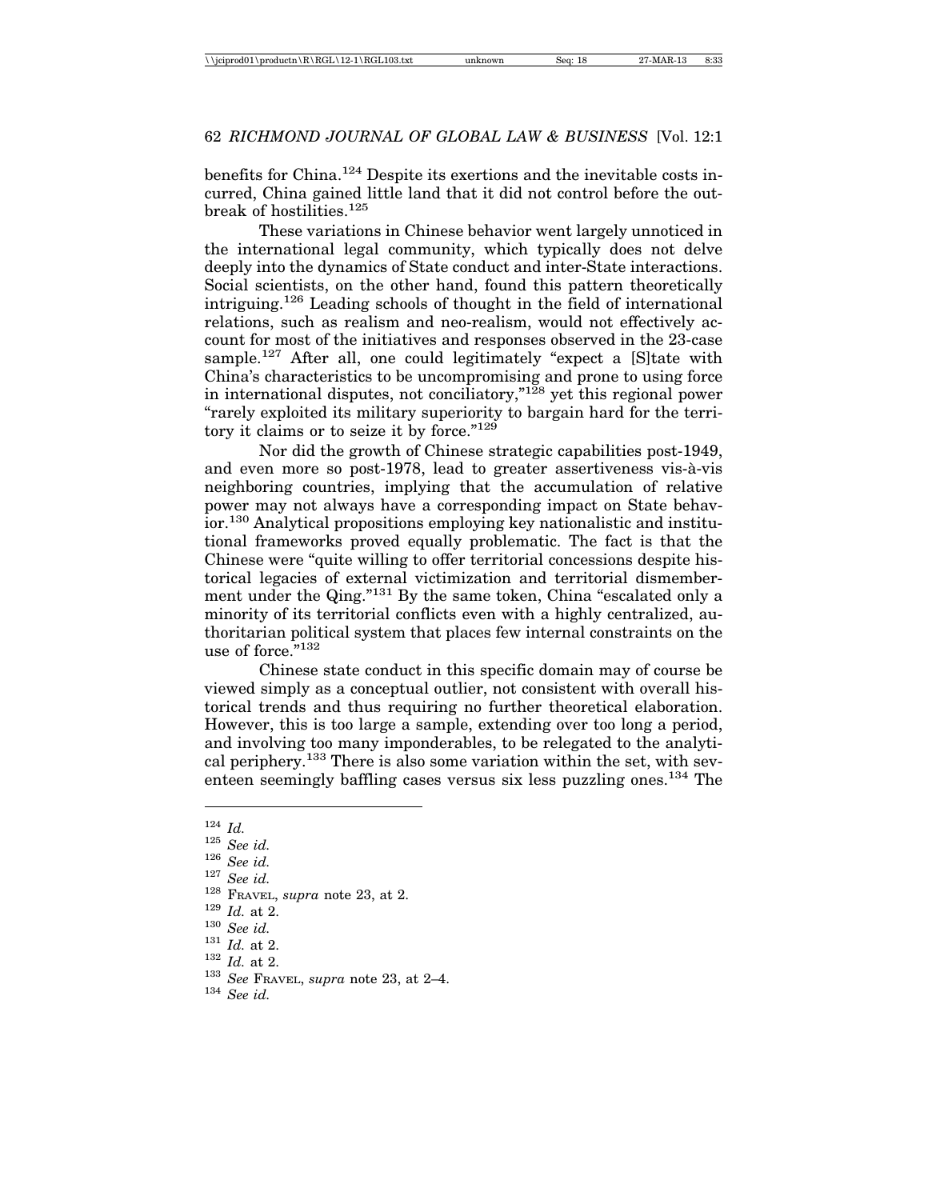benefits for China.[124] Despite its exertions and the inevitable costs incurred, China gained little land that it did not control before the outbreak of hostilities.[125]

These variations in Chinese behavior went largely unnoticed in the international legal community, which typically does not delve deeply into the dynamics of State conduct and inter-State interactions. Social scientists, on the other hand, found this pattern theoretically intriguing.[126] Leading schools of thought in the field of international relations, such as realism and neo-realism, would not effectively account for most of the initiatives and responses observed in the 23-case sample.[127] After all, one could legitimately "expect a [S]tate with China's characteristics to be uncompromising and prone to using force in international disputes, not conciliatory,"[128] yet this regional power "rarely exploited its military superiority to bargain hard for the territory it claims or to seize it by force."[129]

Nor did the growth of Chinese strategic capabilities post-1949, and even more so post-1978, lead to greater assertiveness vis-à-vis neighboring countries, implying that the accumulation of relative power may not always have a corresponding impact on State behavior.[130] Analytical propositions employing key nationalistic and institutional frameworks proved equally problematic. The fact is that the Chinese were "quite willing to offer territorial concessions despite historical legacies of external victimization and territorial dismemberment under the Qing."[131] By the same token, China "escalated only a minority of its territorial conflicts even with a highly centralized, authoritarian political system that places few internal constraints on the use of force."[132]

Chinese state conduct in this specific domain may of course be viewed simply as a conceptual outlier, not consistent with overall historical trends and thus requiring no further theoretical elaboration. However, this is too large a sample, extending over too long a period, and involving too many imponderables, to be relegated to the analytical periphery.[133] There is also some variation within the set, with seventeen seemingly baffling cases versus six less puzzling ones.[134] The

---

[124] *Id.*
[125] *See id.*
[126] *See id.*
[127] *See id.*
[128] Fravel, *supra* note 23, at 2.
[129] *Id.* at 2.
[130] *See id.*
[131] *Id.* at 2.
[132] *Id.* at 2.
[133] *See* Fravel, *supra* note 23, at 2–4.
[134] *See id.*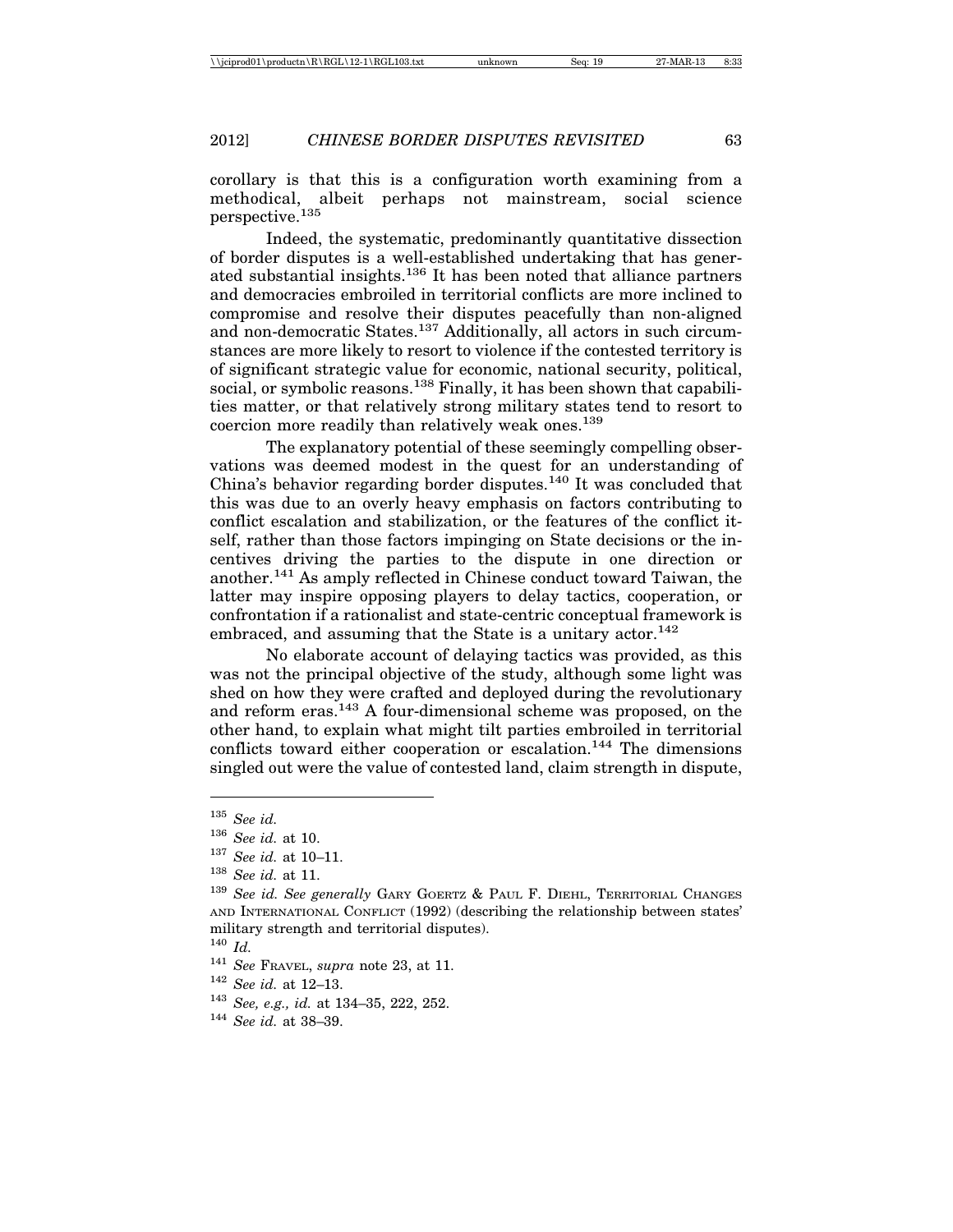corollary is that this is a configuration worth examining from a methodical, albeit perhaps not mainstream, social science perspective.[135]

Indeed, the systematic, predominantly quantitative dissection of border disputes is a well-established undertaking that has generated substantial insights.[136] It has been noted that alliance partners and democracies embroiled in territorial conflicts are more inclined to compromise and resolve their disputes peacefully than non-aligned and non-democratic States.[137] Additionally, all actors in such circumstances are more likely to resort to violence if the contested territory is of significant strategic value for economic, national security, political, social, or symbolic reasons.[138] Finally, it has been shown that capabilities matter, or that relatively strong military states tend to resort to coercion more readily than relatively weak ones.[139]

The explanatory potential of these seemingly compelling observations was deemed modest in the quest for an understanding of China's behavior regarding border disputes.[140] It was concluded that this was due to an overly heavy emphasis on factors contributing to conflict escalation and stabilization, or the features of the conflict itself, rather than those factors impinging on State decisions or the incentives driving the parties to the dispute in one direction or another.[141] As amply reflected in Chinese conduct toward Taiwan, the latter may inspire opposing players to delay tactics, cooperation, or confrontation if a rationalist and state-centric conceptual framework is embraced, and assuming that the State is a unitary actor.[142]

No elaborate account of delaying tactics was provided, as this was not the principal objective of the study, although some light was shed on how they were crafted and deployed during the revolutionary and reform eras.[143] A four-dimensional scheme was proposed, on the other hand, to explain what might tilt parties embroiled in territorial conflicts toward either cooperation or escalation.[144] The dimensions singled out were the value of contested land, claim strength in dispute,

---

[135] *See id.*

[136] *See id.* at 10.

[137] *See id.* at 10–11.

[138] *See id.* at 11.

[139] *See id. See generally* GARY GOERTZ & PAUL F. DIEHL, TERRITORIAL CHANGES AND INTERNATIONAL CONFLICT (1992) (describing the relationship between states' military strength and territorial disputes).

[140] *Id.*

[141] *See* FRAVEL, *supra* note 23, at 11.

[142] *See id.* at 12–13.

[143] *See, e.g., id.* at 134–35, 222, 252.

[144] *See id.* at 38–39.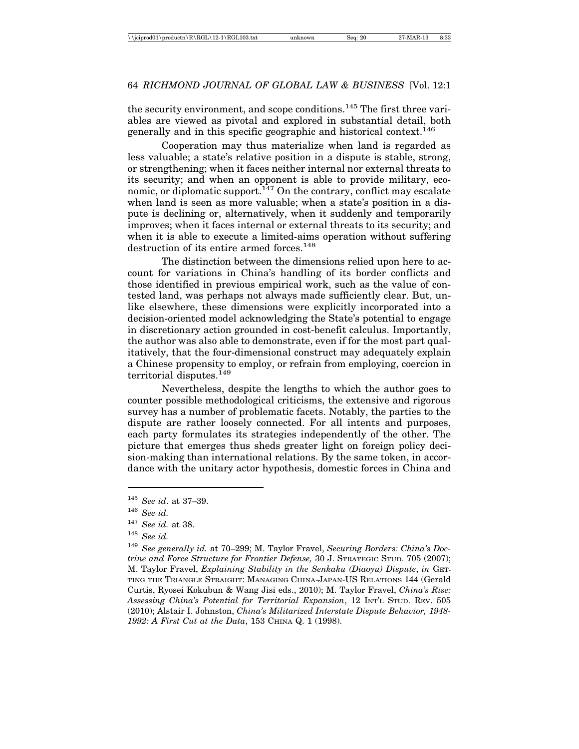the security environment, and scope conditions.[145] The first three variables are viewed as pivotal and explored in substantial detail, both generally and in this specific geographic and historical context.[146]

Cooperation may thus materialize when land is regarded as less valuable; a state's relative position in a dispute is stable, strong, or strengthening; when it faces neither internal nor external threats to its security; and when an opponent is able to provide military, economic, or diplomatic support.[147] On the contrary, conflict may escalate when land is seen as more valuable; when a state's position in a dispute is declining or, alternatively, when it suddenly and temporarily improves; when it faces internal or external threats to its security; and when it is able to execute a limited-aims operation without suffering destruction of its entire armed forces.[148]

The distinction between the dimensions relied upon here to account for variations in China's handling of its border conflicts and those identified in previous empirical work, such as the value of contested land, was perhaps not always made sufficiently clear. But, unlike elsewhere, these dimensions were explicitly incorporated into a decision-oriented model acknowledging the State's potential to engage in discretionary action grounded in cost-benefit calculus. Importantly, the author was also able to demonstrate, even if for the most part qualitatively, that the four-dimensional construct may adequately explain a Chinese propensity to employ, or refrain from employing, coercion in territorial disputes.[149]

Nevertheless, despite the lengths to which the author goes to counter possible methodological criticisms, the extensive and rigorous survey has a number of problematic facets. Notably, the parties to the dispute are rather loosely connected. For all intents and purposes, each party formulates its strategies independently of the other. The picture that emerges thus sheds greater light on foreign policy decision-making than international relations. By the same token, in accordance with the unitary actor hypothesis, domestic forces in China and

---

[145] *See id*. at 37–39.

[146] *See id.*

[147] *See id.* at 38.

[148] *See id.*

[149] *See generally id.* at 70–299; M. Taylor Fravel, *Securing Borders: China's Doctrine and Force Structure for Frontier Defense,* 30 J. STRATEGIC STUD. 705 (2007); M. Taylor Fravel, *Explaining Stability in the Senkaku (Diaoyu) Dispute*, *in* GETTING THE TRIANGLE STRAIGHT: MANAGING CHINA-JAPAN-US RELATIONS 144 (Gerald Curtis, Ryosei Kokubun & Wang Jisi eds., 2010); M. Taylor Fravel, *China's Rise: Assessing China's Potential for Territorial Expansion*, 12 INT'L STUD. REV. 505 (2010); Alstair I. Johnston, *China's Militarized Interstate Dispute Behavior, 1948-1992: A First Cut at the Data*, 153 CHINA Q. 1 (1998).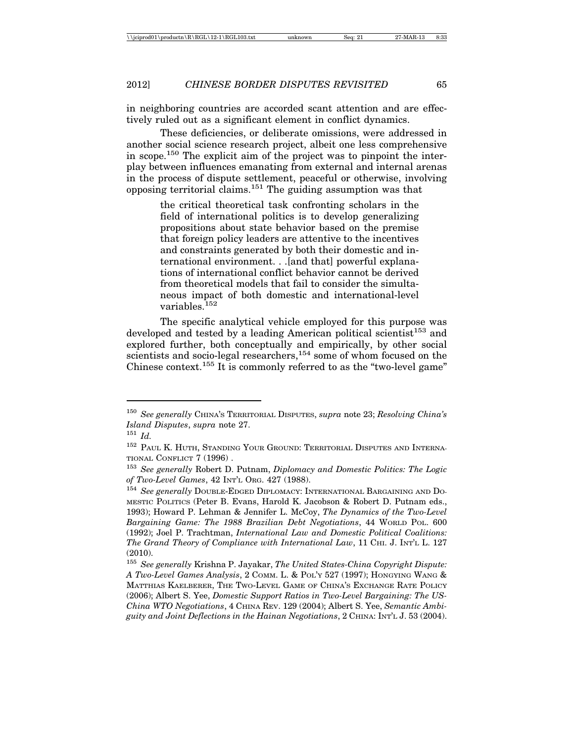in neighboring countries are accorded scant attention and are effectively ruled out as a significant element in conflict dynamics.

These deficiencies, or deliberate omissions, were addressed in another social science research project, albeit one less comprehensive in scope.[150] The explicit aim of the project was to pinpoint the interplay between influences emanating from external and internal arenas in the process of dispute settlement, peaceful or otherwise, involving opposing territorial claims.[151] The guiding assumption was that

> the critical theoretical task confronting scholars in the field of international politics is to develop generalizing propositions about state behavior based on the premise that foreign policy leaders are attentive to the incentives and constraints generated by both their domestic and international environment. . .[and that] powerful explanations of international conflict behavior cannot be derived from theoretical models that fail to consider the simultaneous impact of both domestic and international-level variables.[152]

The specific analytical vehicle employed for this purpose was developed and tested by a leading American political scientist[153] and explored further, both conceptually and empirically, by other social scientists and socio-legal researchers,[154] some of whom focused on the Chinese context.[155] It is commonly referred to as the "two-level game"

---

[150] *See generally* CHINA'S TERRITORIAL DISPUTES, *supra* note 23; *Resolving China's Island Disputes*, *supra* note 27.

[151] *Id.*

[152] PAUL K. HUTH, STANDING YOUR GROUND: TERRITORIAL DISPUTES AND INTERNATIONAL CONFLICT 7 (1996) .

[153] *See generally* Robert D. Putnam, *Diplomacy and Domestic Politics: The Logic of Two-Level Games*, 42 INT'L ORG. 427 (1988).

[154] *See generally* DOUBLE-EDGED DIPLOMACY: INTERNATIONAL BARGAINING AND DOMESTIC POLITICS (Peter B. Evans, Harold K. Jacobson & Robert D. Putnam eds., 1993); Howard P. Lehman & Jennifer L. McCoy, *The Dynamics of the Two-Level Bargaining Game: The 1988 Brazilian Debt Negotiations*, 44 WORLD POL. 600 (1992); Joel P. Trachtman, *International Law and Domestic Political Coalitions: The Grand Theory of Compliance with International Law*, 11 CHI. J. INT'L L. 127 (2010).

[155] *See generally* Krishna P. Jayakar, *The United States-China Copyright Dispute: A Two-Level Games Analysis*, 2 COMM. L. & POL'Y 527 (1997); HONGYING WANG & MATTHIAS KAELBERER, THE TWO-LEVEL GAME OF CHINA'S EXCHANGE RATE POLICY (2006); Albert S. Yee, *Domestic Support Ratios in Two-Level Bargaining: The US-China WTO Negotiations*, 4 CHINA REV. 129 (2004); Albert S. Yee, *Semantic Ambiguity and Joint Deflections in the Hainan Negotiations*, 2 CHINA: INT'L J. 53 (2004).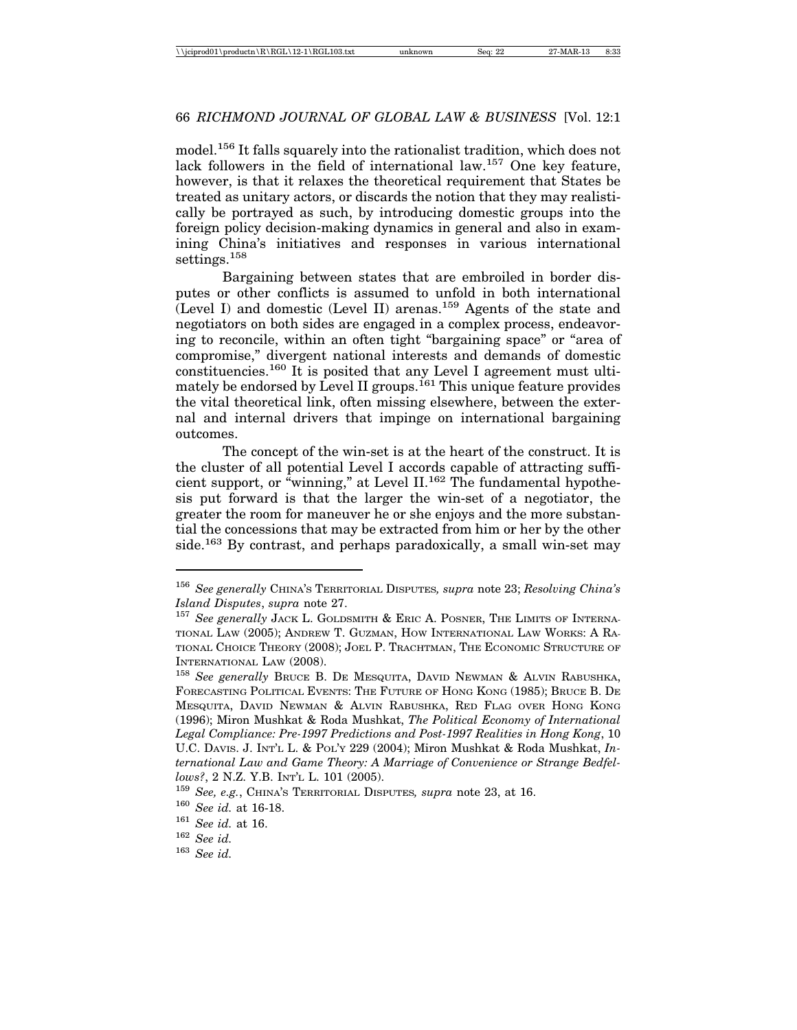model.[156] It falls squarely into the rationalist tradition, which does not lack followers in the field of international law.[157] One key feature, however, is that it relaxes the theoretical requirement that States be treated as unitary actors, or discards the notion that they may realistically be portrayed as such, by introducing domestic groups into the foreign policy decision-making dynamics in general and also in examining China's initiatives and responses in various international settings.[158]

Bargaining between states that are embroiled in border disputes or other conflicts is assumed to unfold in both international (Level I) and domestic (Level II) arenas.[159] Agents of the state and negotiators on both sides are engaged in a complex process, endeavoring to reconcile, within an often tight "bargaining space" or "area of compromise," divergent national interests and demands of domestic constituencies.[160] It is posited that any Level I agreement must ultimately be endorsed by Level II groups.[161] This unique feature provides the vital theoretical link, often missing elsewhere, between the external and internal drivers that impinge on international bargaining outcomes.

The concept of the win-set is at the heart of the construct. It is the cluster of all potential Level I accords capable of attracting sufficient support, or "winning," at Level II.[162] The fundamental hypothesis put forward is that the larger the win-set of a negotiator, the greater the room for maneuver he or she enjoys and the more substantial the concessions that may be extracted from him or her by the other side.[163] By contrast, and perhaps paradoxically, a small win-set may

---

[156] *See generally* CHINA'S TERRITORIAL DISPUTES*, supra* note 23; *Resolving China's Island Disputes*, *supra* note 27.

[157] *See generally* JACK L. GOLDSMITH & ERIC A. POSNER, THE LIMITS OF INTERNATIONAL LAW (2005); ANDREW T. GUZMAN, HOW INTERNATIONAL LAW WORKS: A RATIONAL CHOICE THEORY (2008); JOEL P. TRACHTMAN, THE ECONOMIC STRUCTURE OF INTERNATIONAL LAW (2008).

[158] *See generally* BRUCE B. DE MESQUITA, DAVID NEWMAN & ALVIN RABUSHKA, FORECASTING POLITICAL EVENTS: THE FUTURE OF HONG KONG (1985); BRUCE B. DE MESQUITA, DAVID NEWMAN & ALVIN RABUSHKA, RED FLAG OVER HONG KONG (1996); Miron Mushkat & Roda Mushkat, *The Political Economy of International Legal Compliance: Pre-1997 Predictions and Post-1997 Realities in Hong Kong*, 10 U.C. DAVIS. J. INT'L L. & POL'Y 229 (2004); Miron Mushkat & Roda Mushkat, *International Law and Game Theory: A Marriage of Convenience or Strange Bedfellows?*, 2 N.Z. Y.B. INT'L L. 101 (2005).

[159] *See, e.g.*, CHINA'S TERRITORIAL DISPUTES*, supra* note 23, at 16.

[160] *See id.* at 16-18.

[161] *See id.* at 16.

[162] *See id.*

[163] *See id.*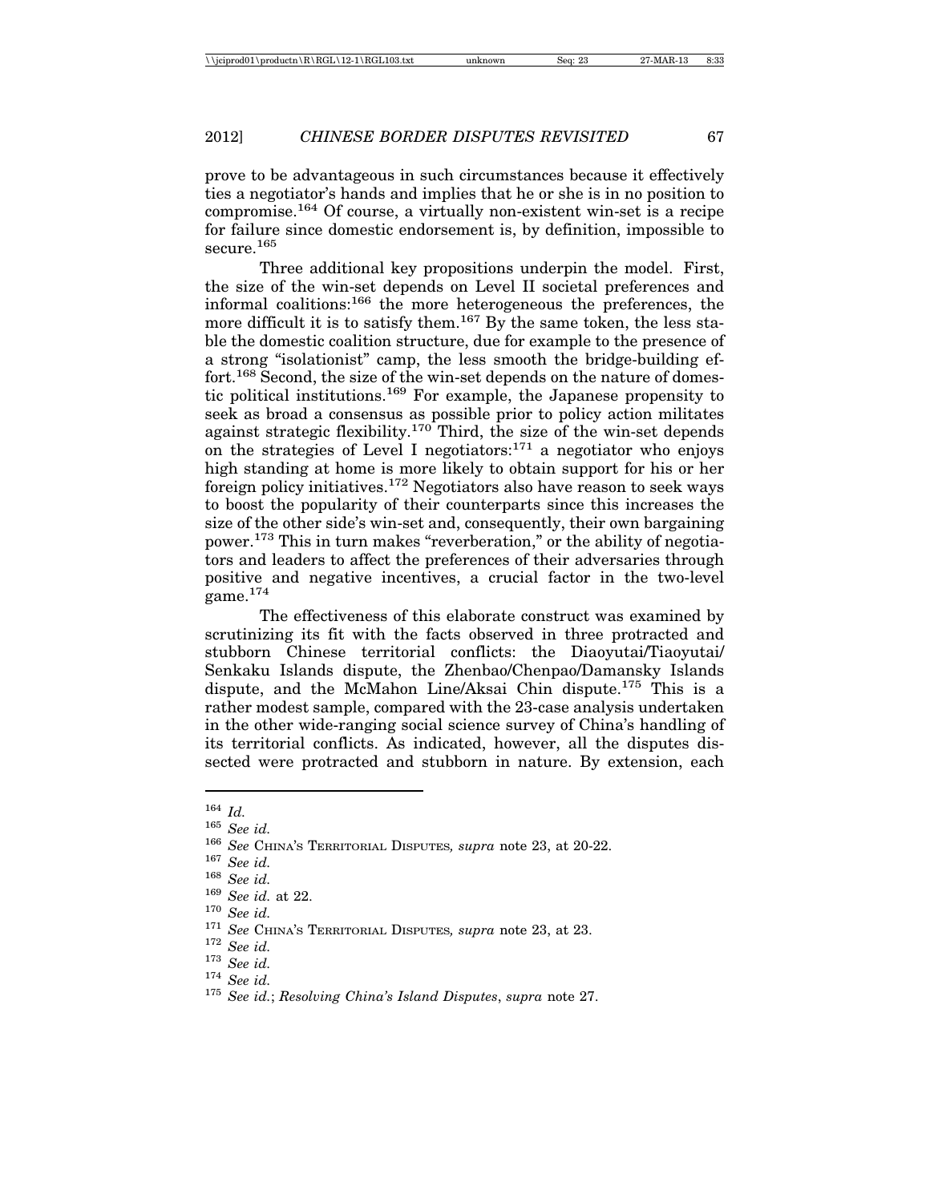prove to be advantageous in such circumstances because it effectively ties a negotiator's hands and implies that he or she is in no position to compromise.[164] Of course, a virtually non-existent win-set is a recipe for failure since domestic endorsement is, by definition, impossible to secure.[165]

Three additional key propositions underpin the model. First, the size of the win-set depends on Level II societal preferences and informal coalitions:[166] the more heterogeneous the preferences, the more difficult it is to satisfy them.[167] By the same token, the less stable the domestic coalition structure, due for example to the presence of a strong "isolationist" camp, the less smooth the bridge-building effort.[168] Second, the size of the win-set depends on the nature of domestic political institutions.[169] For example, the Japanese propensity to seek as broad a consensus as possible prior to policy action militates against strategic flexibility.[170] Third, the size of the win-set depends on the strategies of Level I negotiators:[171] a negotiator who enjoys high standing at home is more likely to obtain support for his or her foreign policy initiatives.[172] Negotiators also have reason to seek ways to boost the popularity of their counterparts since this increases the size of the other side's win-set and, consequently, their own bargaining power.[173] This in turn makes "reverberation," or the ability of negotiators and leaders to affect the preferences of their adversaries through positive and negative incentives, a crucial factor in the two-level game.[174]

The effectiveness of this elaborate construct was examined by scrutinizing its fit with the facts observed in three protracted and stubborn Chinese territorial conflicts: the Diaoyutai/Tiaoyutai/Senkaku Islands dispute, the Zhenbao/Chenpao/Damansky Islands dispute, and the McMahon Line/Aksai Chin dispute.[175] This is a rather modest sample, compared with the 23-case analysis undertaken in the other wide-ranging social science survey of China's handling of its territorial conflicts. As indicated, however, all the disputes dissected were protracted and stubborn in nature. By extension, each

---

[164] *Id.*

[165] *See id.*

[166] *See* CHINA'S TERRITORIAL DISPUTES*, supra* note 23, at 20-22.

[167] *See id.*

[168] *See id.*

[169] *See id.* at 22.

[170] *See id.*

[171] *See* CHINA'S TERRITORIAL DISPUTES*, supra* note 23, at 23.

[172] *See id.*

[173] *See id.*

[174] *See id.*

[175] *See id.*; *Resolving China's Island Disputes*, *supra* note 27.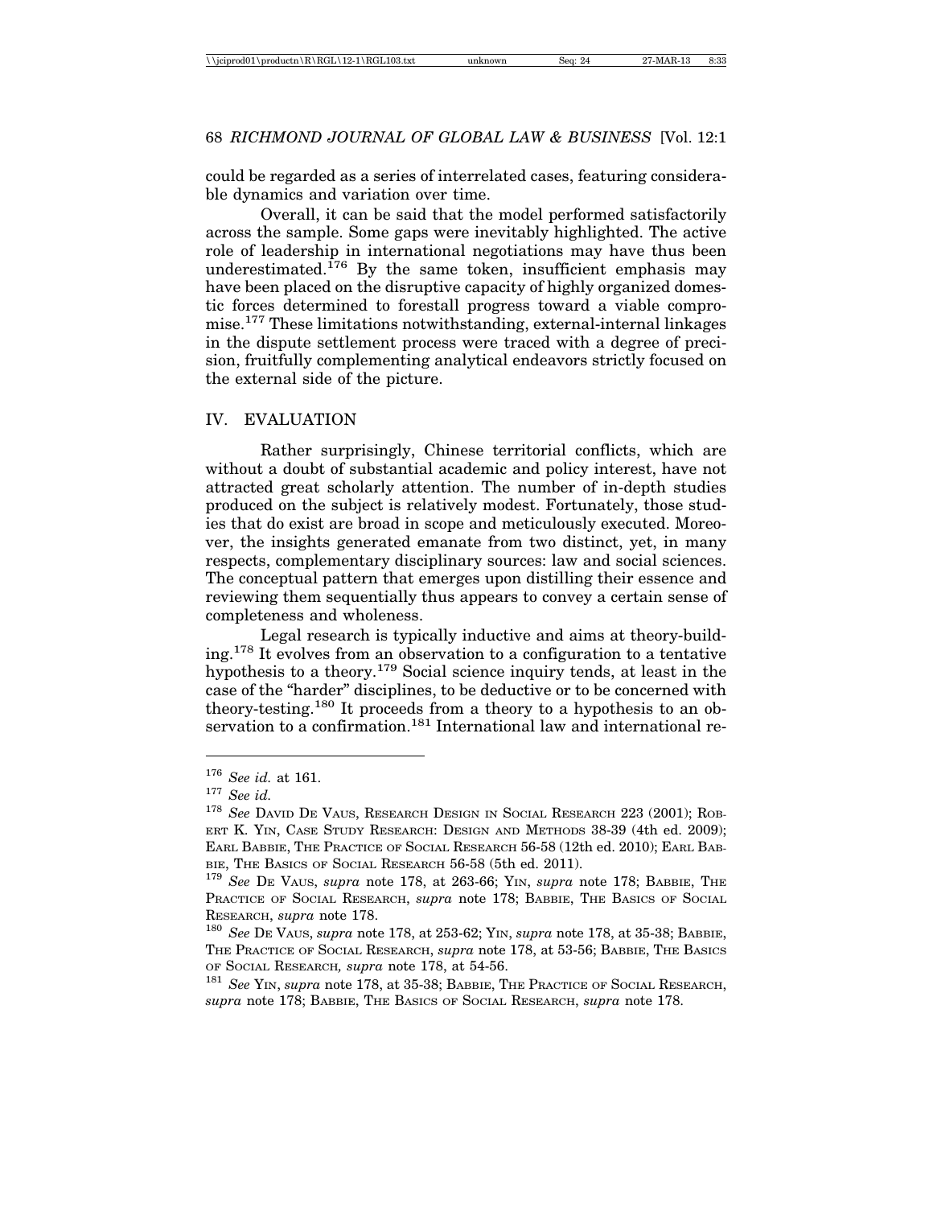could be regarded as a series of interrelated cases, featuring considerable dynamics and variation over time.

Overall, it can be said that the model performed satisfactorily across the sample. Some gaps were inevitably highlighted. The active role of leadership in international negotiations may have thus been underestimated.[176] By the same token, insufficient emphasis may have been placed on the disruptive capacity of highly organized domestic forces determined to forestall progress toward a viable compromise.[177] These limitations notwithstanding, external-internal linkages in the dispute settlement process were traced with a degree of precision, fruitfully complementing analytical endeavors strictly focused on the external side of the picture.

## IV. EVALUATION

Rather surprisingly, Chinese territorial conflicts, which are without a doubt of substantial academic and policy interest, have not attracted great scholarly attention. The number of in-depth studies produced on the subject is relatively modest. Fortunately, those studies that do exist are broad in scope and meticulously executed. Moreover, the insights generated emanate from two distinct, yet, in many respects, complementary disciplinary sources: law and social sciences. The conceptual pattern that emerges upon distilling their essence and reviewing them sequentially thus appears to convey a certain sense of completeness and wholeness.

Legal research is typically inductive and aims at theory-building.[178] It evolves from an observation to a configuration to a tentative hypothesis to a theory.[179] Social science inquiry tends, at least in the case of the "harder" disciplines, to be deductive or to be concerned with theory-testing.[180] It proceeds from a theory to a hypothesis to an observation to a confirmation.[181] International law and international re-

---

[176] *See id.* at 161.

[177] *See id.*

[178] *See* DAVID DE VAUS, RESEARCH DESIGN IN SOCIAL RESEARCH 223 (2001); ROBERT K. YIN, CASE STUDY RESEARCH: DESIGN AND METHODS 38-39 (4th ed. 2009); EARL BABBIE, THE PRACTICE OF SOCIAL RESEARCH 56-58 (12th ed. 2010); EARL BABBIE, THE BASICS OF SOCIAL RESEARCH 56-58 (5th ed. 2011).

[179] *See* DE VAUS, *supra* note 178, at 263-66; YIN, *supra* note 178; BABBIE, THE PRACTICE OF SOCIAL RESEARCH, *supra* note 178; BABBIE, THE BASICS OF SOCIAL RESEARCH, *supra* note 178.

[180] *See* DE VAUS, *supra* note 178, at 253-62; YIN, *supra* note 178, at 35-38; BABBIE, THE PRACTICE OF SOCIAL RESEARCH, *supra* note 178, at 53-56; BABBIE, THE BASICS OF SOCIAL RESEARCH, *supra* note 178, at 54-56.

[181] *See* YIN, *supra* note 178, at 35-38; BABBIE, THE PRACTICE OF SOCIAL RESEARCH, *supra* note 178; BABBIE, THE BASICS OF SOCIAL RESEARCH, *supra* note 178.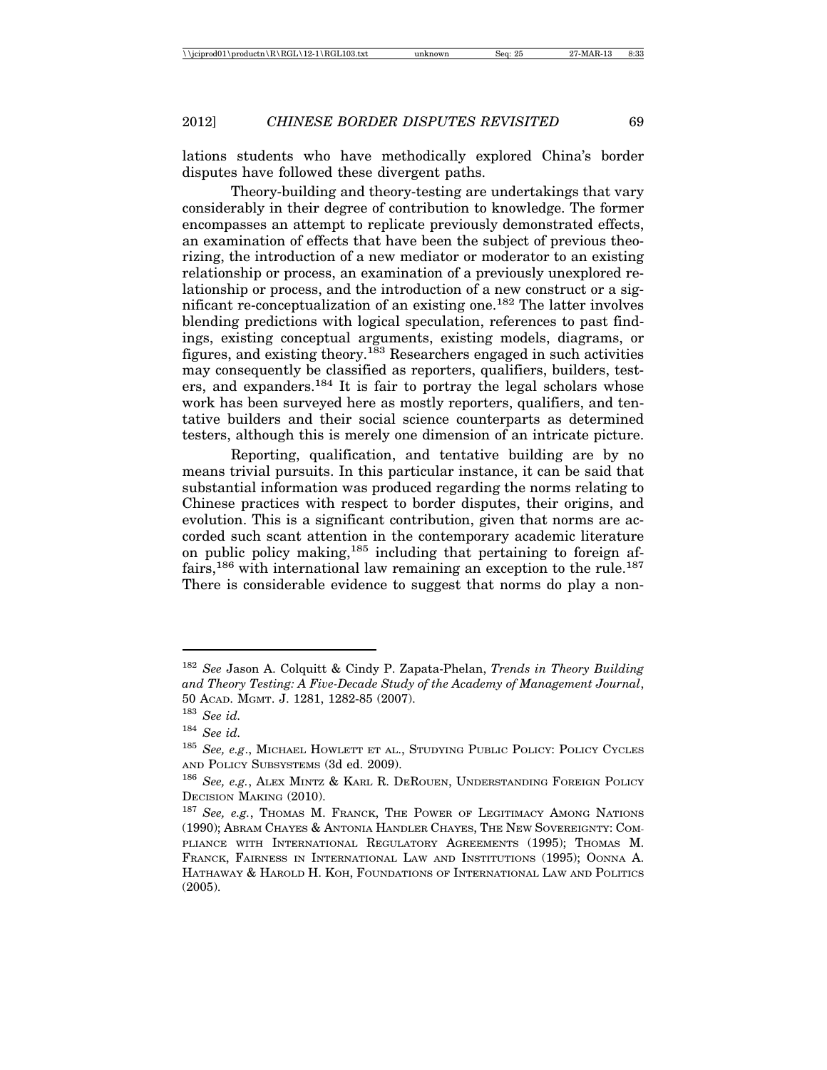lations students who have methodically explored China's border disputes have followed these divergent paths.

Theory-building and theory-testing are undertakings that vary considerably in their degree of contribution to knowledge. The former encompasses an attempt to replicate previously demonstrated effects, an examination of effects that have been the subject of previous theorizing, the introduction of a new mediator or moderator to an existing relationship or process, an examination of a previously unexplored relationship or process, and the introduction of a new construct or a significant re-conceptualization of an existing one.[182] The latter involves blending predictions with logical speculation, references to past findings, existing conceptual arguments, existing models, diagrams, or figures, and existing theory.[183] Researchers engaged in such activities may consequently be classified as reporters, qualifiers, builders, testers, and expanders.[184] It is fair to portray the legal scholars whose work has been surveyed here as mostly reporters, qualifiers, and tentative builders and their social science counterparts as determined testers, although this is merely one dimension of an intricate picture.

Reporting, qualification, and tentative building are by no means trivial pursuits. In this particular instance, it can be said that substantial information was produced regarding the norms relating to Chinese practices with respect to border disputes, their origins, and evolution. This is a significant contribution, given that norms are accorded such scant attention in the contemporary academic literature on public policy making,[185] including that pertaining to foreign affairs,[186] with international law remaining an exception to the rule.[187] There is considerable evidence to suggest that norms do play a non-

---

[182] *See* Jason A. Colquitt & Cindy P. Zapata-Phelan, *Trends in Theory Building and Theory Testing: A Five-Decade Study of the Academy of Management Journal*, 50 ACAD. MGMT. J. 1281, 1282-85 (2007).

[183] *See id.*

[184] *See id.*

[185] *See, e.g.*, MICHAEL HOWLETT ET AL., STUDYING PUBLIC POLICY: POLICY CYCLES AND POLICY SUBSYSTEMS (3d ed. 2009).

[186] *See, e.g.*, ALEX MINTZ & KARL R. DEROUEN, UNDERSTANDING FOREIGN POLICY DECISION MAKING (2010).

[187] *See, e.g.*, THOMAS M. FRANCK, THE POWER OF LEGITIMACY AMONG NATIONS (1990); ABRAM CHAYES & ANTONIA HANDLER CHAYES, THE NEW SOVEREIGNTY: COMPLIANCE WITH INTERNATIONAL REGULATORY AGREEMENTS (1995); THOMAS M. FRANCK, FAIRNESS IN INTERNATIONAL LAW AND INSTITUTIONS (1995); OONNA A. HATHAWAY & HAROLD H. KOH, FOUNDATIONS OF INTERNATIONAL LAW AND POLITICS (2005).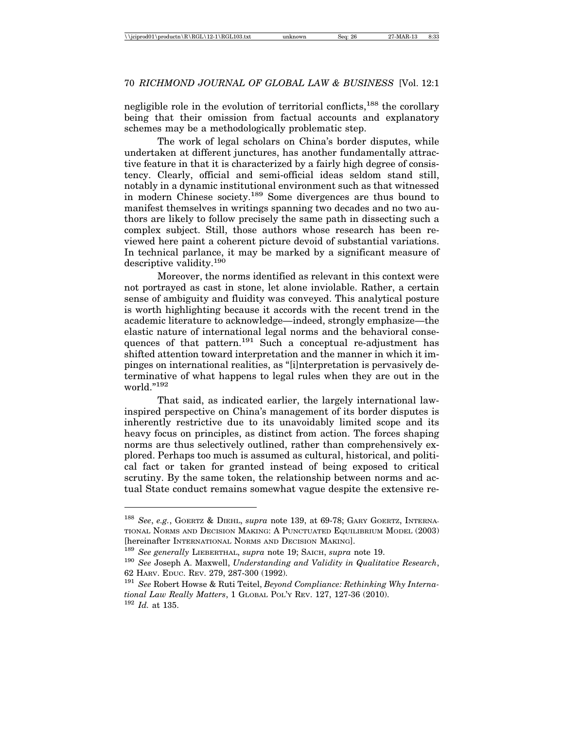negligible role in the evolution of territorial conflicts,[188] the corollary being that their omission from factual accounts and explanatory schemes may be a methodologically problematic step.

The work of legal scholars on China's border disputes, while undertaken at different junctures, has another fundamentally attractive feature in that it is characterized by a fairly high degree of consistency. Clearly, official and semi-official ideas seldom stand still, notably in a dynamic institutional environment such as that witnessed in modern Chinese society.[189] Some divergences are thus bound to manifest themselves in writings spanning two decades and no two authors are likely to follow precisely the same path in dissecting such a complex subject. Still, those authors whose research has been reviewed here paint a coherent picture devoid of substantial variations. In technical parlance, it may be marked by a significant measure of descriptive validity.[190]

Moreover, the norms identified as relevant in this context were not portrayed as cast in stone, let alone inviolable. Rather, a certain sense of ambiguity and fluidity was conveyed. This analytical posture is worth highlighting because it accords with the recent trend in the academic literature to acknowledge—indeed, strongly emphasize—the elastic nature of international legal norms and the behavioral consequences of that pattern.[191] Such a conceptual re-adjustment has shifted attention toward interpretation and the manner in which it impinges on international realities, as "[i]nterpretation is pervasively determinative of what happens to legal rules when they are out in the world."[192]

That said, as indicated earlier, the largely international law-inspired perspective on China's management of its border disputes is inherently restrictive due to its unavoidably limited scope and its heavy focus on principles, as distinct from action. The forces shaping norms are thus selectively outlined, rather than comprehensively explored. Perhaps too much is assumed as cultural, historical, and political fact or taken for granted instead of being exposed to critical scrutiny. By the same token, the relationship between norms and actual State conduct remains somewhat vague despite the extensive re-

---

[188] *See*, *e.g.*, GOERTZ & DIEHL, *supra* note 139, at 69-78; GARY GOERTZ, INTERNATIONAL NORMS AND DECISION MAKING: A PUNCTUATED EQUILIBRIUM MODEL (2003) [hereinafter INTERNATIONAL NORMS AND DECISION MAKING].

[189] *See generally* LIEBERTHAL, *supra* note 19; SAICH, *supra* note 19.

[190] *See* Joseph A. Maxwell, *Understanding and Validity in Qualitative Research*, 62 HARV. EDUC. REV. 279, 287-300 (1992).

[191] *See* Robert Howse & Ruti Teitel, *Beyond Compliance: Rethinking Why International Law Really Matters*, 1 GLOBAL POL'Y REV. 127, 127-36 (2010).

[192] *Id.* at 135.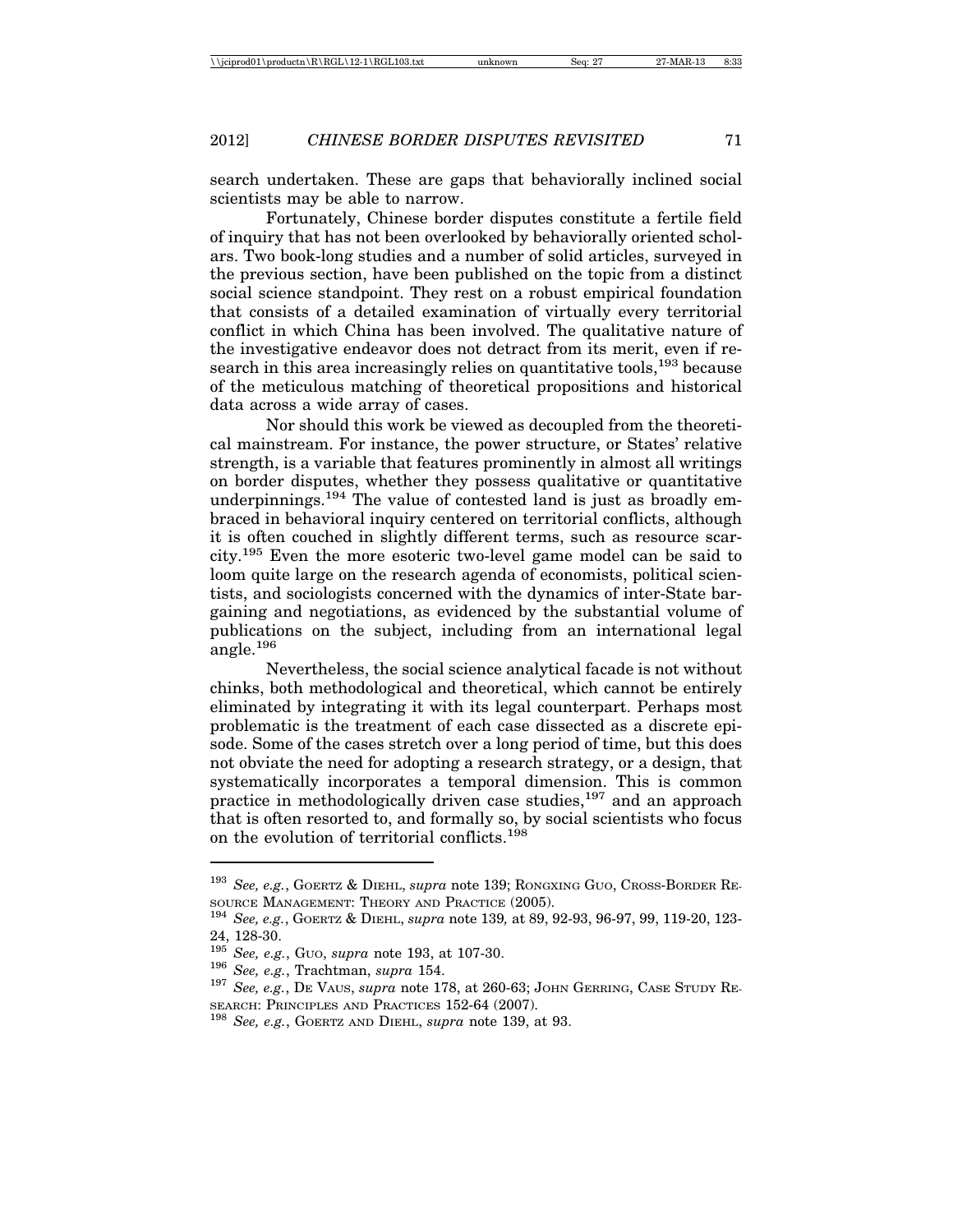search undertaken. These are gaps that behaviorally inclined social scientists may be able to narrow.

Fortunately, Chinese border disputes constitute a fertile field of inquiry that has not been overlooked by behaviorally oriented scholars. Two book-long studies and a number of solid articles, surveyed in the previous section, have been published on the topic from a distinct social science standpoint. They rest on a robust empirical foundation that consists of a detailed examination of virtually every territorial conflict in which China has been involved. The qualitative nature of the investigative endeavor does not detract from its merit, even if research in this area increasingly relies on quantitative tools,[193] because of the meticulous matching of theoretical propositions and historical data across a wide array of cases.

Nor should this work be viewed as decoupled from the theoretical mainstream. For instance, the power structure, or States' relative strength, is a variable that features prominently in almost all writings on border disputes, whether they possess qualitative or quantitative underpinnings.[194] The value of contested land is just as broadly embraced in behavioral inquiry centered on territorial conflicts, although it is often couched in slightly different terms, such as resource scarcity.[195] Even the more esoteric two-level game model can be said to loom quite large on the research agenda of economists, political scientists, and sociologists concerned with the dynamics of inter-State bargaining and negotiations, as evidenced by the substantial volume of publications on the subject, including from an international legal angle.[196]

Nevertheless, the social science analytical facade is not without chinks, both methodological and theoretical, which cannot be entirely eliminated by integrating it with its legal counterpart. Perhaps most problematic is the treatment of each case dissected as a discrete episode. Some of the cases stretch over a long period of time, but this does not obviate the need for adopting a research strategy, or a design, that systematically incorporates a temporal dimension. This is common practice in methodologically driven case studies,[197] and an approach that is often resorted to, and formally so, by social scientists who focus on the evolution of territorial conflicts.[198]

---

[193] *See, e.g.*, GOERTZ & DIEHL, *supra* note 139; RONGXING GUO, CROSS-BORDER RESOURCE MANAGEMENT: THEORY AND PRACTICE (2005).

[194] *See, e.g.*, GOERTZ & DIEHL, *supra* note 139*,* at 89, 92-93, 96-97, 99, 119-20, 123-24, 128-30.

[195] *See, e.g.*, GUO, *supra* note 193, at 107-30.

[196] *See, e.g.*, Trachtman, *supra* 154.

[197] *See, e.g.*, DE VAUS, *supra* note 178, at 260-63; JOHN GERRING, CASE STUDY RESEARCH: PRINCIPLES AND PRACTICES 152-64 (2007).

[198] *See, e.g.*, GOERTZ AND DIEHL, *supra* note 139, at 93.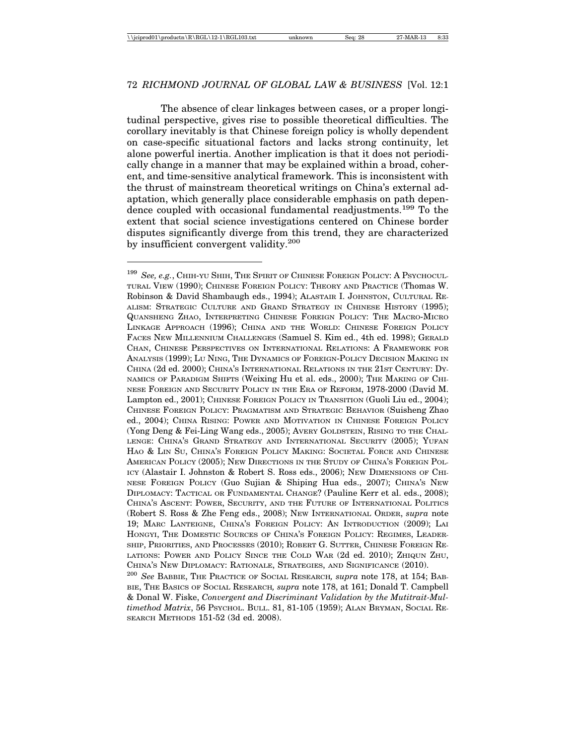The absence of clear linkages between cases, or a proper longitudinal perspective, gives rise to possible theoretical difficulties. The corollary inevitably is that Chinese foreign policy is wholly dependent on case-specific situational factors and lacks strong continuity, let alone powerful inertia. Another implication is that it does not periodically change in a manner that may be explained within a broad, coherent, and time-sensitive analytical framework. This is inconsistent with the thrust of mainstream theoretical writings on China's external adaptation, which generally place considerable emphasis on path dependence coupled with occasional fundamental readjustments.[199] To the extent that social science investigations centered on Chinese border disputes significantly diverge from this trend, they are characterized by insufficient convergent validity.[200]

---

[199] *See, e.g.*, CHIH-YU SHIH, THE SPIRIT OF CHINESE FOREIGN POLICY: A PSYCHOCULTURAL VIEW (1990); CHINESE FOREIGN POLICY: THEORY AND PRACTICE (Thomas W. Robinson & David Shambaugh eds., 1994); ALASTAIR I. JOHNSTON, CULTURAL REALISM: STRATEGIC CULTURE AND GRAND STRATEGY IN CHINESE HISTORY (1995); QUANSHENG ZHAO, INTERPRETING CHINESE FOREIGN POLICY: THE MACRO-MICRO LINKAGE APPROACH (1996); CHINA AND THE WORLD: CHINESE FOREIGN POLICY FACES NEW MILLENNIUM CHALLENGES (Samuel S. Kim ed., 4th ed. 1998); GERALD CHAN, CHINESE PERSPECTIVES ON INTERNATIONAL RELATIONS: A FRAMEWORK FOR ANALYSIS (1999); LU NING, THE DYNAMICS OF FOREIGN-POLICY DECISION MAKING IN CHINA (2d ed. 2000); CHINA'S INTERNATIONAL RELATIONS IN THE 21ST CENTURY: DYNAMICS OF PARADIGM SHIFTS (Weixing Hu et al. eds., 2000); THE MAKING OF CHINESE FOREIGN AND SECURITY POLICY IN THE ERA OF REFORM, 1978-2000 (David M. Lampton ed., 2001); CHINESE FOREIGN POLICY IN TRANSITION (Guoli Liu ed., 2004); CHINESE FOREIGN POLICY: PRAGMATISM AND STRATEGIC BEHAVIOR (Suisheng Zhao ed., 2004); CHINA RISING: POWER AND MOTIVATION IN CHINESE FOREIGN POLICY (Yong Deng & Fei-Ling Wang eds., 2005); AVERY GOLDSTEIN, RISING TO THE CHALLENGE: CHINA'S GRAND STRATEGY AND INTERNATIONAL SECURITY (2005); YUFAN HAO & LIN SU, CHINA'S FOREIGN POLICY MAKING: SOCIETAL FORCE AND CHINESE AMERICAN POLICY (2005); NEW DIRECTIONS IN THE STUDY OF CHINA'S FOREIGN POLICY (Alastair I. Johnston & Robert S. Ross eds., 2006); NEW DIMENSIONS OF CHINESE FOREIGN POLICY (Guo Sujian & Shiping Hua eds., 2007); CHINA'S NEW DIPLOMACY: TACTICAL OR FUNDAMENTAL CHANGE? (Pauline Kerr et al. eds., 2008); CHINA'S ASCENT: POWER, SECURITY, AND THE FUTURE OF INTERNATIONAL POLITICS (Robert S. Ross & Zhe Feng eds., 2008); NEW INTERNATIONAL ORDER, *supra* note 19; MARC LANTEIGNE, CHINA'S FOREIGN POLICY: AN INTRODUCTION (2009); LAI HONGYI, THE DOMESTIC SOURCES OF CHINA'S FOREIGN POLICY: REGIMES, LEADERSHIP, PRIORITIES, AND PROCESSES (2010); ROBERT G. SUTTER, CHINESE FOREIGN RELATIONS: POWER AND POLICY SINCE THE COLD WAR (2d ed. 2010); ZHIQUN ZHU, CHINA'S NEW DIPLOMACY: RATIONALE, STRATEGIES, AND SIGNIFICANCE (2010).

[200] *See* BABBIE, THE PRACTICE OF SOCIAL RESEARCH, *supra* note 178, at 154; BABBIE, THE BASICS OF SOCIAL RESEARCH, *supra* note 178, at 161; Donald T. Campbell & Donal W. Fiske, *Convergent and Discriminant Validation by the Mutitrait-Multimethod Matrix*, 56 PSYCHOL. BULL. 81, 81-105 (1959); ALAN BRYMAN, SOCIAL RESEARCH METHODS 151-52 (3d ed. 2008).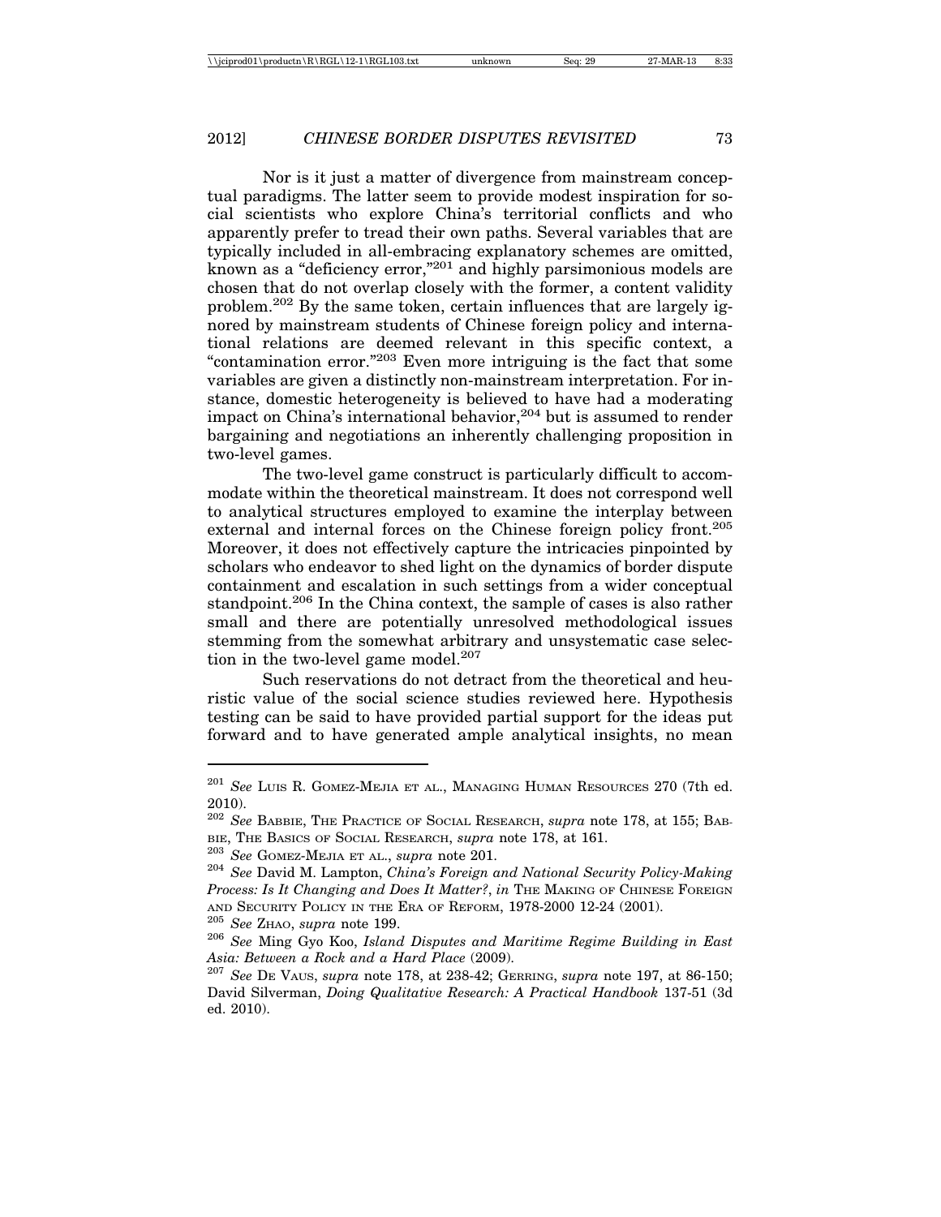Nor is it just a matter of divergence from mainstream conceptual paradigms. The latter seem to provide modest inspiration for social scientists who explore China's territorial conflicts and who apparently prefer to tread their own paths. Several variables that are typically included in all-embracing explanatory schemes are omitted, known as a "deficiency error,"[201] and highly parsimonious models are chosen that do not overlap closely with the former, a content validity problem.[202] By the same token, certain influences that are largely ignored by mainstream students of Chinese foreign policy and international relations are deemed relevant in this specific context, a "contamination error."[203] Even more intriguing is the fact that some variables are given a distinctly non-mainstream interpretation. For instance, domestic heterogeneity is believed to have had a moderating impact on China's international behavior,[204] but is assumed to render bargaining and negotiations an inherently challenging proposition in two-level games.

The two-level game construct is particularly difficult to accommodate within the theoretical mainstream. It does not correspond well to analytical structures employed to examine the interplay between external and internal forces on the Chinese foreign policy front.[205] Moreover, it does not effectively capture the intricacies pinpointed by scholars who endeavor to shed light on the dynamics of border dispute containment and escalation in such settings from a wider conceptual standpoint.[206] In the China context, the sample of cases is also rather small and there are potentially unresolved methodological issues stemming from the somewhat arbitrary and unsystematic case selection in the two-level game model.[207]

Such reservations do not detract from the theoretical and heuristic value of the social science studies reviewed here. Hypothesis testing can be said to have provided partial support for the ideas put forward and to have generated ample analytical insights, no mean

---

[201] *See* Luis R. Gomez-Mejia et al., Managing Human Resources 270 (7th ed. 2010).

[202] *See* Babbie, The Practice of Social Research, *supra* note 178, at 155; Babbie, The Basics of Social Research, *supra* note 178, at 161.

[203] *See* Gomez-Mejia et al., *supra* note 201.

[204] *See* David M. Lampton, *China's Foreign and National Security Policy-Making Process: Is It Changing and Does It Matter?*, *in* The Making of Chinese Foreign and Security Policy in the Era of Reform, 1978-2000 12-24 (2001).

[205] *See* Zhao, *supra* note 199.

[206] *See* Ming Gyo Koo, *Island Disputes and Maritime Regime Building in East Asia: Between a Rock and a Hard Place* (2009).

[207] *See* De Vaus, *supra* note 178, at 238-42; Gerring, *supra* note 197, at 86-150; David Silverman, *Doing Qualitative Research: A Practical Handbook* 137-51 (3d ed. 2010).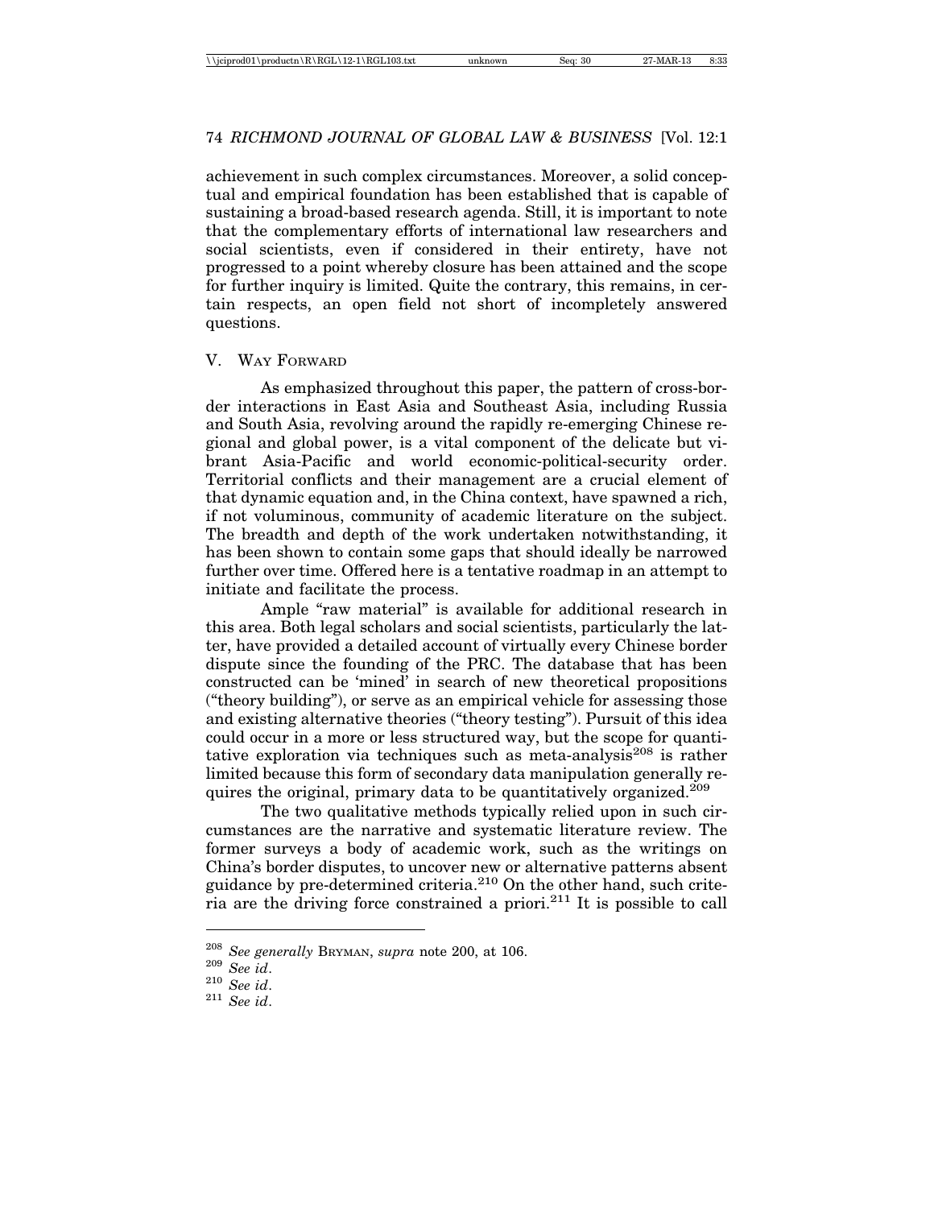achievement in such complex circumstances. Moreover, a solid conceptual and empirical foundation has been established that is capable of sustaining a broad-based research agenda. Still, it is important to note that the complementary efforts of international law researchers and social scientists, even if considered in their entirety, have not progressed to a point whereby closure has been attained and the scope for further inquiry is limited. Quite the contrary, this remains, in certain respects, an open field not short of incompletely answered questions.

## V. Way Forward

As emphasized throughout this paper, the pattern of cross-border interactions in East Asia and Southeast Asia, including Russia and South Asia, revolving around the rapidly re-emerging Chinese regional and global power, is a vital component of the delicate but vibrant Asia-Pacific and world economic-political-security order. Territorial conflicts and their management are a crucial element of that dynamic equation and, in the China context, have spawned a rich, if not voluminous, community of academic literature on the subject. The breadth and depth of the work undertaken notwithstanding, it has been shown to contain some gaps that should ideally be narrowed further over time. Offered here is a tentative roadmap in an attempt to initiate and facilitate the process.

Ample "raw material" is available for additional research in this area. Both legal scholars and social scientists, particularly the latter, have provided a detailed account of virtually every Chinese border dispute since the founding of the PRC. The database that has been constructed can be 'mined' in search of new theoretical propositions ("theory building"), or serve as an empirical vehicle for assessing those and existing alternative theories ("theory testing"). Pursuit of this idea could occur in a more or less structured way, but the scope for quantitative exploration via techniques such as meta-analysis[208] is rather limited because this form of secondary data manipulation generally requires the original, primary data to be quantitatively organized.[209]

The two qualitative methods typically relied upon in such circumstances are the narrative and systematic literature review. The former surveys a body of academic work, such as the writings on China's border disputes, to uncover new or alternative patterns absent guidance by pre-determined criteria.[210] On the other hand, such criteria are the driving force constrained a priori.[211] It is possible to call

---

[208] *See generally* Bryman, *supra* note 200, at 106.

[209] *See id*.

[210] *See id*.

[211] *See id*.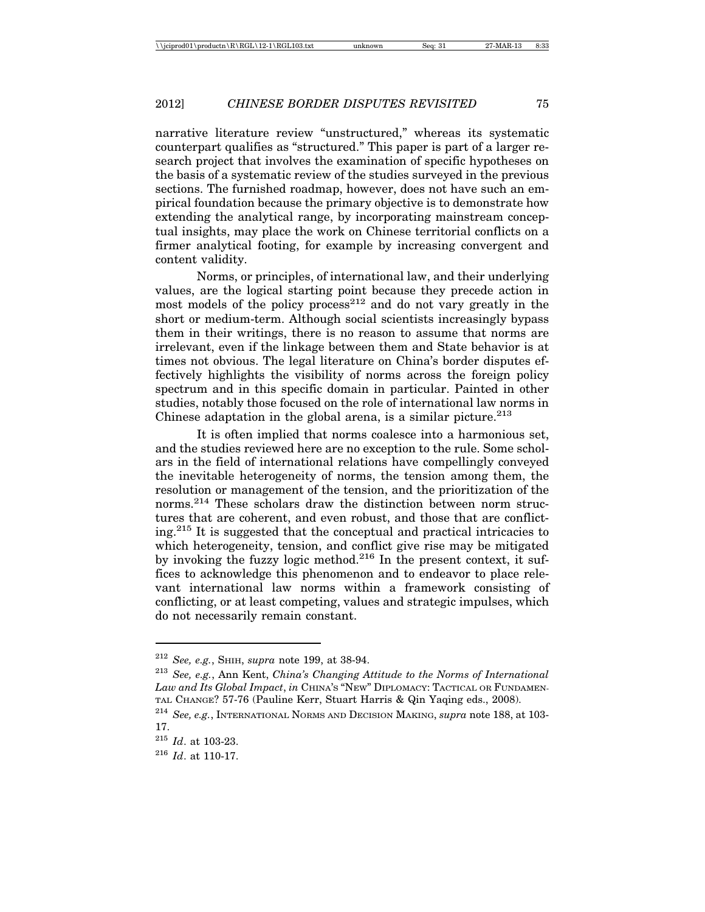narrative literature review "unstructured," whereas its systematic counterpart qualifies as "structured." This paper is part of a larger research project that involves the examination of specific hypotheses on the basis of a systematic review of the studies surveyed in the previous sections. The furnished roadmap, however, does not have such an empirical foundation because the primary objective is to demonstrate how extending the analytical range, by incorporating mainstream conceptual insights, may place the work on Chinese territorial conflicts on a firmer analytical footing, for example by increasing convergent and content validity.

Norms, or principles, of international law, and their underlying values, are the logical starting point because they precede action in most models of the policy process[212] and do not vary greatly in the short or medium-term. Although social scientists increasingly bypass them in their writings, there is no reason to assume that norms are irrelevant, even if the linkage between them and State behavior is at times not obvious. The legal literature on China's border disputes effectively highlights the visibility of norms across the foreign policy spectrum and in this specific domain in particular. Painted in other studies, notably those focused on the role of international law norms in Chinese adaptation in the global arena, is a similar picture.[213]

It is often implied that norms coalesce into a harmonious set, and the studies reviewed here are no exception to the rule. Some scholars in the field of international relations have compellingly conveyed the inevitable heterogeneity of norms, the tension among them, the resolution or management of the tension, and the prioritization of the norms.[214] These scholars draw the distinction between norm structures that are coherent, and even robust, and those that are conflicting.[215] It is suggested that the conceptual and practical intricacies to which heterogeneity, tension, and conflict give rise may be mitigated by invoking the fuzzy logic method.[216] In the present context, it suffices to acknowledge this phenomenon and to endeavor to place relevant international law norms within a framework consisting of conflicting, or at least competing, values and strategic impulses, which do not necessarily remain constant.

---

[212] *See, e.g.*, SHIH, *supra* note 199, at 38-94.

[213] *See, e.g.*, Ann Kent, *China's Changing Attitude to the Norms of International Law and Its Global Impact*, *in* CHINA'S "NEW" DIPLOMACY: TACTICAL OR FUNDAMENTAL CHANGE? 57-76 (Pauline Kerr, Stuart Harris & Qin Yaqing eds., 2008).

[214] *See, e.g.*, INTERNATIONAL NORMS AND DECISION MAKING, *supra* note 188, at 103-17.

[215] *Id*. at 103-23.

[216] *Id*. at 110-17.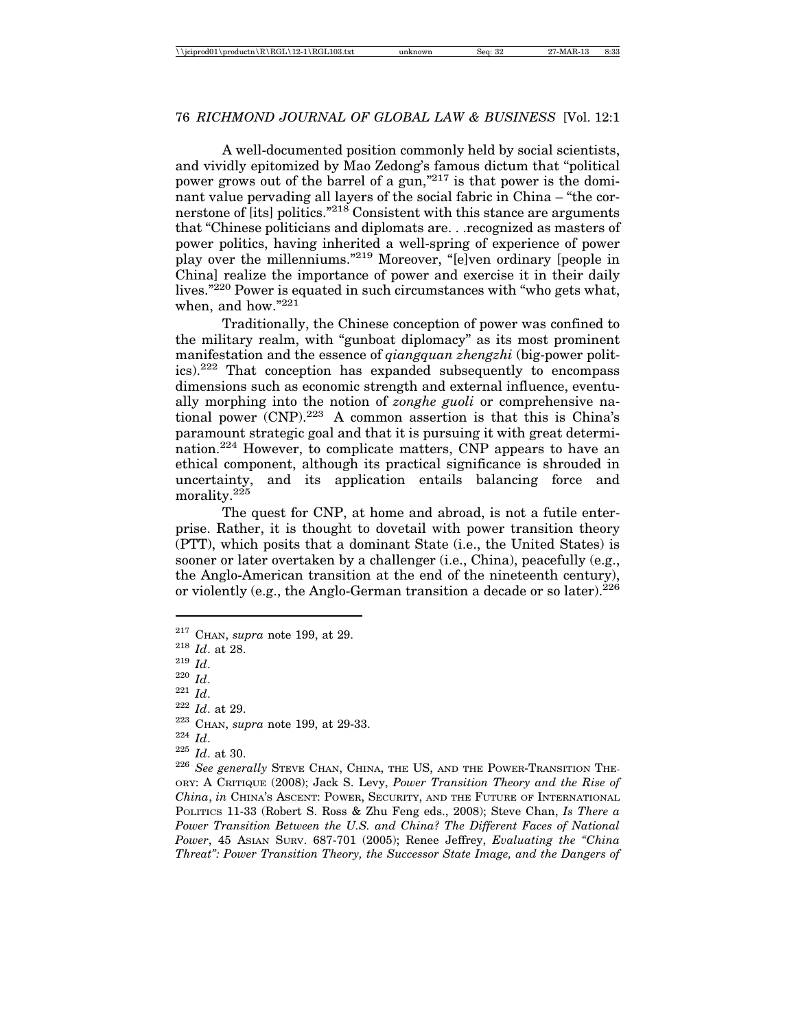A well-documented position commonly held by social scientists, and vividly epitomized by Mao Zedong's famous dictum that "political power grows out of the barrel of a gun,"[217] is that power is the dominant value pervading all layers of the social fabric in China – "the cornerstone of [its] politics."[218] Consistent with this stance are arguments that "Chinese politicians and diplomats are. . .recognized as masters of power politics, having inherited a well-spring of experience of power play over the millenniums."[219] Moreover, "[e]ven ordinary [people in China] realize the importance of power and exercise it in their daily lives."[220] Power is equated in such circumstances with "who gets what, when, and how."[221]

Traditionally, the Chinese conception of power was confined to the military realm, with "gunboat diplomacy" as its most prominent manifestation and the essence of *qiangquan zhengzhi* (big-power politics).[222] That conception has expanded subsequently to encompass dimensions such as economic strength and external influence, eventually morphing into the notion of *zonghe guoli* or comprehensive national power (CNP).[223] A common assertion is that this is China's paramount strategic goal and that it is pursuing it with great determination.[224] However, to complicate matters, CNP appears to have an ethical component, although its practical significance is shrouded in uncertainty, and its application entails balancing force and morality.[225]

The quest for CNP, at home and abroad, is not a futile enterprise. Rather, it is thought to dovetail with power transition theory (PTT), which posits that a dominant State (i.e., the United States) is sooner or later overtaken by a challenger (i.e., China), peacefully (e.g., the Anglo-American transition at the end of the nineteenth century), or violently (e.g., the Anglo-German transition a decade or so later).[226]

---

[217] CHAN, *supra* note 199, at 29.

[218] *Id*. at 28.

[219] *Id*.

[220] *Id*.

[221] *Id*.

[222] *Id*. at 29.

[223] CHAN, *supra* note 199, at 29-33.

[224] *Id*.

[225] *Id*. at 30.

[226] *See generally* STEVE CHAN, CHINA, THE US, AND THE POWER-TRANSITION THEORY: A CRITIQUE (2008); Jack S. Levy, *Power Transition Theory and the Rise of China*, *in* CHINA'S ASCENT: POWER, SECURITY, AND THE FUTURE OF INTERNATIONAL POLITICS 11-33 (Robert S. Ross & Zhu Feng eds., 2008); Steve Chan, *Is There a Power Transition Between the U.S. and China? The Different Faces of National Power*, 45 ASIAN SURV. 687-701 (2005); Renee Jeffrey, *Evaluating the "China Threat": Power Transition Theory, the Successor State Image, and the Dangers of*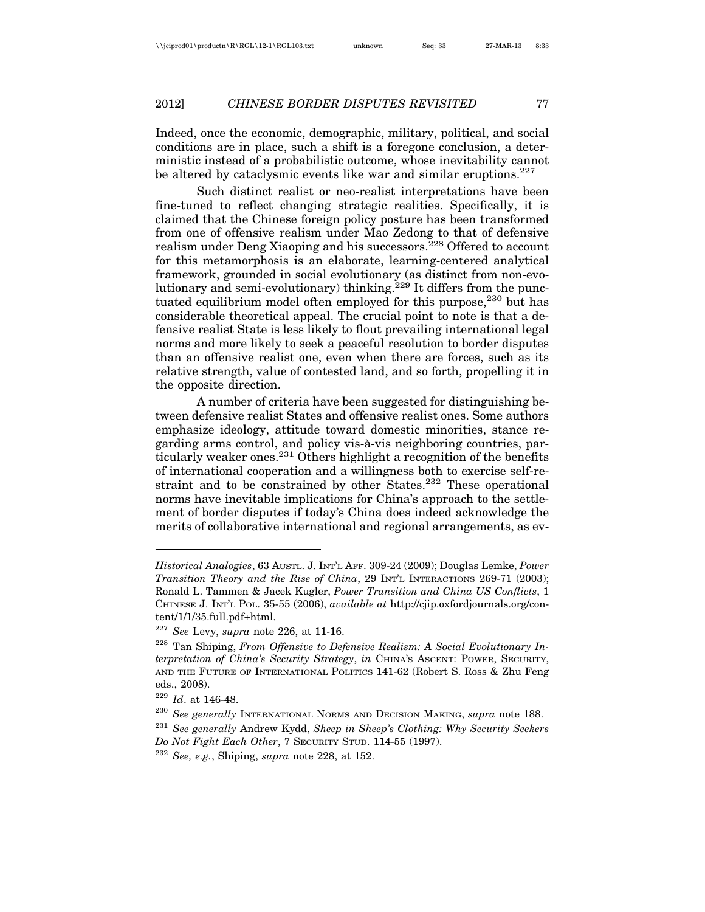Indeed, once the economic, demographic, military, political, and social conditions are in place, such a shift is a foregone conclusion, a deterministic instead of a probabilistic outcome, whose inevitability cannot be altered by cataclysmic events like war and similar eruptions.[227]

Such distinct realist or neo-realist interpretations have been fine-tuned to reflect changing strategic realities. Specifically, it is claimed that the Chinese foreign policy posture has been transformed from one of offensive realism under Mao Zedong to that of defensive realism under Deng Xiaoping and his successors.[228] Offered to account for this metamorphosis is an elaborate, learning-centered analytical framework, grounded in social evolutionary (as distinct from non-evolutionary and semi-evolutionary) thinking.[229] It differs from the punctuated equilibrium model often employed for this purpose,[230] but has considerable theoretical appeal. The crucial point to note is that a defensive realist State is less likely to flout prevailing international legal norms and more likely to seek a peaceful resolution to border disputes than an offensive realist one, even when there are forces, such as its relative strength, value of contested land, and so forth, propelling it in the opposite direction.

A number of criteria have been suggested for distinguishing between defensive realist States and offensive realist ones. Some authors emphasize ideology, attitude toward domestic minorities, stance regarding arms control, and policy vis-à-vis neighboring countries, particularly weaker ones.[231] Others highlight a recognition of the benefits of international cooperation and a willingness both to exercise self-restraint and to be constrained by other States.[232] These operational norms have inevitable implications for China's approach to the settlement of border disputes if today's China does indeed acknowledge the merits of collaborative international and regional arrangements, as ev-

---

*Historical Analogies*, 63 AUSTL. J. INT'L AFF. 309-24 (2009); Douglas Lemke, *Power Transition Theory and the Rise of China*, 29 INT'L INTERACTIONS 269-71 (2003); Ronald L. Tammen & Jacek Kugler, *Power Transition and China US Conflicts*, 1 CHINESE J. INT'L POL. 35-55 (2006), *available at* http://cjip.oxfordjournals.org/content/1/1/35.full.pdf+html.

[227] *See* Levy, *supra* note 226, at 11-16.

[228] Tan Shiping, *From Offensive to Defensive Realism: A Social Evolutionary Interpretation of China's Security Strategy*, *in* CHINA'S ASCENT: POWER, SECURITY, AND THE FUTURE OF INTERNATIONAL POLITICS 141-62 (Robert S. Ross & Zhu Feng eds., 2008).

[229] *Id*. at 146-48.

[230] *See generally* INTERNATIONAL NORMS AND DECISION MAKING, *supra* note 188.

[231] *See generally* Andrew Kydd, *Sheep in Sheep's Clothing: Why Security Seekers Do Not Fight Each Other*, 7 SECURITY STUD. 114-55 (1997).

[232] *See, e.g.*, Shiping, *supra* note 228, at 152.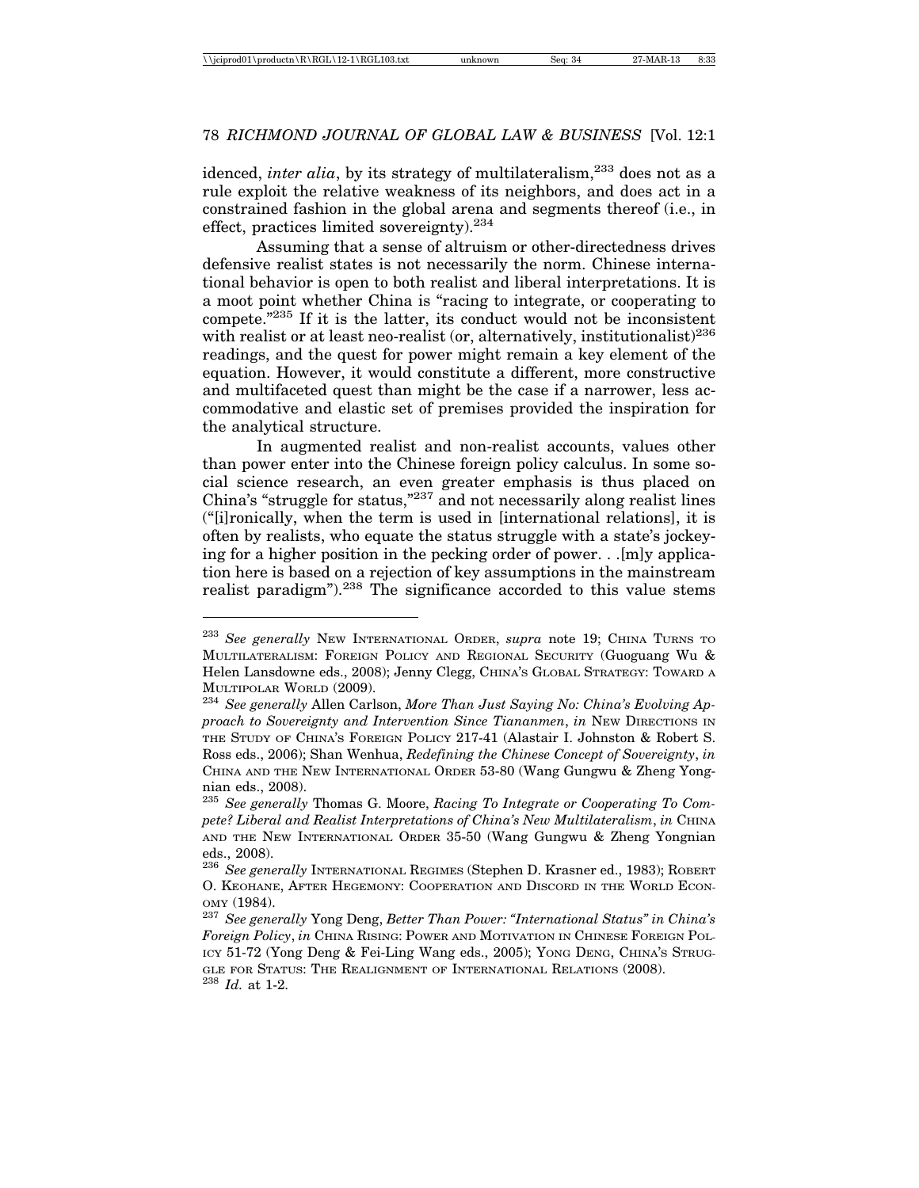idenced, *inter alia*, by its strategy of multilateralism,[233] does not as a rule exploit the relative weakness of its neighbors, and does act in a constrained fashion in the global arena and segments thereof (i.e., in effect, practices limited sovereignty).[234]

Assuming that a sense of altruism or other-directedness drives defensive realist states is not necessarily the norm. Chinese international behavior is open to both realist and liberal interpretations. It is a moot point whether China is "racing to integrate, or cooperating to compete."[235] If it is the latter, its conduct would not be inconsistent with realist or at least neo-realist (or, alternatively, institutionalist)[236] readings, and the quest for power might remain a key element of the equation. However, it would constitute a different, more constructive and multifaceted quest than might be the case if a narrower, less accommodative and elastic set of premises provided the inspiration for the analytical structure.

In augmented realist and non-realist accounts, values other than power enter into the Chinese foreign policy calculus. In some social science research, an even greater emphasis is thus placed on China's "struggle for status,"[237] and not necessarily along realist lines ("[i]ronically, when the term is used in [international relations], it is often by realists, who equate the status struggle with a state's jockeying for a higher position in the pecking order of power. . .[m]y application here is based on a rejection of key assumptions in the mainstream realist paradigm").[238] The significance accorded to this value stems

---

[233] *See generally* New International Order, *supra* note 19; China Turns to Multilateralism: Foreign Policy and Regional Security (Guoguang Wu & Helen Lansdowne eds., 2008); Jenny Clegg, China's Global Strategy: Toward a Multipolar World (2009).

[234] *See generally* Allen Carlson, *More Than Just Saying No: China's Evolving Approach to Sovereignty and Intervention Since Tiananmen*, *in* New Directions in the Study of China's Foreign Policy 217-41 (Alastair I. Johnston & Robert S. Ross eds., 2006); Shan Wenhua, *Redefining the Chinese Concept of Sovereignty*, *in* China and the New International Order 53-80 (Wang Gungwu & Zheng Yongnian eds., 2008).

[235] *See generally* Thomas G. Moore, *Racing To Integrate or Cooperating To Compete? Liberal and Realist Interpretations of China's New Multilateralism*, *in* China and the New International Order 35-50 (Wang Gungwu & Zheng Yongnian eds., 2008).

[236] *See generally* International Regimes (Stephen D. Krasner ed., 1983); Robert O. Keohane, After Hegemony: Cooperation and Discord in the World Economy (1984).

[237] *See generally* Yong Deng, *Better Than Power: "International Status" in China's Foreign Policy*, *in* China Rising: Power and Motivation in Chinese Foreign Policy 51-72 (Yong Deng & Fei-Ling Wang eds., 2005); Yong Deng, China's Struggle for Status: The Realignment of International Relations (2008).

[238] *Id.* at 1-2.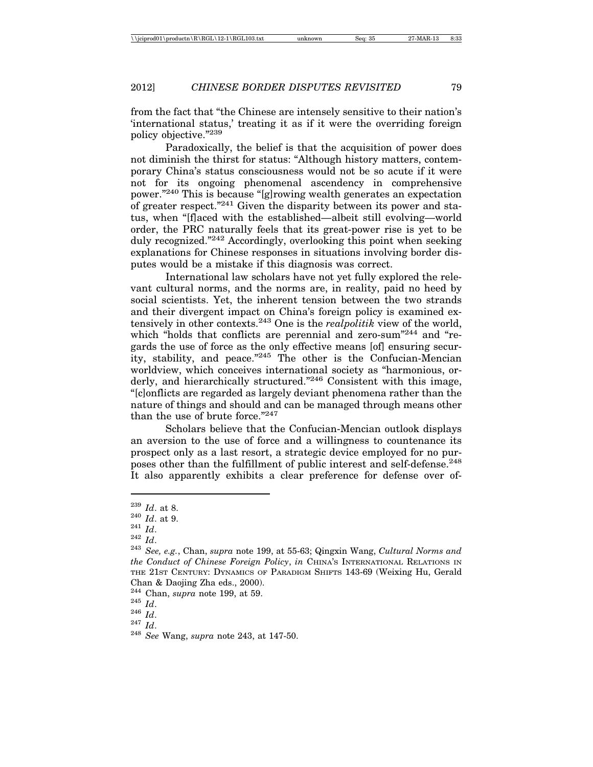from the fact that "the Chinese are intensely sensitive to their nation's 'international status,' treating it as if it were the overriding foreign policy objective."[239]

Paradoxically, the belief is that the acquisition of power does not diminish the thirst for status: "Although history matters, contemporary China's status consciousness would not be so acute if it were not for its ongoing phenomenal ascendency in comprehensive power."[240] This is because "[g]rowing wealth generates an expectation of greater respect."[241] Given the disparity between its power and status, when "[f]aced with the established—albeit still evolving—world order, the PRC naturally feels that its great-power rise is yet to be duly recognized."[242] Accordingly, overlooking this point when seeking explanations for Chinese responses in situations involving border disputes would be a mistake if this diagnosis was correct.

International law scholars have not yet fully explored the relevant cultural norms, and the norms are, in reality, paid no heed by social scientists. Yet, the inherent tension between the two strands and their divergent impact on China's foreign policy is examined extensively in other contexts.[243] One is the *realpolitik* view of the world, which "holds that conflicts are perennial and zero-sum"[244] and "regards the use of force as the only effective means [of] ensuring security, stability, and peace."[245] The other is the Confucian-Mencian worldview, which conceives international society as "harmonious, orderly, and hierarchically structured."[246] Consistent with this image, "[c]onflicts are regarded as largely deviant phenomena rather than the nature of things and should and can be managed through means other than the use of brute force."[247]

Scholars believe that the Confucian-Mencian outlook displays an aversion to the use of force and a willingness to countenance its prospect only as a last resort, a strategic device employed for no purposes other than the fulfillment of public interest and self-defense.[248] It also apparently exhibits a clear preference for defense over of-

---

[239] *Id*. at 8.

[240] *Id*. at 9.

[241] *Id*.

[242] *Id*.

[243] *See, e.g.*, Chan, *supra* note 199, at 55-63; Qingxin Wang, *Cultural Norms and the Conduct of Chinese Foreign Policy*, *in* CHINA'S INTERNATIONAL RELATIONS IN THE 21ST CENTURY: DYNAMICS OF PARADIGM SHIFTS 143-69 (Weixing Hu, Gerald Chan & Daojing Zha eds., 2000).

[244] Chan, *supra* note 199, at 59.

[245] *Id*.

[246] *Id*.

[247] *Id*.

[248] *See* Wang, *supra* note 243, at 147-50.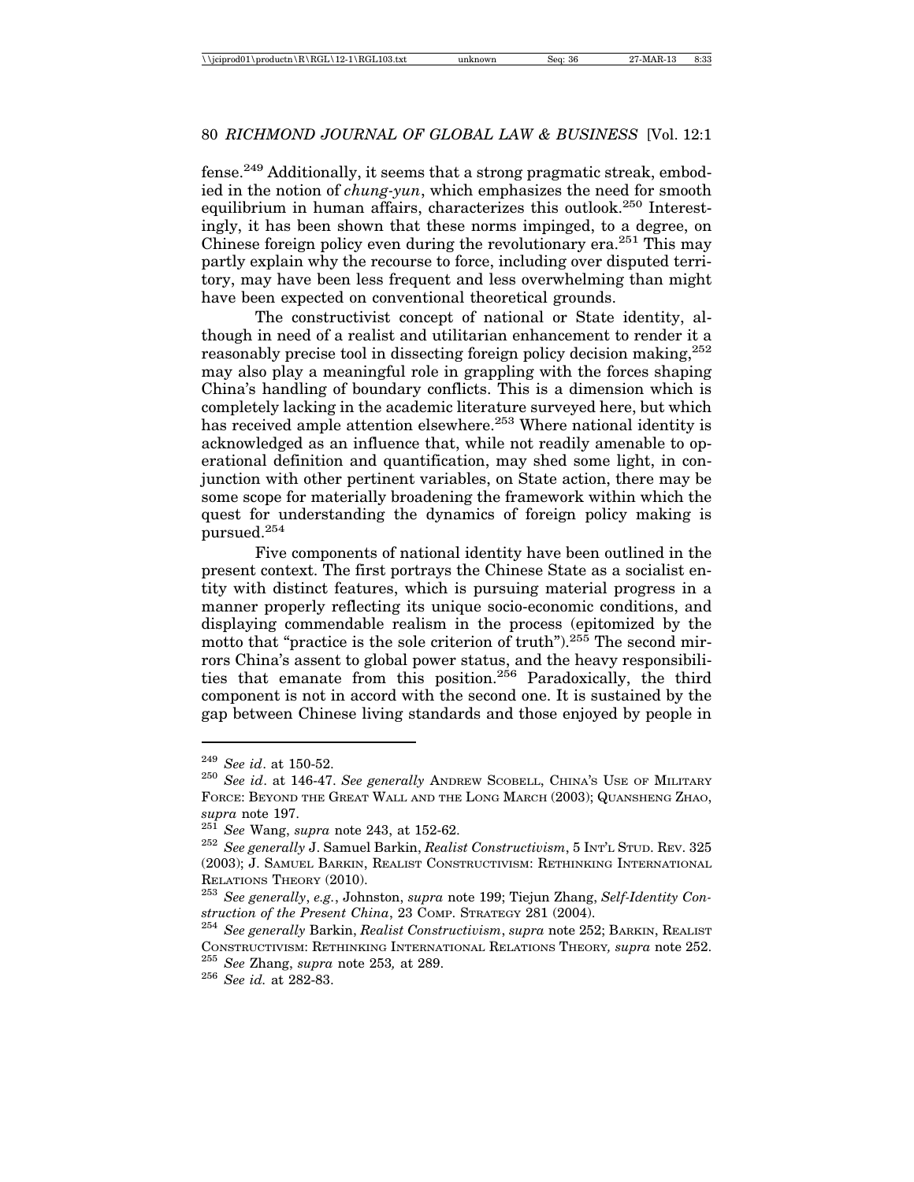fense.[249] Additionally, it seems that a strong pragmatic streak, embodied in the notion of *chung-yun*, which emphasizes the need for smooth equilibrium in human affairs, characterizes this outlook.[250] Interestingly, it has been shown that these norms impinged, to a degree, on Chinese foreign policy even during the revolutionary era.[251] This may partly explain why the recourse to force, including over disputed territory, may have been less frequent and less overwhelming than might have been expected on conventional theoretical grounds.

The constructivist concept of national or State identity, although in need of a realist and utilitarian enhancement to render it a reasonably precise tool in dissecting foreign policy decision making,[252] may also play a meaningful role in grappling with the forces shaping China's handling of boundary conflicts. This is a dimension which is completely lacking in the academic literature surveyed here, but which has received ample attention elsewhere.[253] Where national identity is acknowledged as an influence that, while not readily amenable to operational definition and quantification, may shed some light, in conjunction with other pertinent variables, on State action, there may be some scope for materially broadening the framework within which the quest for understanding the dynamics of foreign policy making is pursued.[254]

Five components of national identity have been outlined in the present context. The first portrays the Chinese State as a socialist entity with distinct features, which is pursuing material progress in a manner properly reflecting its unique socio-economic conditions, and displaying commendable realism in the process (epitomized by the motto that "practice is the sole criterion of truth").[255] The second mirrors China's assent to global power status, and the heavy responsibilities that emanate from this position.[256] Paradoxically, the third component is not in accord with the second one. It is sustained by the gap between Chinese living standards and those enjoyed by people in

---

[249] *See id*. at 150-52.

[250] *See id*. at 146-47. *See generally* ANDREW SCOBELL, CHINA'S USE OF MILITARY FORCE: BEYOND THE GREAT WALL AND THE LONG MARCH (2003); QUANSHENG ZHAO, *supra* note 197.

[251] *See* Wang, *supra* note 243, at 152-62.

[252] *See generally* J. Samuel Barkin, *Realist Constructivism*, 5 INT'L STUD. REV. 325 (2003); J. SAMUEL BARKIN, REALIST CONSTRUCTIVISM: RETHINKING INTERNATIONAL RELATIONS THEORY (2010).

[253] *See generally*, *e.g.*, Johnston, *supra* note 199; Tiejun Zhang, *Self-Identity Construction of the Present China*, 23 COMP. STRATEGY 281 (2004).

[254] *See generally* Barkin, *Realist Constructivism*, *supra* note 252; BARKIN, REALIST CONSTRUCTIVISM: RETHINKING INTERNATIONAL RELATIONS THEORY*, supra* note 252.

[255] *See* Zhang, *supra* note 253*,* at 289.

[256] *See id.* at 282-83.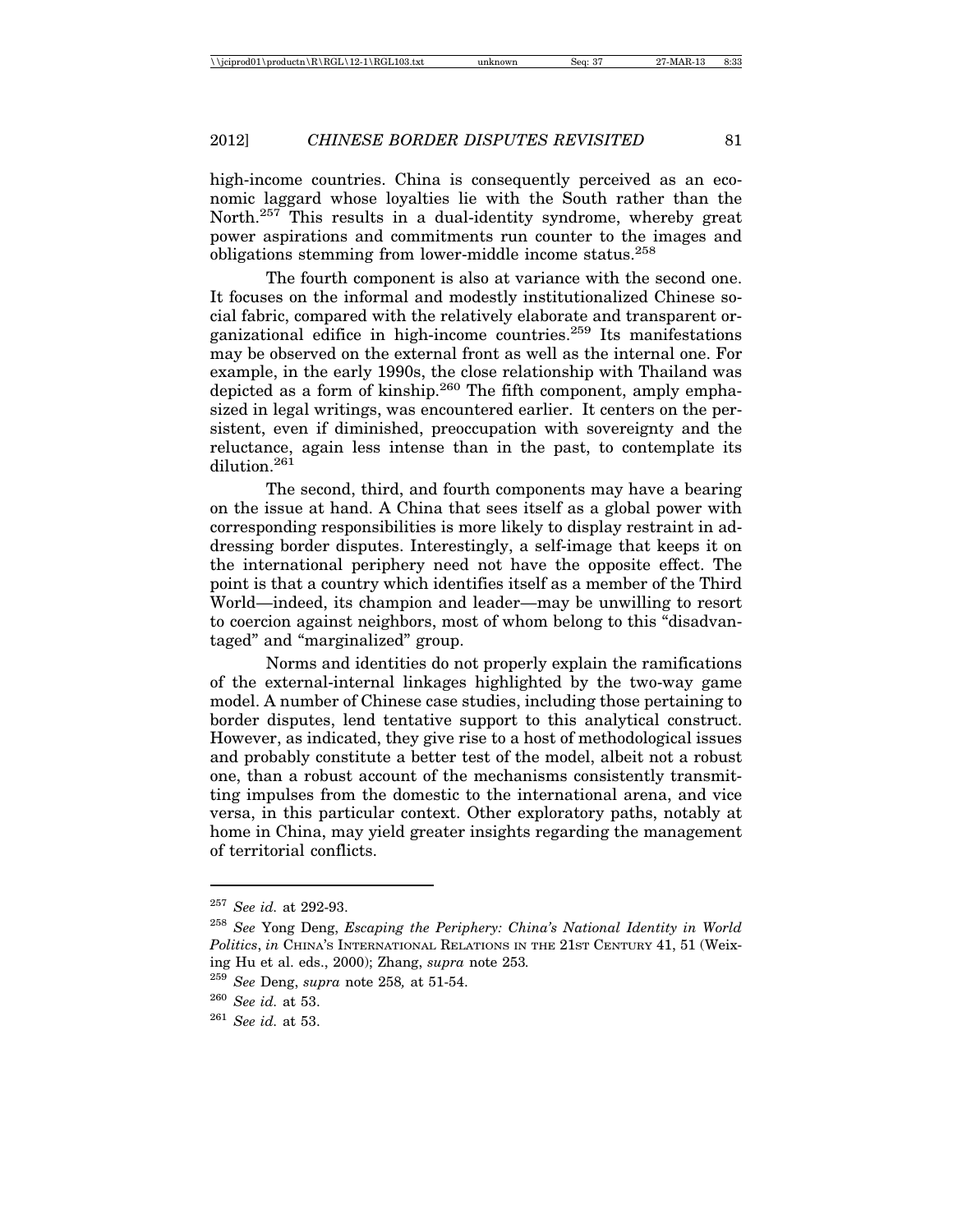high-income countries. China is consequently perceived as an economic laggard whose loyalties lie with the South rather than the North.[257] This results in a dual-identity syndrome, whereby great power aspirations and commitments run counter to the images and obligations stemming from lower-middle income status.[258]

The fourth component is also at variance with the second one. It focuses on the informal and modestly institutionalized Chinese social fabric, compared with the relatively elaborate and transparent organizational edifice in high-income countries.[259] Its manifestations may be observed on the external front as well as the internal one. For example, in the early 1990s, the close relationship with Thailand was depicted as a form of kinship.[260] The fifth component, amply emphasized in legal writings, was encountered earlier. It centers on the persistent, even if diminished, preoccupation with sovereignty and the reluctance, again less intense than in the past, to contemplate its dilution.[261]

The second, third, and fourth components may have a bearing on the issue at hand. A China that sees itself as a global power with corresponding responsibilities is more likely to display restraint in addressing border disputes. Interestingly, a self-image that keeps it on the international periphery need not have the opposite effect. The point is that a country which identifies itself as a member of the Third World—indeed, its champion and leader—may be unwilling to resort to coercion against neighbors, most of whom belong to this "disadvantaged" and "marginalized" group.

Norms and identities do not properly explain the ramifications of the external-internal linkages highlighted by the two-way game model. A number of Chinese case studies, including those pertaining to border disputes, lend tentative support to this analytical construct. However, as indicated, they give rise to a host of methodological issues and probably constitute a better test of the model, albeit not a robust one, than a robust account of the mechanisms consistently transmitting impulses from the domestic to the international arena, and vice versa, in this particular context. Other exploratory paths, notably at home in China, may yield greater insights regarding the management of territorial conflicts.

---

[257] *See id.* at 292-93.

[258] *See* Yong Deng, *Escaping the Periphery: China's National Identity in World Politics*, *in* CHINA'S INTERNATIONAL RELATIONS IN THE 21ST CENTURY 41, 51 (Weixing Hu et al. eds., 2000); Zhang, *supra* note 253*.*

[259] *See* Deng, *supra* note 258*,* at 51-54.

[260] *See id.* at 53.

[261] *See id.* at 53.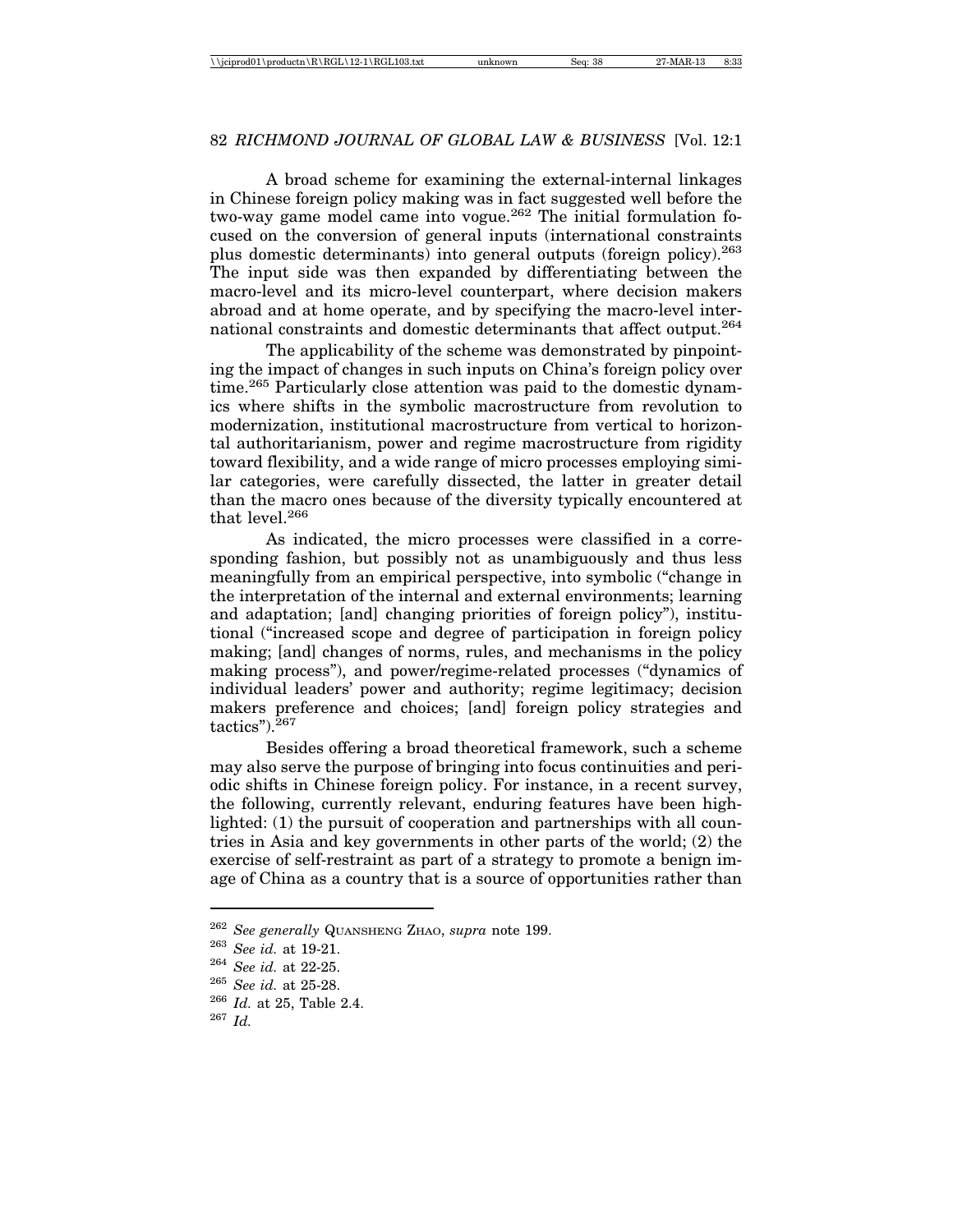A broad scheme for examining the external-internal linkages in Chinese foreign policy making was in fact suggested well before the two-way game model came into vogue.[262] The initial formulation focused on the conversion of general inputs (international constraints plus domestic determinants) into general outputs (foreign policy).[263] The input side was then expanded by differentiating between the macro-level and its micro-level counterpart, where decision makers abroad and at home operate, and by specifying the macro-level international constraints and domestic determinants that affect output.[264]

The applicability of the scheme was demonstrated by pinpointing the impact of changes in such inputs on China's foreign policy over time.[265] Particularly close attention was paid to the domestic dynamics where shifts in the symbolic macrostructure from revolution to modernization, institutional macrostructure from vertical to horizontal authoritarianism, power and regime macrostructure from rigidity toward flexibility, and a wide range of micro processes employing similar categories, were carefully dissected, the latter in greater detail than the macro ones because of the diversity typically encountered at that level.[266]

As indicated, the micro processes were classified in a corresponding fashion, but possibly not as unambiguously and thus less meaningfully from an empirical perspective, into symbolic ("change in the interpretation of the internal and external environments; learning and adaptation; [and] changing priorities of foreign policy"), institutional ("increased scope and degree of participation in foreign policy making; [and] changes of norms, rules, and mechanisms in the policy making process"), and power/regime-related processes ("dynamics of individual leaders' power and authority; regime legitimacy; decision makers preference and choices; [and] foreign policy strategies and tactics").[267]

Besides offering a broad theoretical framework, such a scheme may also serve the purpose of bringing into focus continuities and periodic shifts in Chinese foreign policy. For instance, in a recent survey, the following, currently relevant, enduring features have been highlighted: (1) the pursuit of cooperation and partnerships with all countries in Asia and key governments in other parts of the world; (2) the exercise of self-restraint as part of a strategy to promote a benign image of China as a country that is a source of opportunities rather than

---

[262] *See generally* QUANSHENG ZHAO, *supra* note 199.

[263] *See id.* at 19-21.

[264] *See id.* at 22-25.

[265] *See id.* at 25-28.

[266] *Id.* at 25, Table 2.4.

[267] *Id.*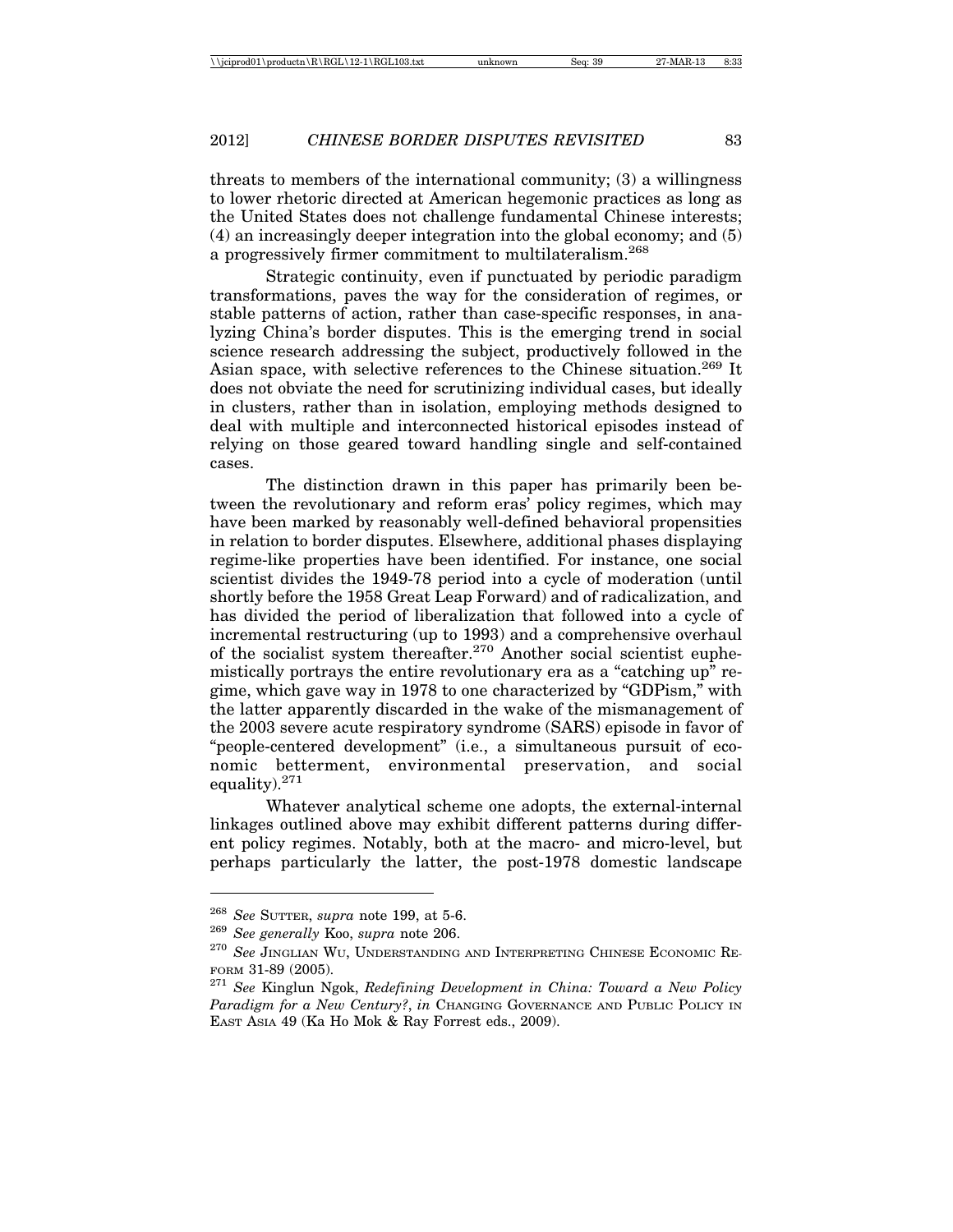threats to members of the international community; (3) a willingness to lower rhetoric directed at American hegemonic practices as long as the United States does not challenge fundamental Chinese interests; (4) an increasingly deeper integration into the global economy; and (5) a progressively firmer commitment to multilateralism.[268]

Strategic continuity, even if punctuated by periodic paradigm transformations, paves the way for the consideration of regimes, or stable patterns of action, rather than case-specific responses, in analyzing China's border disputes. This is the emerging trend in social science research addressing the subject, productively followed in the Asian space, with selective references to the Chinese situation.[269] It does not obviate the need for scrutinizing individual cases, but ideally in clusters, rather than in isolation, employing methods designed to deal with multiple and interconnected historical episodes instead of relying on those geared toward handling single and self-contained cases.

The distinction drawn in this paper has primarily been between the revolutionary and reform eras' policy regimes, which may have been marked by reasonably well-defined behavioral propensities in relation to border disputes. Elsewhere, additional phases displaying regime-like properties have been identified. For instance, one social scientist divides the 1949-78 period into a cycle of moderation (until shortly before the 1958 Great Leap Forward) and of radicalization, and has divided the period of liberalization that followed into a cycle of incremental restructuring (up to 1993) and a comprehensive overhaul of the socialist system thereafter.[270] Another social scientist euphemistically portrays the entire revolutionary era as a "catching up" regime, which gave way in 1978 to one characterized by "GDPism," with the latter apparently discarded in the wake of the mismanagement of the 2003 severe acute respiratory syndrome (SARS) episode in favor of "people-centered development" (i.e., a simultaneous pursuit of economic betterment, environmental preservation, and social equality).[271]

Whatever analytical scheme one adopts, the external-internal linkages outlined above may exhibit different patterns during different policy regimes. Notably, both at the macro- and micro-level, but perhaps particularly the latter, the post-1978 domestic landscape

---

[268] *See* SUTTER, *supra* note 199, at 5-6.

[269] *See generally* Koo, *supra* note 206.

[270] *See* JINGLIAN WU, UNDERSTANDING AND INTERPRETING CHINESE ECONOMIC REFORM 31-89 (2005).

[271] *See* Kinglun Ngok, *Redefining Development in China: Toward a New Policy Paradigm for a New Century?*, *in* CHANGING GOVERNANCE AND PUBLIC POLICY IN EAST ASIA 49 (Ka Ho Mok & Ray Forrest eds., 2009).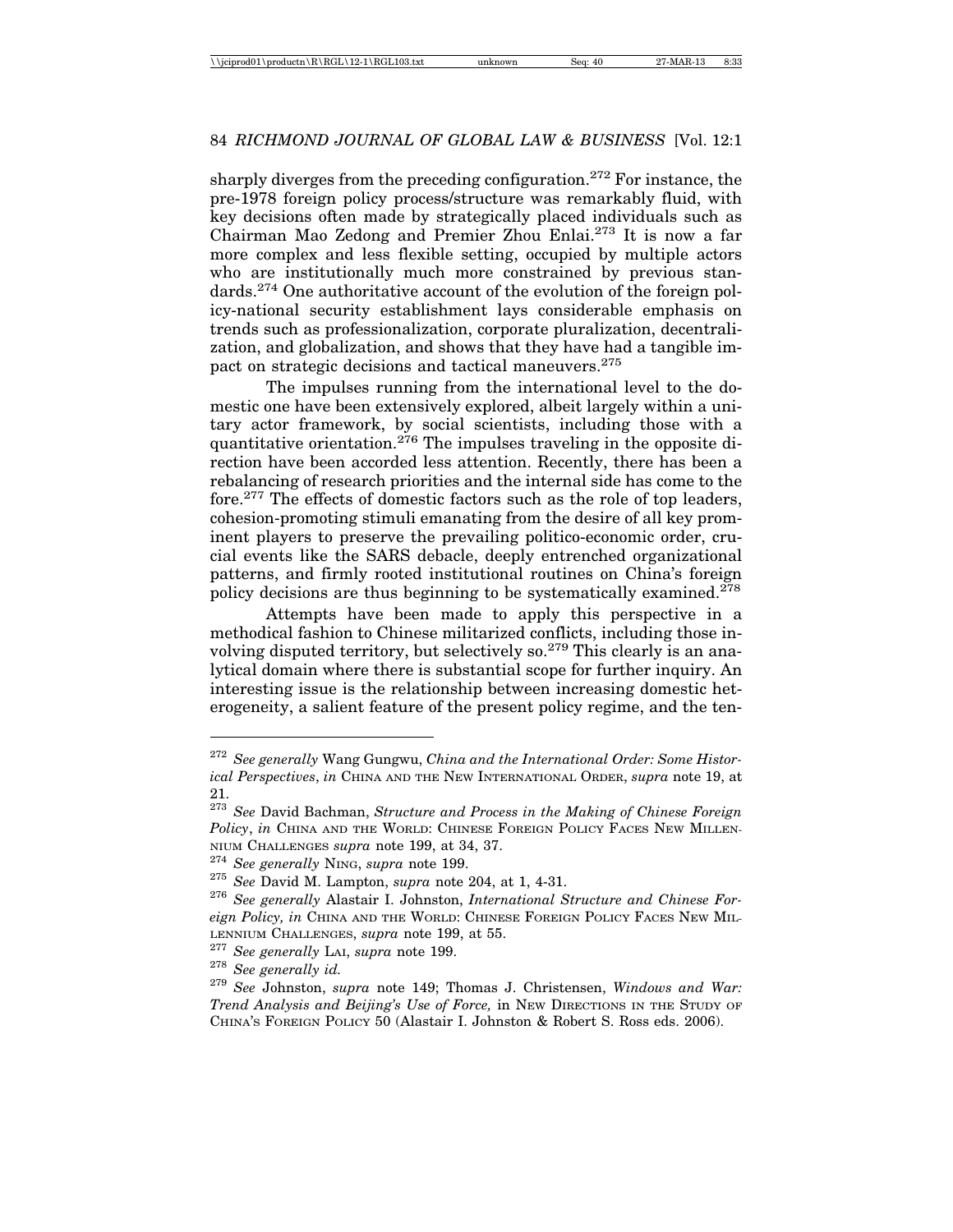sharply diverges from the preceding configuration.[272] For instance, the pre-1978 foreign policy process/structure was remarkably fluid, with key decisions often made by strategically placed individuals such as Chairman Mao Zedong and Premier Zhou Enlai.[273] It is now a far more complex and less flexible setting, occupied by multiple actors who are institutionally much more constrained by previous standards.[274] One authoritative account of the evolution of the foreign policy-national security establishment lays considerable emphasis on trends such as professionalization, corporate pluralization, decentralization, and globalization, and shows that they have had a tangible impact on strategic decisions and tactical maneuvers.[275]

The impulses running from the international level to the domestic one have been extensively explored, albeit largely within a unitary actor framework, by social scientists, including those with a quantitative orientation.[276] The impulses traveling in the opposite direction have been accorded less attention. Recently, there has been a rebalancing of research priorities and the internal side has come to the fore.[277] The effects of domestic factors such as the role of top leaders, cohesion-promoting stimuli emanating from the desire of all key prominent players to preserve the prevailing politico-economic order, crucial events like the SARS debacle, deeply entrenched organizational patterns, and firmly rooted institutional routines on China's foreign policy decisions are thus beginning to be systematically examined.[278]

Attempts have been made to apply this perspective in a methodical fashion to Chinese militarized conflicts, including those involving disputed territory, but selectively so.[279] This clearly is an analytical domain where there is substantial scope for further inquiry. An interesting issue is the relationship between increasing domestic heterogeneity, a salient feature of the present policy regime, and the ten-

---

[272] *See generally* Wang Gungwu, *China and the International Order: Some Historical Perspectives*, *in* CHINA AND THE NEW INTERNATIONAL ORDER, *supra* note 19, at 21.

[273] *See* David Bachman, *Structure and Process in the Making of Chinese Foreign Policy*, *in* CHINA AND THE WORLD: CHINESE FOREIGN POLICY FACES NEW MILLENNIUM CHALLENGES *supra* note 199, at 34, 37.

[274] *See generally* NING, *supra* note 199.

[275] *See* David M. Lampton, *supra* note 204, at 1, 4-31.

[276] *See generally* Alastair I. Johnston, *International Structure and Chinese Foreign Policy, in* CHINA AND THE WORLD: CHINESE FOREIGN POLICY FACES NEW MILLENNIUM CHALLENGES, *supra* note 199, at 55.

[277] *See generally* LAI, *supra* note 199.

[278] *See generally id.*

[279] *See* Johnston, *supra* note 149; Thomas J. Christensen, *Windows and War: Trend Analysis and Beijing's Use of Force,* in NEW DIRECTIONS IN THE STUDY OF CHINA'S FOREIGN POLICY 50 (Alastair I. Johnston & Robert S. Ross eds. 2006).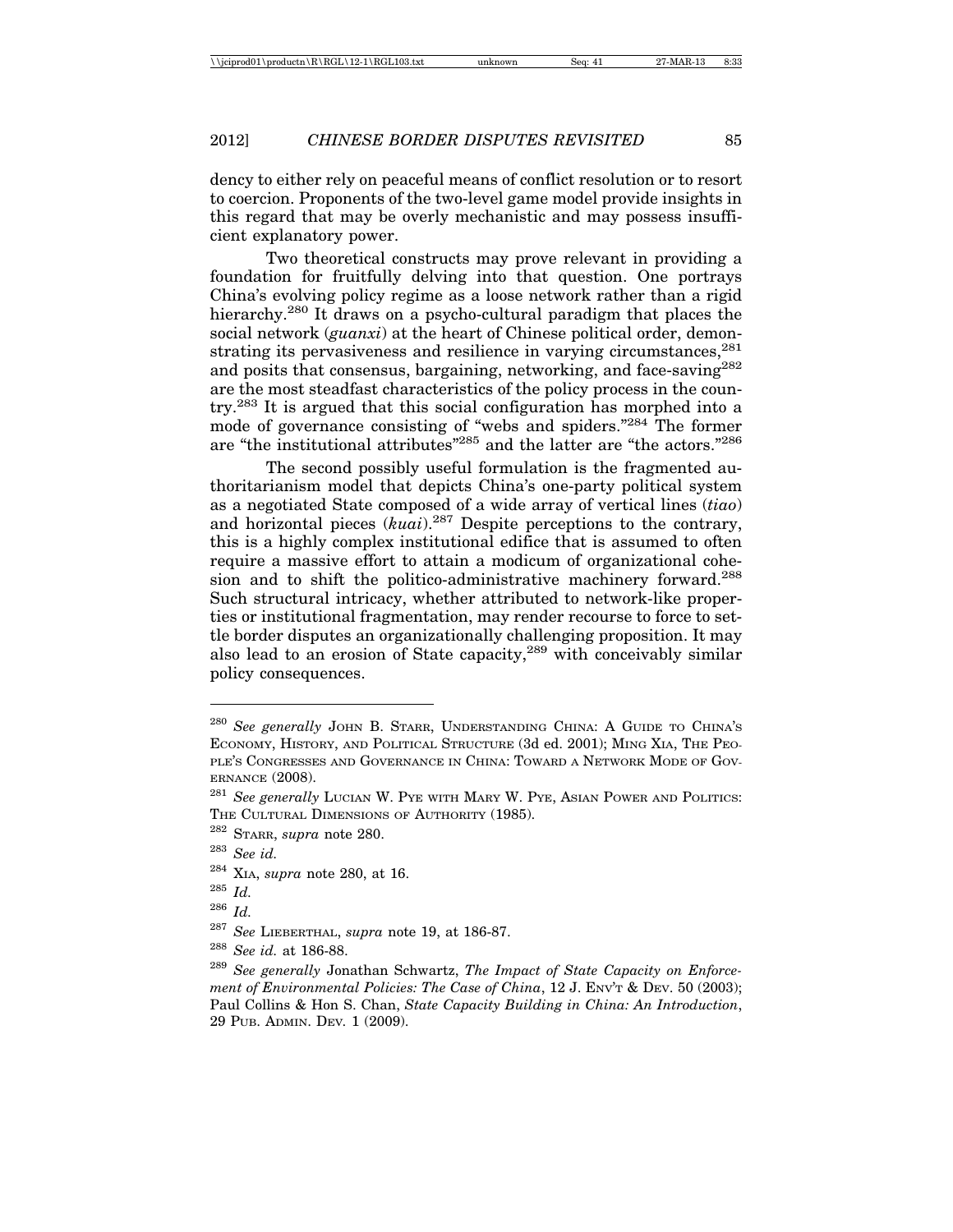dency to either rely on peaceful means of conflict resolution or to resort to coercion. Proponents of the two-level game model provide insights in this regard that may be overly mechanistic and may possess insufficient explanatory power.

Two theoretical constructs may prove relevant in providing a foundation for fruitfully delving into that question. One portrays China's evolving policy regime as a loose network rather than a rigid hierarchy.[280] It draws on a psycho-cultural paradigm that places the social network (*guanxi*) at the heart of Chinese political order, demonstrating its pervasiveness and resilience in varying circumstances,[281] and posits that consensus, bargaining, networking, and face-saving[282] are the most steadfast characteristics of the policy process in the country.[283] It is argued that this social configuration has morphed into a mode of governance consisting of "webs and spiders."[284] The former are "the institutional attributes"[285] and the latter are "the actors."[286]

The second possibly useful formulation is the fragmented authoritarianism model that depicts China's one-party political system as a negotiated State composed of a wide array of vertical lines (*tiao*) and horizontal pieces (*kuai*).[287] Despite perceptions to the contrary, this is a highly complex institutional edifice that is assumed to often require a massive effort to attain a modicum of organizational cohesion and to shift the politico-administrative machinery forward.[288] Such structural intricacy, whether attributed to network-like properties or institutional fragmentation, may render recourse to force to settle border disputes an organizationally challenging proposition. It may also lead to an erosion of State capacity,[289] with conceivably similar policy consequences.

---

[280] *See generally* JOHN B. STARR, UNDERSTANDING CHINA: A GUIDE TO CHINA'S ECONOMY, HISTORY, AND POLITICAL STRUCTURE (3d ed. 2001); MING XIA, THE PEOPLE'S CONGRESSES AND GOVERNANCE IN CHINA: TOWARD A NETWORK MODE OF GOVERNANCE (2008).

[281] *See generally* LUCIAN W. PYE WITH MARY W. PYE, ASIAN POWER AND POLITICS: THE CULTURAL DIMENSIONS OF AUTHORITY (1985).

[282] STARR, *supra* note 280.

[283] *See id.*

[284] XIA, *supra* note 280, at 16.

[285] *Id.*

[286] *Id.*

[287] *See* LIEBERTHAL, *supra* note 19, at 186-87.

[288] *See id.* at 186-88.

[289] *See generally* Jonathan Schwartz, *The Impact of State Capacity on Enforcement of Environmental Policies: The Case of China*, 12 J. ENV'T & DEV. 50 (2003); Paul Collins & Hon S. Chan, *State Capacity Building in China: An Introduction*, 29 PUB. ADMIN. DEV. 1 (2009).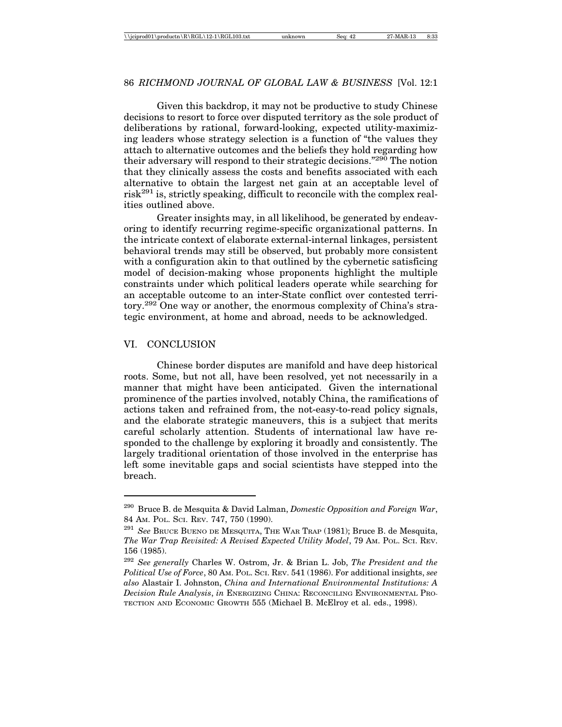Given this backdrop, it may not be productive to study Chinese decisions to resort to force over disputed territory as the sole product of deliberations by rational, forward-looking, expected utility-maximizing leaders whose strategy selection is a function of "the values they attach to alternative outcomes and the beliefs they hold regarding how their adversary will respond to their strategic decisions."[290] The notion that they clinically assess the costs and benefits associated with each alternative to obtain the largest net gain at an acceptable level of risk[291] is, strictly speaking, difficult to reconcile with the complex realities outlined above.

Greater insights may, in all likelihood, be generated by endeavoring to identify recurring regime-specific organizational patterns. In the intricate context of elaborate external-internal linkages, persistent behavioral trends may still be observed, but probably more consistent with a configuration akin to that outlined by the cybernetic satisficing model of decision-making whose proponents highlight the multiple constraints under which political leaders operate while searching for an acceptable outcome to an inter-State conflict over contested territory.[292] One way or another, the enormous complexity of China's strategic environment, at home and abroad, needs to be acknowledged.

## VI. CONCLUSION

Chinese border disputes are manifold and have deep historical roots. Some, but not all, have been resolved, yet not necessarily in a manner that might have been anticipated. Given the international prominence of the parties involved, notably China, the ramifications of actions taken and refrained from, the not-easy-to-read policy signals, and the elaborate strategic maneuvers, this is a subject that merits careful scholarly attention. Students of international law have responded to the challenge by exploring it broadly and consistently. The largely traditional orientation of those involved in the enterprise has left some inevitable gaps and social scientists have stepped into the breach.

---

[290] Bruce B. de Mesquita & David Lalman, *Domestic Opposition and Foreign War*, 84 AM. POL. SCI. REV. 747, 750 (1990).

[291] *See* BRUCE BUENO DE MESQUITA, THE WAR TRAP (1981); Bruce B. de Mesquita, *The War Trap Revisited: A Revised Expected Utility Model*, 79 AM. POL. SCI. REV. 156 (1985).

[292] *See generally* Charles W. Ostrom, Jr. & Brian L. Job, *The President and the Political Use of Force*, 80 AM. POL. SCI. REV. 541 (1986). For additional insights, *see also* Alastair I. Johnston, *China and International Environmental Institutions: A Decision Rule Analysis*, *in* ENERGIZING CHINA: RECONCILING ENVIRONMENTAL PROTECTION AND ECONOMIC GROWTH 555 (Michael B. McElroy et al. eds., 1998).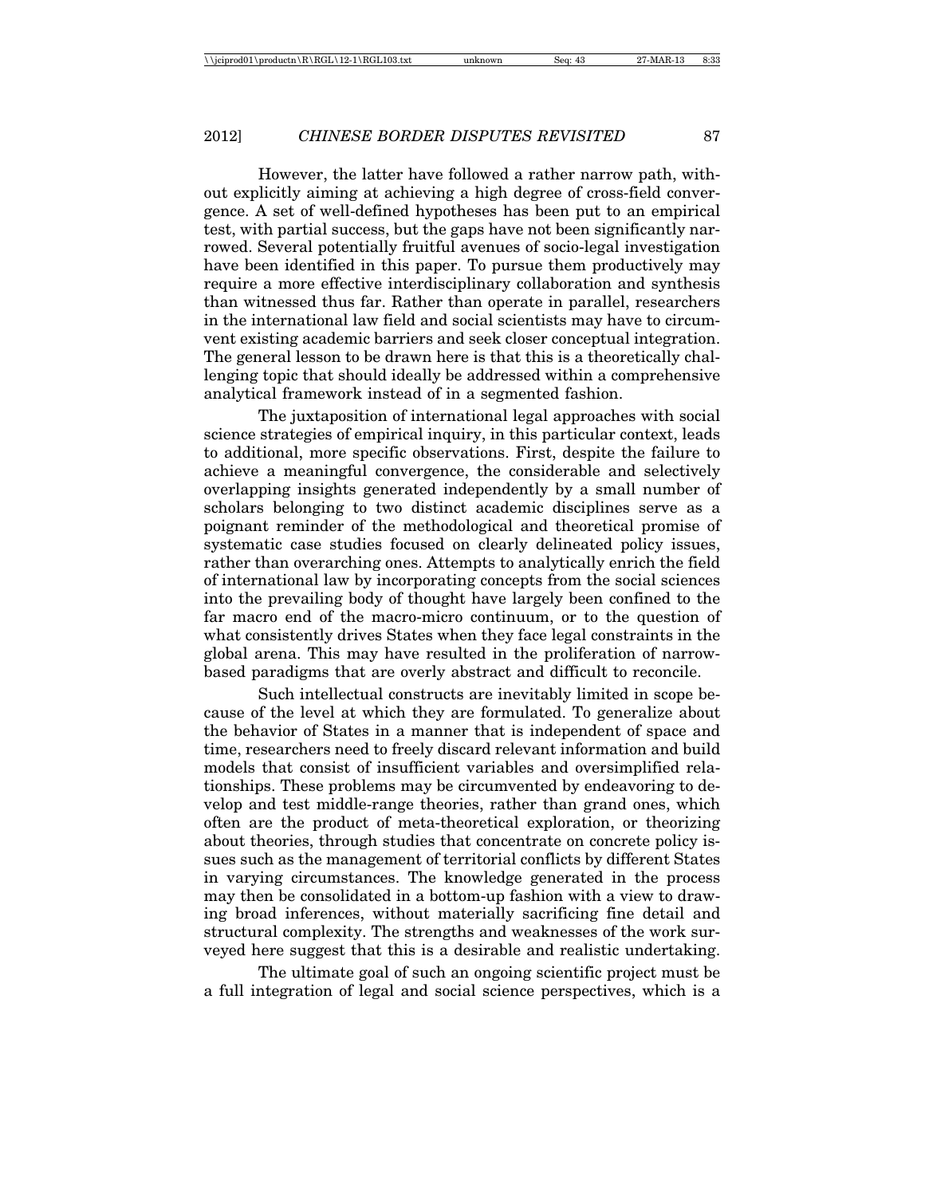However, the latter have followed a rather narrow path, without explicitly aiming at achieving a high degree of cross-field convergence. A set of well-defined hypotheses has been put to an empirical test, with partial success, but the gaps have not been significantly narrowed. Several potentially fruitful avenues of socio-legal investigation have been identified in this paper. To pursue them productively may require a more effective interdisciplinary collaboration and synthesis than witnessed thus far. Rather than operate in parallel, researchers in the international law field and social scientists may have to circumvent existing academic barriers and seek closer conceptual integration. The general lesson to be drawn here is that this is a theoretically challenging topic that should ideally be addressed within a comprehensive analytical framework instead of in a segmented fashion.

The juxtaposition of international legal approaches with social science strategies of empirical inquiry, in this particular context, leads to additional, more specific observations. First, despite the failure to achieve a meaningful convergence, the considerable and selectively overlapping insights generated independently by a small number of scholars belonging to two distinct academic disciplines serve as a poignant reminder of the methodological and theoretical promise of systematic case studies focused on clearly delineated policy issues, rather than overarching ones. Attempts to analytically enrich the field of international law by incorporating concepts from the social sciences into the prevailing body of thought have largely been confined to the far macro end of the macro-micro continuum, or to the question of what consistently drives States when they face legal constraints in the global arena. This may have resulted in the proliferation of narrow-based paradigms that are overly abstract and difficult to reconcile.

Such intellectual constructs are inevitably limited in scope because of the level at which they are formulated. To generalize about the behavior of States in a manner that is independent of space and time, researchers need to freely discard relevant information and build models that consist of insufficient variables and oversimplified relationships. These problems may be circumvented by endeavoring to develop and test middle-range theories, rather than grand ones, which often are the product of meta-theoretical exploration, or theorizing about theories, through studies that concentrate on concrete policy issues such as the management of territorial conflicts by different States in varying circumstances. The knowledge generated in the process may then be consolidated in a bottom-up fashion with a view to drawing broad inferences, without materially sacrificing fine detail and structural complexity. The strengths and weaknesses of the work surveyed here suggest that this is a desirable and realistic undertaking.

The ultimate goal of such an ongoing scientific project must be a full integration of legal and social science perspectives, which is a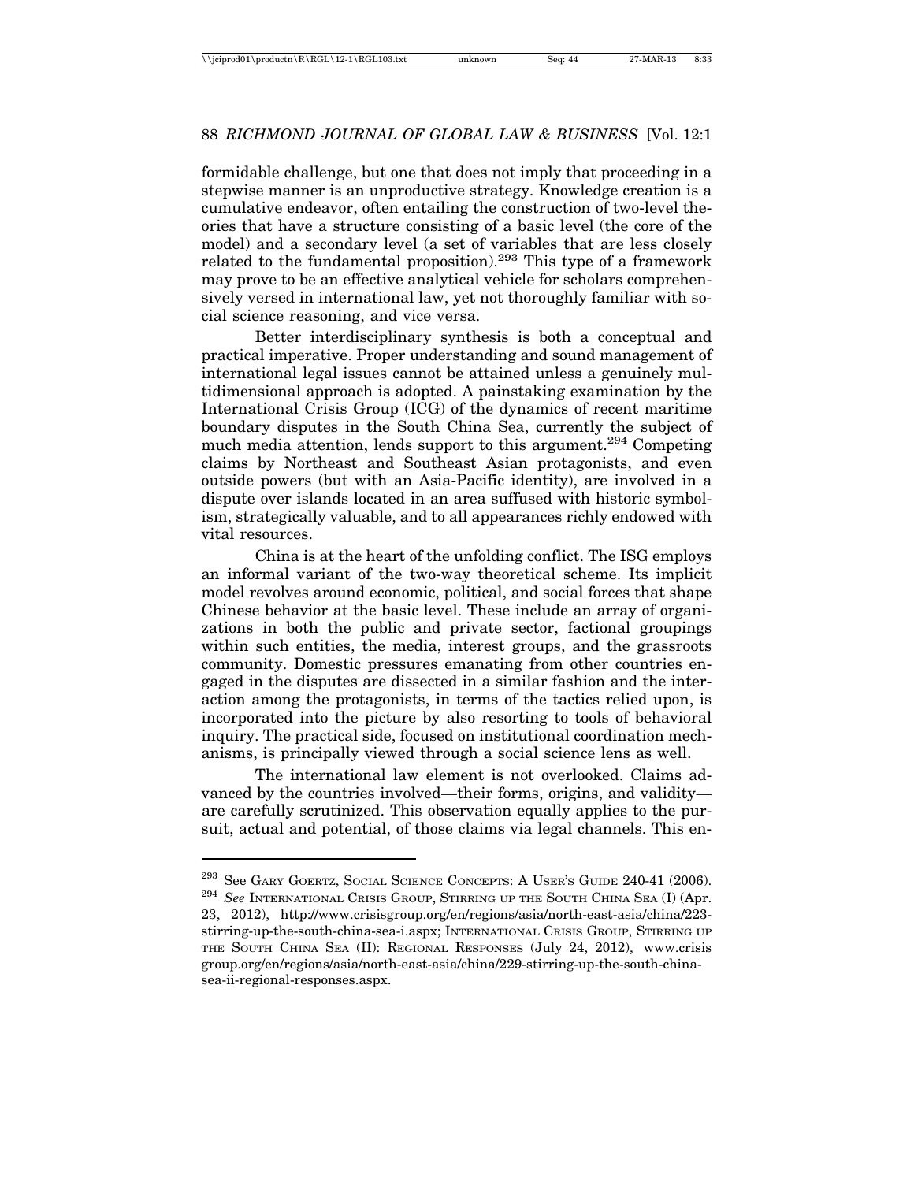formidable challenge, but one that does not imply that proceeding in a stepwise manner is an unproductive strategy. Knowledge creation is a cumulative endeavor, often entailing the construction of two-level theories that have a structure consisting of a basic level (the core of the model) and a secondary level (a set of variables that are less closely related to the fundamental proposition).[293] This type of a framework may prove to be an effective analytical vehicle for scholars comprehensively versed in international law, yet not thoroughly familiar with social science reasoning, and vice versa.

Better interdisciplinary synthesis is both a conceptual and practical imperative. Proper understanding and sound management of international legal issues cannot be attained unless a genuinely multidimensional approach is adopted. A painstaking examination by the International Crisis Group (ICG) of the dynamics of recent maritime boundary disputes in the South China Sea, currently the subject of much media attention, lends support to this argument.[294] Competing claims by Northeast and Southeast Asian protagonists, and even outside powers (but with an Asia-Pacific identity), are involved in a dispute over islands located in an area suffused with historic symbolism, strategically valuable, and to all appearances richly endowed with vital resources.

China is at the heart of the unfolding conflict. The ISG employs an informal variant of the two-way theoretical scheme. Its implicit model revolves around economic, political, and social forces that shape Chinese behavior at the basic level. These include an array of organizations in both the public and private sector, factional groupings within such entities, the media, interest groups, and the grassroots community. Domestic pressures emanating from other countries engaged in the disputes are dissected in a similar fashion and the interaction among the protagonists, in terms of the tactics relied upon, is incorporated into the picture by also resorting to tools of behavioral inquiry. The practical side, focused on institutional coordination mechanisms, is principally viewed through a social science lens as well.

The international law element is not overlooked. Claims advanced by the countries involved—their forms, origins, and validity—are carefully scrutinized. This observation equally applies to the pursuit, actual and potential, of those claims via legal channels. This en-

---

[293] See GARY GOERTZ, SOCIAL SCIENCE CONCEPTS: A USER'S GUIDE 240-41 (2006).

[294] *See* INTERNATIONAL CRISIS GROUP, STIRRING UP THE SOUTH CHINA SEA (I) (Apr. 23, 2012), http://www.crisisgroup.org/en/regions/asia/north-east-asia/china/223-stirring-up-the-south-china-sea-i.aspx; INTERNATIONAL CRISIS GROUP, STIRRING UP THE SOUTH CHINA SEA (II): REGIONAL RESPONSES (July 24, 2012), www.crisisgroup.org/en/regions/asia/north-east-asia/china/229-stirring-up-the-south-china-sea-ii-regional-responses.aspx.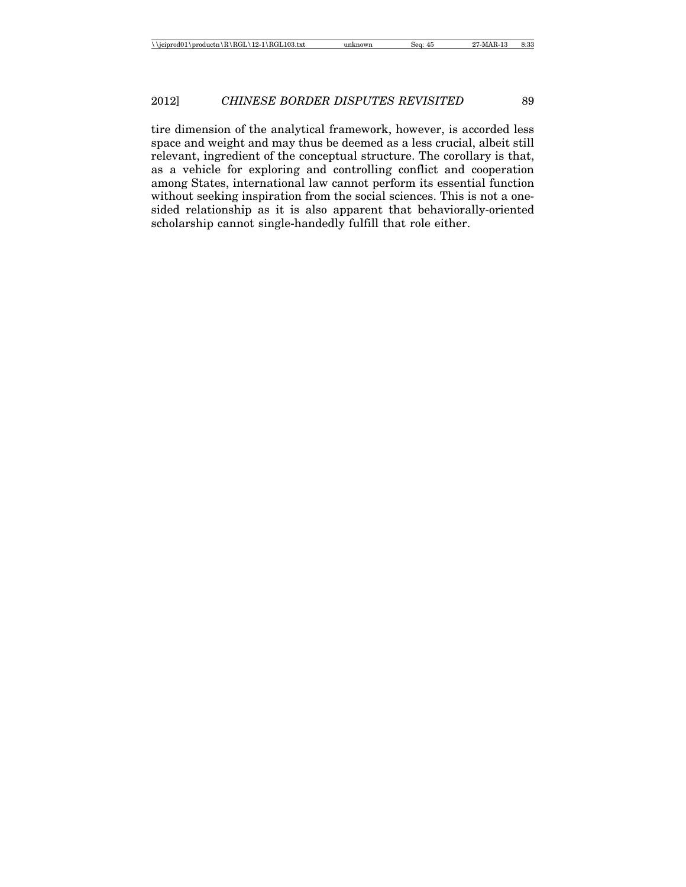tire dimension of the analytical framework, however, is accorded less space and weight and may thus be deemed as a less crucial, albeit still relevant, ingredient of the conceptual structure. The corollary is that, as a vehicle for exploring and controlling conflict and cooperation among States, international law cannot perform its essential function without seeking inspiration from the social sciences. This is not a one-sided relationship as it is also apparent that behaviorally-oriented scholarship cannot single-handedly fulfill that role either.